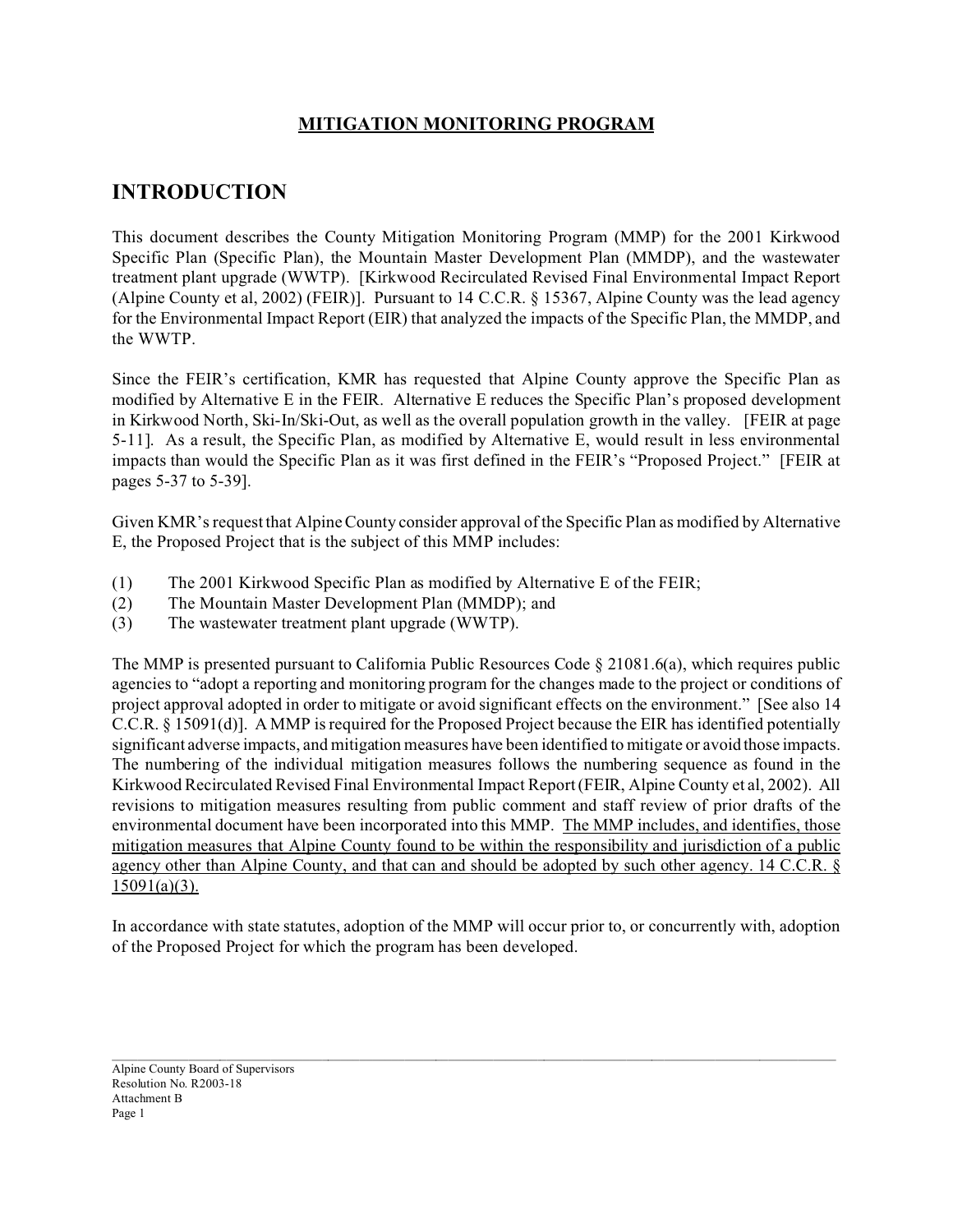**MITIGATION MONITORING PROGRAM**

# INTRODUCTION

This document describes the County Mitigation Monitoring Program (MMP) for the 2001 Kirkwood Specific Plan (Specific Plan), the Mountain Master Development Plan (MMDP), and the wastewater treatment plant upgrade (WWTP). [Kirkwood Recirculated Revised Final Environmental Impact Report (Alpine County et al, 2002) (FEIR)]. Pursuant to 14 C.C.R. § 15367, Alpine County was the lead agency for the Environmental Impact Report (EIR) that analyzed the impacts of the Specific Plan, the MMDP, and the WWTP.

Since the FEIR's certification, KMR has requested that Alpine County approve the Specific Plan as modified by Alternative E in the FEIR. Alternative E reduces the Specific Plan's proposed development in Kirkwood North, Ski-In/Ski-Out, as well as the overall population growth in the valley. [FEIR at page 5-11]. As a result, the Specific Plan, as modified by Alternative E, would result in less environmental impacts than would the Specific Plan as it was first defined in the FEIR's "Proposed Project." [FEIR at pages 5-37 to 5-39].

Given KMR's request that Alpine County consider approval of the Specific Plan as modified by Alternative E, the Proposed Project that is the subject of this MMP includes:

(1) The 2001 Kirkwood Specific Plan as modified by Alternative E of the FEIR;
(2) The Mountain Master Development Plan (MMDP); and
(3) The wastewater treatment plant upgrade (WWTP).

The MMP is presented pursuant to California Public Resources Code § 21081.6(a), which requires public agencies to "adopt a reporting and monitoring program for the changes made to the project or conditions of project approval adopted in order to mitigate or avoid significant effects on the environment." [See also 14 C.C.R. § 15091(d)]. A MMP is required for the Proposed Project because the EIR has identified potentially significant adverse impacts, and mitigation measures have been identified to mitigate or avoid those impacts. The numbering of the individual mitigation measures follows the numbering sequence as found in the Kirkwood Recirculated Revised Final Environmental Impact Report (FEIR, Alpine County et al, 2002). All revisions to mitigation measures resulting from public comment and staff review of prior drafts of the environmental document have been incorporated into this MMP. <u>The MMP includes, and identifies, those mitigation measures that Alpine County found to be within the responsibility and jurisdiction of a public agency other than Alpine County, and that can and should be adopted by such other agency. 14 C.C.R. § 15091(a)(3).</u>

In accordance with state statutes, adoption of the MMP will occur prior to, or concurrently with, adoption of the Proposed Project for which the program has been developed.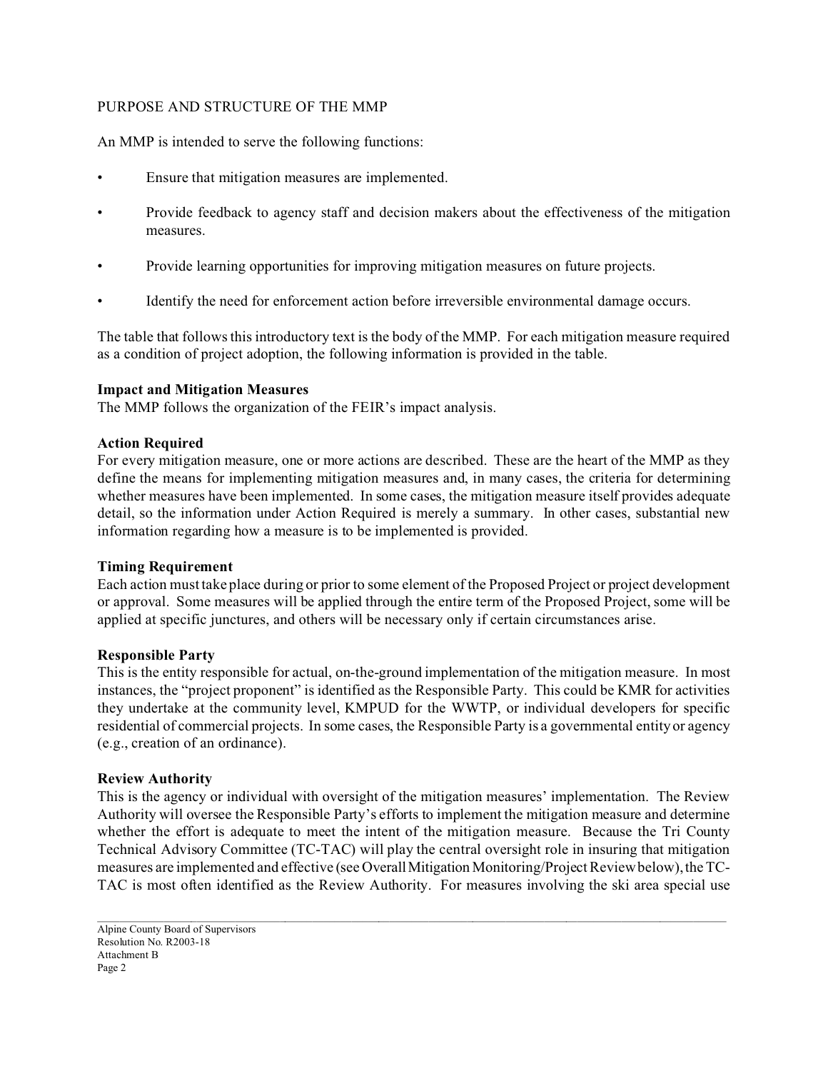PURPOSE AND STRUCTURE OF THE MMP

An MMP is intended to serve the following functions:

- Ensure that mitigation measures are implemented.
- Provide feedback to agency staff and decision makers about the effectiveness of the mitigation measures.
- Provide learning opportunities for improving mitigation measures on future projects.
- Identify the need for enforcement action before irreversible environmental damage occurs.

The table that follows this introductory text is the body of the MMP. For each mitigation measure required as a condition of project adoption, the following information is provided in the table.

**Impact and Mitigation Measures**
The MMP follows the organization of the FEIR's impact analysis.

**Action Required**
For every mitigation measure, one or more actions are described. These are the heart of the MMP as they define the means for implementing mitigation measures and, in many cases, the criteria for determining whether measures have been implemented. In some cases, the mitigation measure itself provides adequate detail, so the information under Action Required is merely a summary. In other cases, substantial new information regarding how a measure is to be implemented is provided.

**Timing Requirement**
Each action must take place during or prior to some element of the Proposed Project or project development or approval. Some measures will be applied through the entire term of the Proposed Project, some will be applied at specific junctures, and others will be necessary only if certain circumstances arise.

**Responsible Party**
This is the entity responsible for actual, on-the-ground implementation of the mitigation measure. In most instances, the "project proponent" is identified as the Responsible Party. This could be KMR for activities they undertake at the community level, KMPUD for the WWTP, or individual developers for specific residential of commercial projects. In some cases, the Responsible Party is a governmental entity or agency (e.g., creation of an ordinance).

**Review Authority**
This is the agency or individual with oversight of the mitigation measures' implementation. The Review Authority will oversee the Responsible Party's efforts to implement the mitigation measure and determine whether the effort is adequate to meet the intent of the mitigation measure. Because the Tri County Technical Advisory Committee (TC-TAC) will play the central oversight role in insuring that mitigation measures are implemented and effective (see Overall Mitigation Monitoring/Project Review below), the TC-TAC is most often identified as the Review Authority. For measures involving the ski area special use

Alpine County Board of Supervisors
Resolution No. R2003-18
Attachment B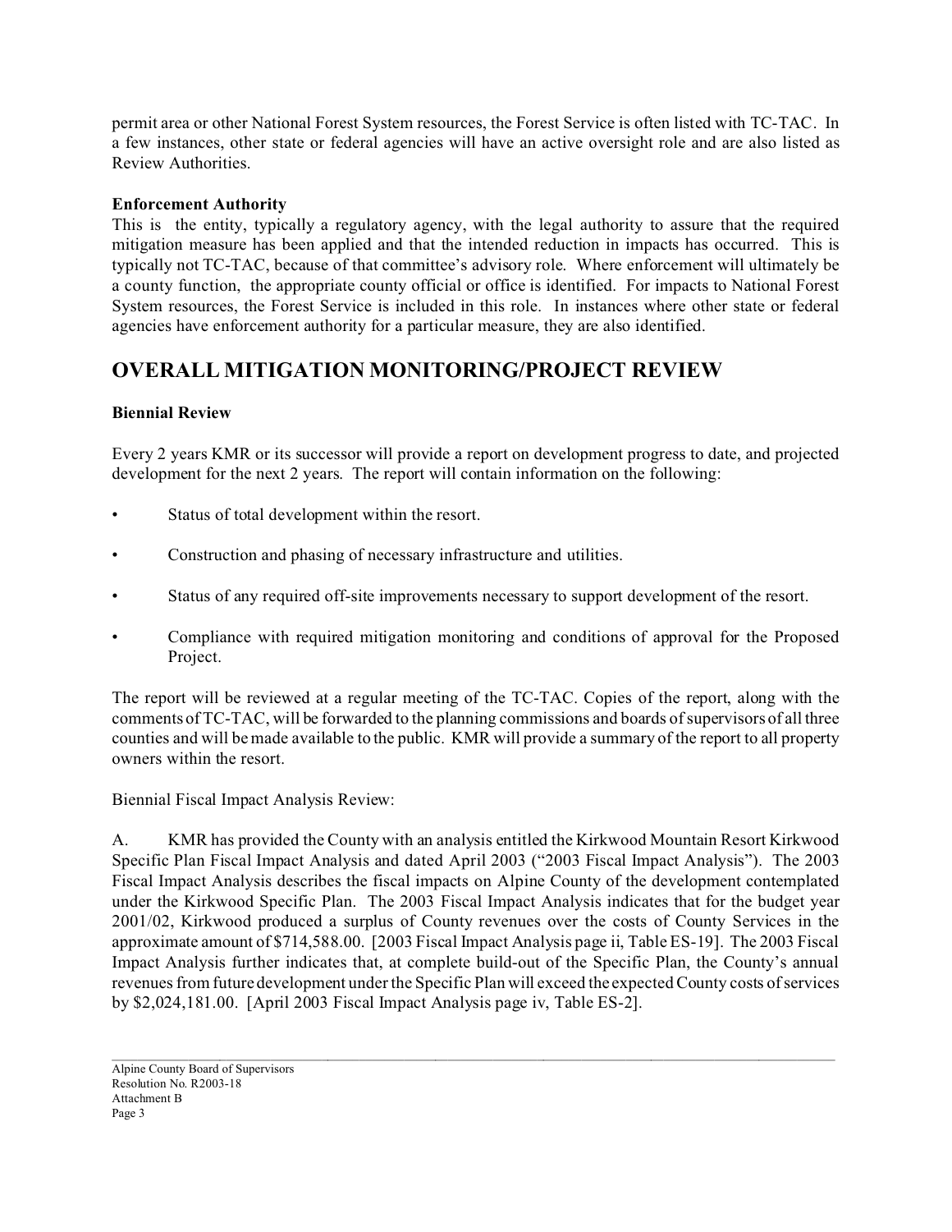permit area or other National Forest System resources, the Forest Service is often listed with TC-TAC. In a few instances, other state or federal agencies will have an active oversight role and are also listed as Review Authorities.

**Enforcement Authority**

This is the entity, typically a regulatory agency, with the legal authority to assure that the required mitigation measure has been applied and that the intended reduction in impacts has occurred. This is typically not TC-TAC, because of that committee's advisory role. Where enforcement will ultimately be a county function, the appropriate county official or office is identified. For impacts to National Forest System resources, the Forest Service is included in this role. In instances where other state or federal agencies have enforcement authority for a particular measure, they are also identified.

## OVERALL MITIGATION MONITORING/PROJECT REVIEW

**Biennial Review**

Every 2 years KMR or its successor will provide a report on development progress to date, and projected development for the next 2 years. The report will contain information on the following:

- Status of total development within the resort.
- Construction and phasing of necessary infrastructure and utilities.
- Status of any required off-site improvements necessary to support development of the resort.
- Compliance with required mitigation monitoring and conditions of approval for the Proposed Project.

The report will be reviewed at a regular meeting of the TC-TAC. Copies of the report, along with the comments of TC-TAC, will be forwarded to the planning commissions and boards of supervisors of all three counties and will be made available to the public. KMR will provide a summary of the report to all property owners within the resort.

Biennial Fiscal Impact Analysis Review:

A. KMR has provided the County with an analysis entitled the Kirkwood Mountain Resort Kirkwood Specific Plan Fiscal Impact Analysis and dated April 2003 ("2003 Fiscal Impact Analysis"). The 2003 Fiscal Impact Analysis describes the fiscal impacts on Alpine County of the development contemplated under the Kirkwood Specific Plan. The 2003 Fiscal Impact Analysis indicates that for the budget year 2001/02, Kirkwood produced a surplus of County revenues over the costs of County Services in the approximate amount of $714,588.00. [2003 Fiscal Impact Analysis page ii, Table ES-19]. The 2003 Fiscal Impact Analysis further indicates that, at complete build-out of the Specific Plan, the County's annual revenues from future development under the Specific Plan will exceed the expected County costs of services by $2,024,181.00. [April 2003 Fiscal Impact Analysis page iv, Table ES-2].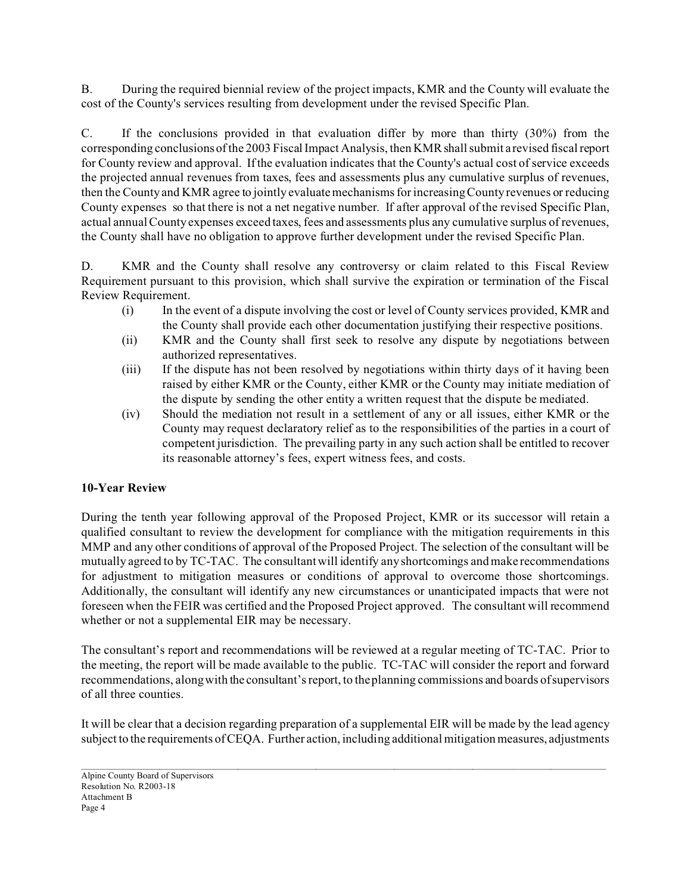B. During the required biennial review of the project impacts, KMR and the County will evaluate the cost of the County's services resulting from development under the revised Specific Plan.

C. If the conclusions provided in that evaluation differ by more than thirty (30%) from the corresponding conclusions of the 2003 Fiscal Impact Analysis, then KMR shall submit a revised fiscal report for County review and approval. If the evaluation indicates that the County's actual cost of service exceeds the projected annual revenues from taxes, fees and assessments plus any cumulative surplus of revenues, then the County and KMR agree to jointly evaluate mechanisms for increasing County revenues or reducing County expenses so that there is not a net negative number. If after approval of the revised Specific Plan, actual annual County expenses exceed taxes, fees and assessments plus any cumulative surplus of revenues, the County shall have no obligation to approve further development under the revised Specific Plan.

D. KMR and the County shall resolve any controversy or claim related to this Fiscal Review Requirement pursuant to this provision, which shall survive the expiration or termination of the Fiscal Review Requirement.

(i) In the event of a dispute involving the cost or level of County services provided, KMR and the County shall provide each other documentation justifying their respective positions.

(ii) KMR and the County shall first seek to resolve any dispute by negotiations between authorized representatives.

(iii) If the dispute has not been resolved by negotiations within thirty days of it having been raised by either KMR or the County, either KMR or the County may initiate mediation of the dispute by sending the other entity a written request that the dispute be mediated.

(iv) Should the mediation not result in a settlement of any or all issues, either KMR or the County may request declaratory relief as to the responsibilities of the parties in a court of competent jurisdiction. The prevailing party in any such action shall be entitled to recover its reasonable attorney's fees, expert witness fees, and costs.

**10-Year Review**

During the tenth year following approval of the Proposed Project, KMR or its successor will retain a qualified consultant to review the development for compliance with the mitigation requirements in this MMP and any other conditions of approval of the Proposed Project. The selection of the consultant will be mutually agreed to by TC-TAC. The consultant will identify any shortcomings and make recommendations for adjustment to mitigation measures or conditions of approval to overcome those shortcomings. Additionally, the consultant will identify any new circumstances or unanticipated impacts that were not foreseen when the FEIR was certified and the Proposed Project approved. The consultant will recommend whether or not a supplemental EIR may be necessary.

The consultant's report and recommendations will be reviewed at a regular meeting of TC-TAC. Prior to the meeting, the report will be made available to the public. TC-TAC will consider the report and forward recommendations, along with the consultant's report, to the planning commissions and boards of supervisors of all three counties.

It will be clear that a decision regarding preparation of a supplemental EIR will be made by the lead agency subject to the requirements of CEQA. Further action, including additional mitigation measures, adjustments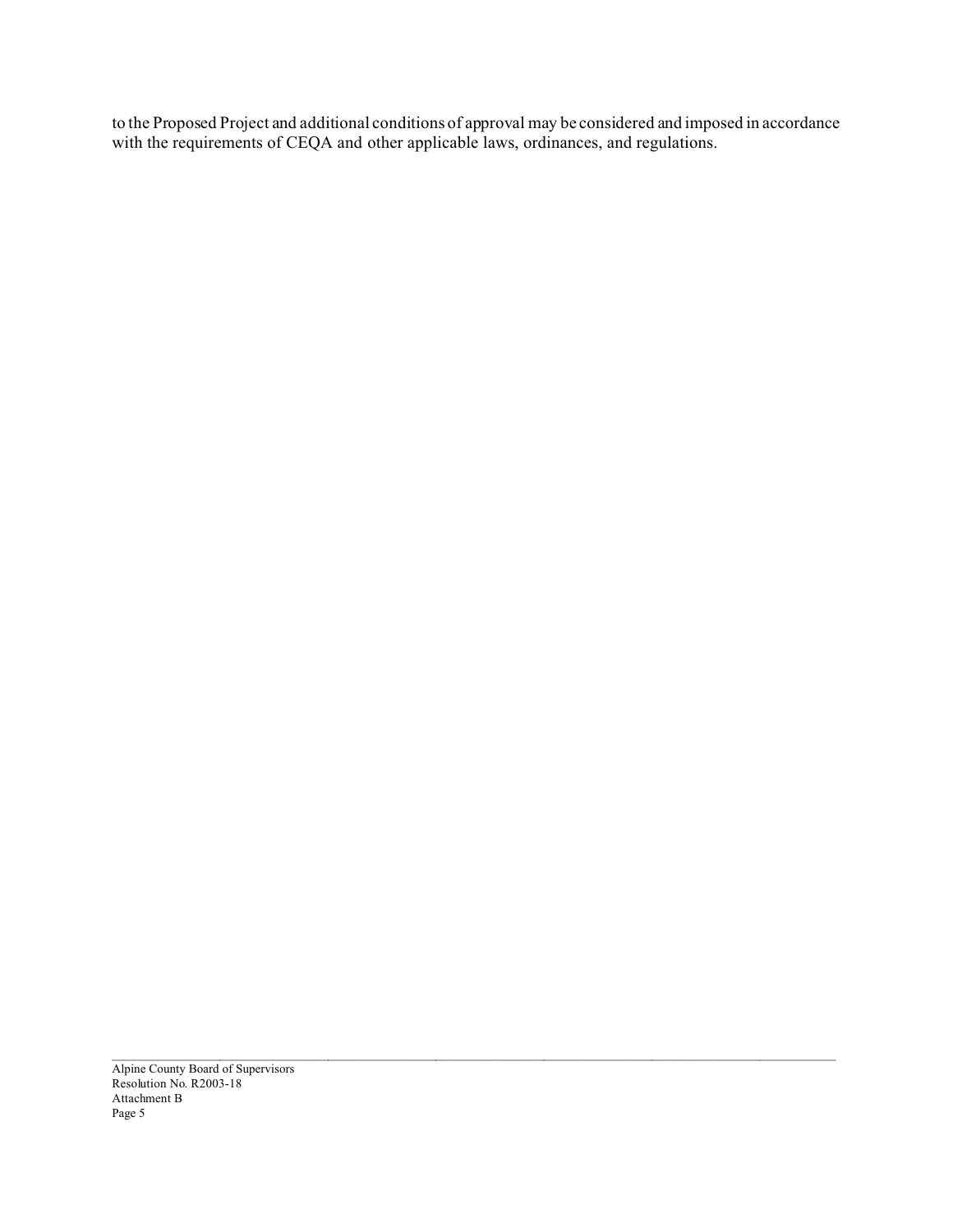to the Proposed Project and additional conditions of approval may be considered and imposed in accordance with the requirements of CEQA and other applicable laws, ordinances, and regulations.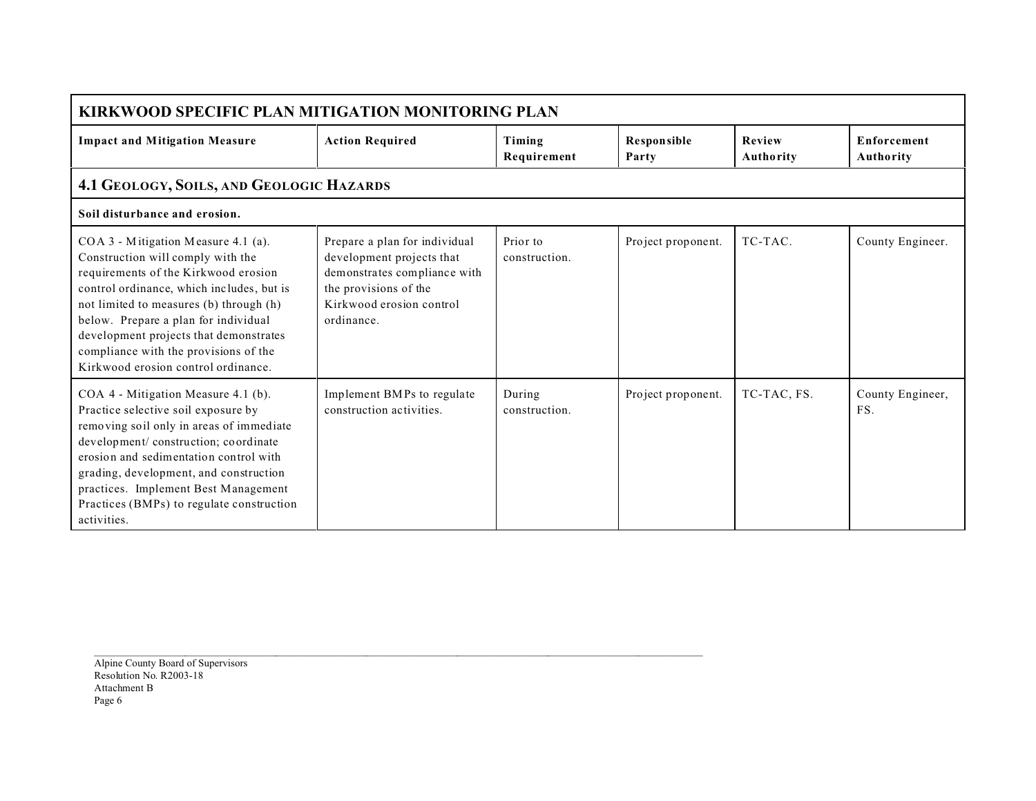| KIRKWOOD SPECIFIC PLAN MITIGATION MONITORING PLAN | | | | | |
|---|---|---|---|---|---|
| **Impact and Mitigation Measure** | **Action Required** | **Timing Requirement** | **Responsible Party** | **Review Authority** | **Enforcement Authority** |
| **4.1 GEOLOGY, SOILS, AND GEOLOGIC HAZARDS** | | | | | |
| **Soil disturbance and erosion.** | | | | | |
| COA 3 - Mitigation Measure 4.1 (a). Construction will comply with the requirements of the Kirkwood erosion control ordinance, which includes, but is not limited to measures (b) through (h) below. Prepare a plan for individual development projects that demonstrates compliance with the provisions of the Kirkwood erosion control ordinance. | Prepare a plan for individual development projects that demonstrates compliance with the provisions of the Kirkwood erosion control ordinance. | Prior to construction. | Project proponent. | TC-TAC. | County Engineer. |
| COA 4 - Mitigation Measure 4.1 (b). Practice selective soil exposure by removing soil only in areas of immediate development/ construction; coordinate erosion and sedimentation control with grading, development, and construction practices. Implement Best Management Practices (BMPs) to regulate construction activities. | Implement BMPs to regulate construction activities. | During construction. | Project proponent. | TC-TAC, FS. | County Engineer, FS. |

Alpine County Board of Supervisors
Resolution No. R2003-18
Attachment B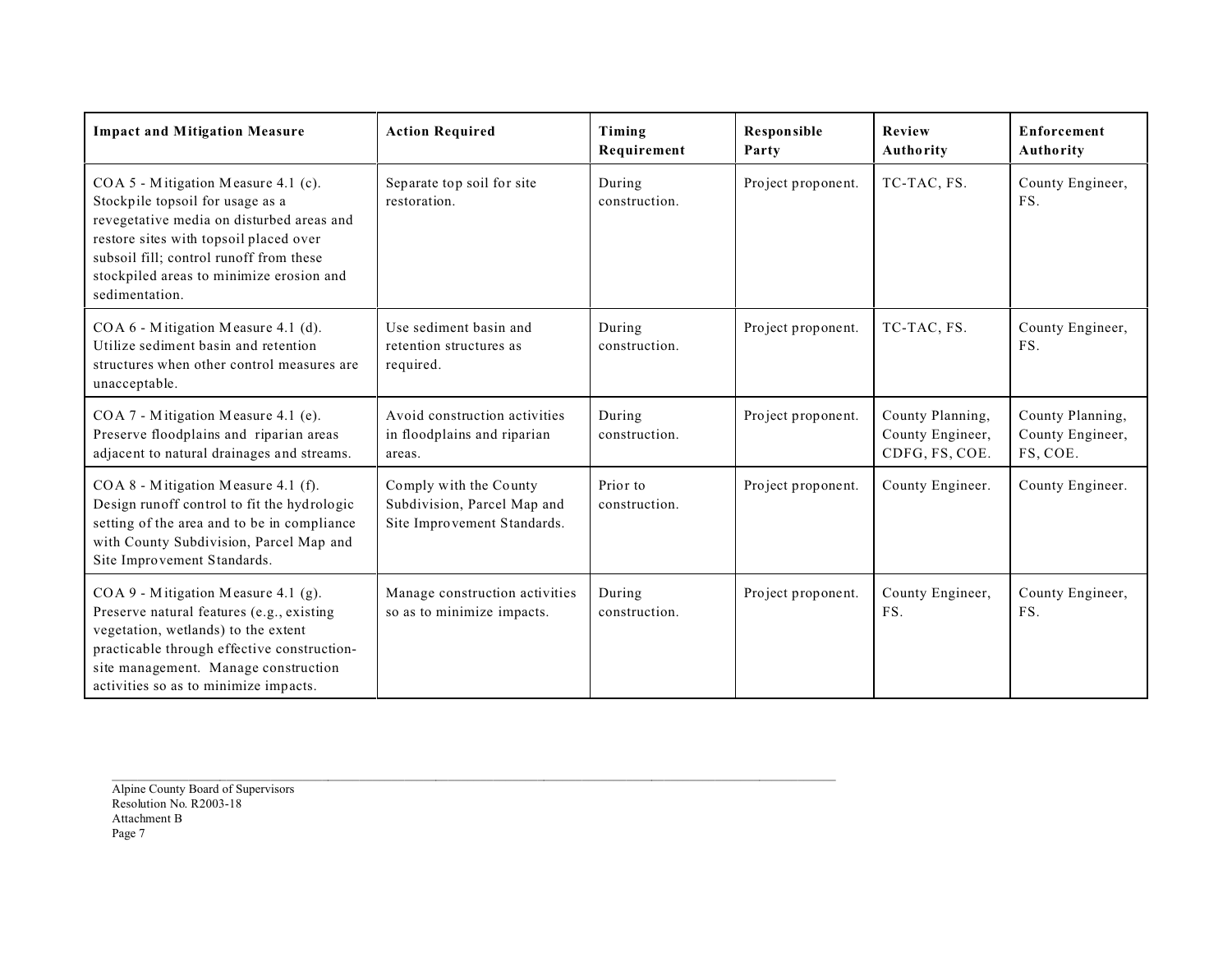| Impact and Mitigation Measure | Action Required | Timing Requirement | Responsible Party | Review Authority | Enforcement Authority |
| --- | --- | --- | --- | --- | --- |
| COA 5 - Mitigation Measure 4.1 (c). Stockpile topsoil for usage as a revegetative media on disturbed areas and restore sites with topsoil placed over subsoil fill; control runoff from these stockpiled areas to minimize erosion and sedimentation. | Separate top soil for site restoration. | During construction. | Project proponent. | TC-TAC, FS. | County Engineer, FS. |
| COA 6 - Mitigation Measure 4.1 (d). Utilize sediment basin and retention structures when other control measures are unacceptable. | Use sediment basin and retention structures as required. | During construction. | Project proponent. | TC-TAC, FS. | County Engineer, FS. |
| COA 7 - Mitigation Measure 4.1 (e). Preserve floodplains and riparian areas adjacent to natural drainages and streams. | Avoid construction activities in floodplains and riparian areas. | During construction. | Project proponent. | County Planning, County Engineer, CDFG, FS, COE. | County Planning, County Engineer, FS, COE. |
| COA 8 - Mitigation Measure 4.1 (f). Design runoff control to fit the hydrologic setting of the area and to be in compliance with County Subdivision, Parcel Map and Site Improvement Standards. | Comply with the County Subdivision, Parcel Map and Site Improvement Standards. | Prior to construction. | Project proponent. | County Engineer. | County Engineer. |
| COA 9 - Mitigation Measure 4.1 (g). Preserve natural features (e.g., existing vegetation, wetlands) to the extent practicable through effective construction-site management. Manage construction activities so as to minimize impacts. | Manage construction activities so as to minimize impacts. | During construction. | Project proponent. | County Engineer, FS. | County Engineer, FS. |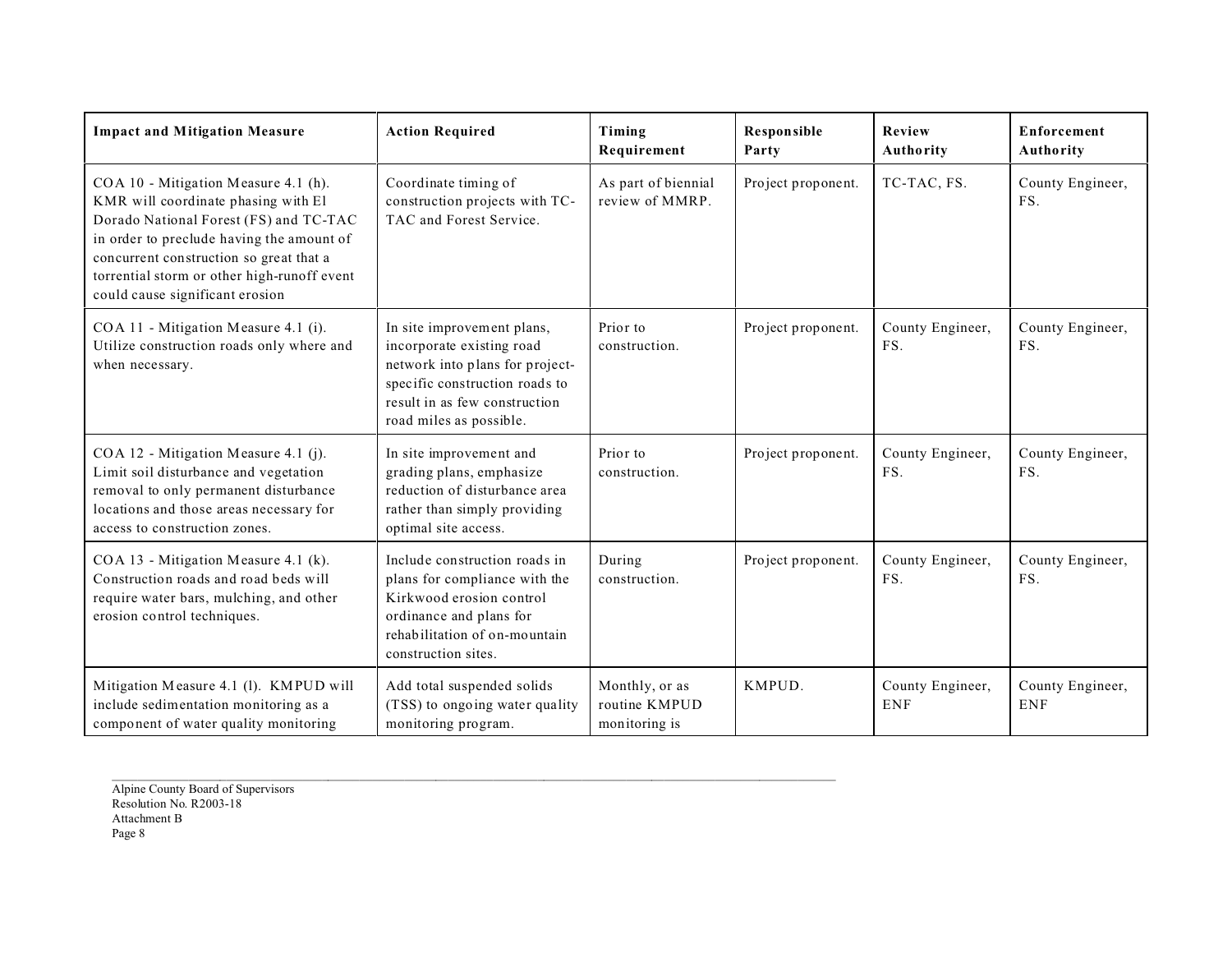| Impact and Mitigation Measure | Action Required | Timing Requirement | Responsible Party | Review Authority | Enforcement Authority |
|---|---|---|---|---|---|
| COA 10 - Mitigation Measure 4.1 (h). KMR will coordinate phasing with El Dorado National Forest (FS) and TC-TAC in order to preclude having the amount of concurrent construction so great that a torrential storm or other high-runoff event could cause significant erosion | Coordinate timing of construction projects with TC-TAC and Forest Service. | As part of biennial review of MMRP. | Project proponent. | TC-TAC, FS. | County Engineer, FS. |
| COA 11 - Mitigation Measure 4.1 (i). Utilize construction roads only where and when necessary. | In site improvement plans, incorporate existing road network into plans for project-specific construction roads to result in as few construction road miles as possible. | Prior to construction. | Project proponent. | County Engineer, FS. | County Engineer, FS. |
| COA 12 - Mitigation Measure 4.1 (j). Limit soil disturbance and vegetation removal to only permanent disturbance locations and those areas necessary for access to construction zones. | In site improvement and grading plans, emphasize reduction of disturbance area rather than simply providing optimal site access. | Prior to construction. | Project proponent. | County Engineer, FS. | County Engineer, FS. |
| COA 13 - Mitigation Measure 4.1 (k). Construction roads and road beds will require water bars, mulching, and other erosion control techniques. | Include construction roads in plans for compliance with the Kirkwood erosion control ordinance and plans for rehabilitation of on-mountain construction sites. | During construction. | Project proponent. | County Engineer, FS. | County Engineer, FS. |
| Mitigation Measure 4.1 (l). KMPUD will include sedimentation monitoring as a component of water quality monitoring | Add total suspended solids (TSS) to ongoing water quality monitoring program. | Monthly, or as routine KMPUD monitoring is | KMPUD. | County Engineer, ENF | County Engineer, ENF |

Alpine County Board of Supervisors
Resolution No. R2003-18
Attachment B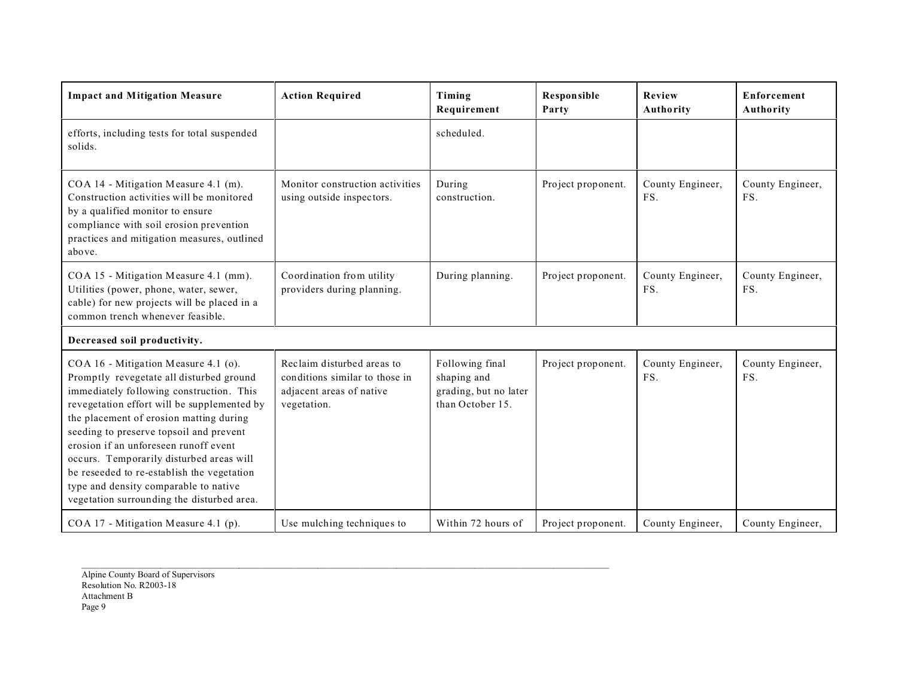| Impact and Mitigation Measure | Action Required | Timing Requirement | Responsible Party | Review Authority | Enforcement Authority |
|---|---|---|---|---|---|
| efforts, including tests for total suspended solids. | | scheduled. | | | |
| COA 14 - Mitigation Measure 4.1 (m). Construction activities will be monitored by a qualified monitor to ensure compliance with soil erosion prevention practices and mitigation measures, outlined above. | Monitor construction activities using outside inspectors. | During construction. | Project proponent. | County Engineer, FS. | County Engineer, FS. |
| COA 15 - Mitigation Measure 4.1 (mm). Utilities (power, phone, water, sewer, cable) for new projects will be placed in a common trench whenever feasible. | Coordination from utility providers during planning. | During planning. | Project proponent. | County Engineer, FS. | County Engineer, FS. |
| **Decreased soil productivity.** | | | | | |
| COA 16 - Mitigation Measure 4.1 (o). Promptly revegetate all disturbed ground immediately following construction. This revegetation effort will be supplemented by the placement of erosion matting during seeding to preserve topsoil and prevent erosion if an unforeseen runoff event occurs. Temporarily disturbed areas will be reseeded to re-establish the vegetation type and density comparable to native vegetation surrounding the disturbed area. | Reclaim disturbed areas to conditions similar to those in adjacent areas of native vegetation. | Following final shaping and grading, but no later than October 15. | Project proponent. | County Engineer, FS. | County Engineer, FS. |
| COA 17 - Mitigation Measure 4.1 (p). | Use mulching techniques to | Within 72 hours of | Project proponent. | County Engineer, | County Engineer, |

Alpine County Board of Supervisors
Resolution No. R2003-18
Attachment B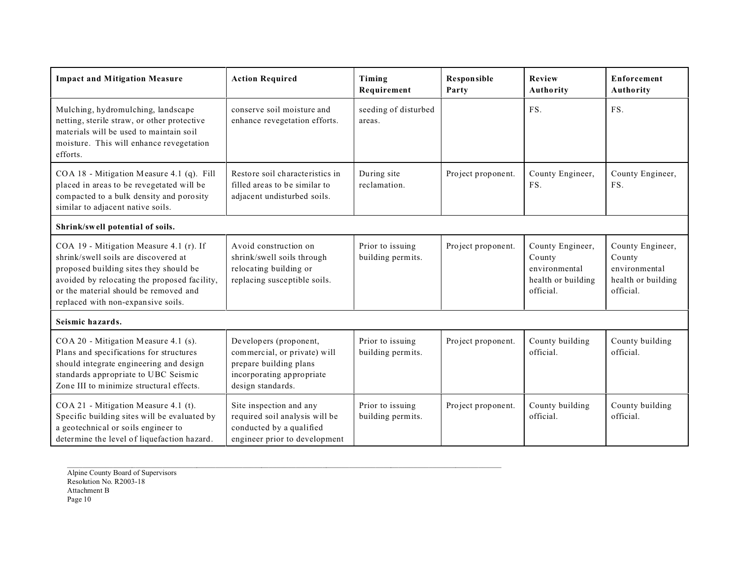| Impact and Mitigation Measure | Action Required | Timing Requirement | Responsible Party | Review Authority | Enforcement Authority |
|---|---|---|---|---|---|
| Mulching, hydromulching, landscape netting, sterile straw, or other protective materials will be used to maintain soil moisture. This will enhance revegetation efforts. | conserve soil moisture and enhance revegetation efforts. | seeding of disturbed areas. | | FS. | FS. |
| COA 18 - Mitigation Measure 4.1 (q). Fill placed in areas to be revegetated will be compacted to a bulk density and porosity similar to adjacent native soils. | Restore soil characteristics in filled areas to be similar to adjacent undisturbed soils. | During site reclamation. | Project proponent. | County Engineer, FS. | County Engineer, FS. |
| **Shrink/swell potential of soils.** | | | | | |
| COA 19 - Mitigation Measure 4.1 (r). If shrink/swell soils are discovered at proposed building sites they should be avoided by relocating the proposed facility, or the material should be removed and replaced with non-expansive soils. | Avoid construction on shrink/swell soils through relocating building or replacing susceptible soils. | Prior to issuing building permits. | Project proponent. | County Engineer, County environmental health or building official. | County Engineer, County environmental health or building official. |
| **Seismic hazards.** | | | | | |
| COA 20 - Mitigation Measure 4.1 (s). Plans and specifications for structures should integrate engineering and design standards appropriate to UBC Seismic Zone III to minimize structural effects. | Developers (proponent, commercial, or private) will prepare building plans incorporating appropriate design standards. | Prior to issuing building permits. | Project proponent. | County building official. | County building official. |
| COA 21 - Mitigation Measure 4.1 (t). Specific building sites will be evaluated by a geotechnical or soils engineer to determine the level of liquefaction hazard. | Site inspection and any required soil analysis will be conducted by a qualified engineer prior to development | Prior to issuing building permits. | Project proponent. | County building official. | County building official. |

Alpine County Board of Supervisors
Resolution No. R2003-18
Attachment B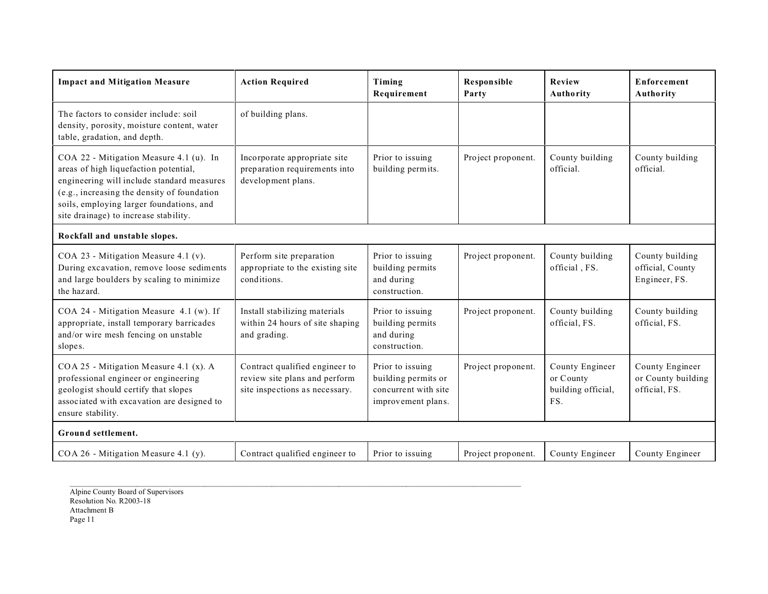| Impact and Mitigation Measure | Action Required | Timing Requirement | Responsible Party | Review Authority | Enforcement Authority |
|---|---|---|---|---|---|
| The factors to consider include: soil density, porosity, moisture content, water table, gradation, and depth. | of building plans. | | | | |
| COA 22 - Mitigation Measure 4.1 (u). In areas of high liquefaction potential, engineering will include standard measures (e.g., increasing the density of foundation soils, employing larger foundations, and site drainage) to increase stability. | Incorporate appropriate site preparation requirements into development plans. | Prior to issuing building permits. | Project proponent. | County building official. | County building official. |
| **Rockfall and unstable slopes.** | | | | | |
| COA 23 - Mitigation Measure 4.1 (v). During excavation, remove loose sediments and large boulders by scaling to minimize the hazard. | Perform site preparation appropriate to the existing site conditions. | Prior to issuing building permits and during construction. | Project proponent. | County building official , FS. | County building official, County Engineer, FS. |
| COA 24 - Mitigation Measure 4.1 (w). If appropriate, install temporary barricades and/or wire mesh fencing on unstable slopes. | Install stabilizing materials within 24 hours of site shaping and grading. | Prior to issuing building permits and during construction. | Project proponent. | County building official, FS. | County building official, FS. |
| COA 25 - Mitigation Measure 4.1 (x). A professional engineer or engineering geologist should certify that slopes associated with excavation are designed to ensure stability. | Contract qualified engineer to review site plans and perform site inspections as necessary. | Prior to issuing building permits or concurrent with site improvement plans. | Project proponent. | County Engineer or County building official, FS. | County Engineer or County building official, FS. |
| **Ground settlement.** | | | | | |
| COA 26 - Mitigation Measure 4.1 (y). | Contract qualified engineer to | Prior to issuing | Project proponent. | County Engineer | County Engineer |

Alpine County Board of Supervisors
Resolution No. R2003-18
Attachment B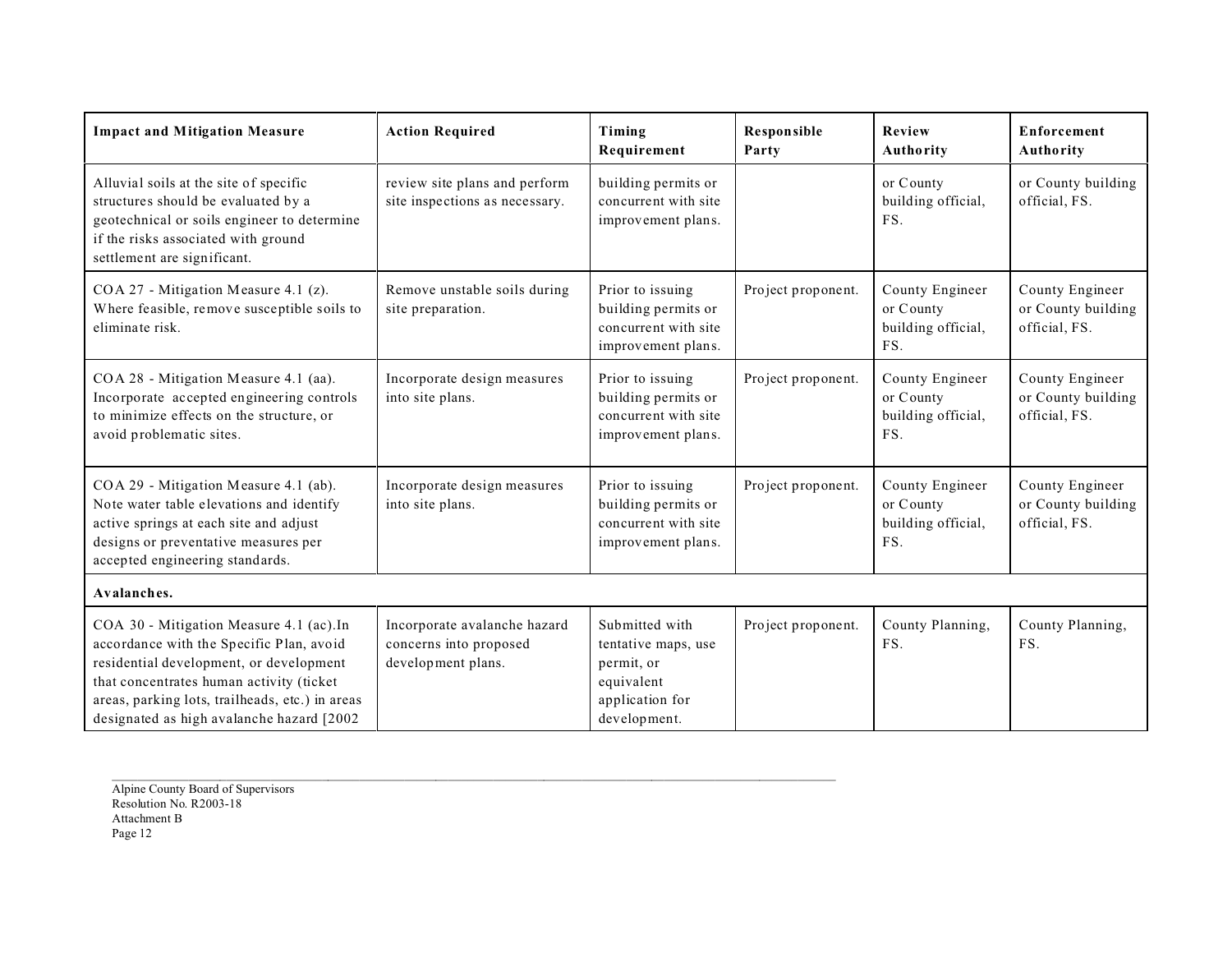| Impact and Mitigation Measure | Action Required | Timing Requirement | Responsible Party | Review Authority | Enforcement Authority |
|---|---|---|---|---|---|
| Alluvial soils at the site of specific structures should be evaluated by a geotechnical or soils engineer to determine if the risks associated with ground settlement are significant. | review site plans and perform site inspections as necessary. | building permits or concurrent with site improvement plans. | | or County building official, FS. | or County building official, FS. |
| COA 27 - Mitigation Measure 4.1 (z). Where feasible, remove susceptible soils to eliminate risk. | Remove unstable soils during site preparation. | Prior to issuing building permits or concurrent with site improvement plans. | Project proponent. | County Engineer or County building official, FS. | County Engineer or County building official, FS. |
| COA 28 - Mitigation Measure 4.1 (aa). Incorporate accepted engineering controls to minimize effects on the structure, or avoid problematic sites. | Incorporate design measures into site plans. | Prior to issuing building permits or concurrent with site improvement plans. | Project proponent. | County Engineer or County building official, FS. | County Engineer or County building official, FS. |
| COA 29 - Mitigation Measure 4.1 (ab). Note water table elevations and identify active springs at each site and adjust designs or preventative measures per accepted engineering standards. | Incorporate design measures into site plans. | Prior to issuing building permits or concurrent with site improvement plans. | Project proponent. | County Engineer or County building official, FS. | County Engineer or County building official, FS. |
| **Avalanches.** | | | | | |
| COA 30 - Mitigation Measure 4.1 (ac).In accordance with the Specific Plan, avoid residential development, or development that concentrates human activity (ticket areas, parking lots, trailheads, etc.) in areas designated as high avalanche hazard [2002 | Incorporate avalanche hazard concerns into proposed development plans. | Submitted with tentative maps, use permit, or equivalent application for development. | Project proponent. | County Planning, FS. | County Planning, FS. |

Alpine County Board of Supervisors
Resolution No. R2003-18
Attachment B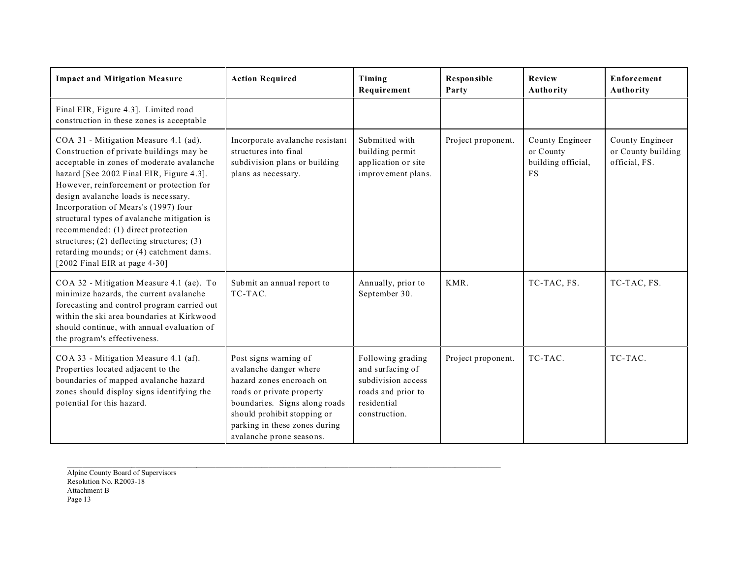| Impact and Mitigation Measure | Action Required | Timing Requirement | Responsible Party | Review Authority | Enforcement Authority |
|---|---|---|---|---|---|
| Final EIR, Figure 4.3]. Limited road construction in these zones is acceptable | | | | | |
| COA 31 - Mitigation Measure 4.1 (ad). Construction of private buildings may be acceptable in zones of moderate avalanche hazard [See 2002 Final EIR, Figure 4.3]. However, reinforcement or protection for design avalanche loads is necessary. Incorporation of Mears's (1997) four structural types of avalanche mitigation is recommended: (1) direct protection structures; (2) deflecting structures; (3) retarding mounds; or (4) catchment dams. [2002 Final EIR at page 4-30] | Incorporate avalanche resistant structures into final subdivision plans or building plans as necessary. | Submitted with building permit application or site improvement plans. | Project proponent. | County Engineer or County building official, FS | County Engineer or County building official, FS. |
| COA 32 - Mitigation Measure 4.1 (ae). To minimize hazards, the current avalanche forecasting and control program carried out within the ski area boundaries at Kirkwood should continue, with annual evaluation of the program's effectiveness. | Submit an annual report to TC-TAC. | Annually, prior to September 30. | KMR. | TC-TAC, FS. | TC-TAC, FS. |
| COA 33 - Mitigation Measure 4.1 (af). Properties located adjacent to the boundaries of mapped avalanche hazard zones should display signs identifying the potential for this hazard. | Post signs warning of avalanche danger where hazard zones encroach on roads or private property boundaries. Signs along roads should prohibit stopping or parking in these zones during avalanche prone seasons. | Following grading and surfacing of subdivision access roads and prior to residential construction. | Project proponent. | TC-TAC. | TC-TAC. |

Alpine County Board of Supervisors
Resolution No. R2003-18
Attachment B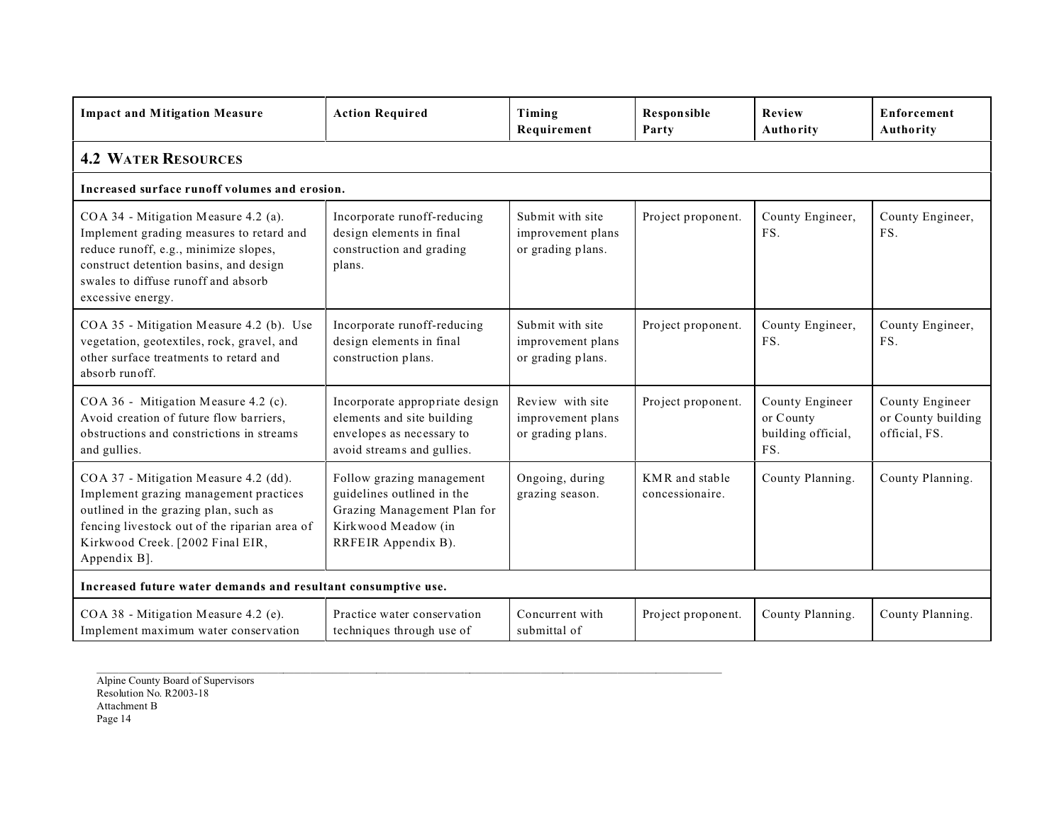| Impact and Mitigation Measure | Action Required | Timing Requirement | Responsible Party | Review Authority | Enforcement Authority |
|---|---|---|---|---|---|
| **4.2 WATER RESOURCES** | | | | | |
| **Increased surface runoff volumes and erosion.** | | | | | |
| COA 34 - Mitigation Measure 4.2 (a). Implement grading measures to retard and reduce runoff, e.g., minimize slopes, construct detention basins, and design swales to diffuse runoff and absorb excessive energy. | Incorporate runoff-reducing design elements in final construction and grading plans. | Submit with site improvement plans or grading plans. | Project proponent. | County Engineer, FS. | County Engineer, FS. |
| COA 35 - Mitigation Measure 4.2 (b). Use vegetation, geotextiles, rock, gravel, and other surface treatments to retard and absorb runoff. | Incorporate runoff-reducing design elements in final construction plans. | Submit with site improvement plans or grading plans. | Project proponent. | County Engineer, FS. | County Engineer, FS. |
| COA 36 - Mitigation Measure 4.2 (c). Avoid creation of future flow barriers, obstructions and constrictions in streams and gullies. | Incorporate appropriate design elements and site building envelopes as necessary to avoid streams and gullies. | Review with site improvement plans or grading plans. | Project proponent. | County Engineer or County building official, FS. | County Engineer or County building official, FS. |
| COA 37 - Mitigation Measure 4.2 (dd). Implement grazing management practices outlined in the grazing plan, such as fencing livestock out of the riparian area of Kirkwood Creek. [2002 Final EIR, Appendix B]. | Follow grazing management guidelines outlined in the Grazing Management Plan for Kirkwood Meadow (in RRFEIR Appendix B). | Ongoing, during grazing season. | KMR and stable concessionaire. | County Planning. | County Planning. |
| **Increased future water demands and resultant consumptive use.** | | | | | |
| COA 38 - Mitigation Measure 4.2 (e). Implement maximum water conservation | Practice water conservation techniques through use of | Concurrent with submittal of | Project proponent. | County Planning. | County Planning. |

Alpine County Board of Supervisors
Resolution No. R2003-18
Attachment B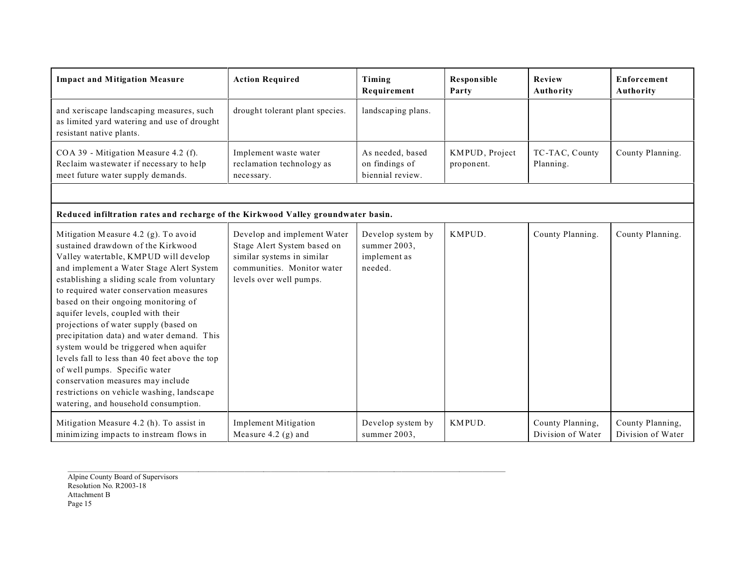| Impact and Mitigation Measure | Action Required | Timing Requirement | Responsible Party | Review Authority | Enforcement Authority |
|---|---|---|---|---|---|
| and xeriscape landscaping measures, such as limited yard watering and use of drought resistant native plants. | drought tolerant plant species. | landscaping plans. | | | |
| COA 39 - Mitigation Measure 4.2 (f). Reclaim wastewater if necessary to help meet future water supply demands. | Implement waste water reclamation technology as necessary. | As needed, based on findings of biennial review. | KMPUD, Project proponent. | TC-TAC, County Planning. | County Planning. |
| | | | | | |
| **Reduced infiltration rates and recharge of the Kirkwood Valley groundwater basin.** | | | | | |
| Mitigation Measure 4.2 (g). To avoid sustained drawdown of the Kirkwood Valley watertable, KMPUD will develop and implement a Water Stage Alert System establishing a sliding scale from voluntary to required water conservation measures based on their ongoing monitoring of aquifer levels, coupled with their projections of water supply (based on precipitation data) and water demand. This system would be triggered when aquifer levels fall to less than 40 feet above the top of well pumps. Specific water conservation measures may include restrictions on vehicle washing, landscape watering, and household consumption. | Develop and implement Water Stage Alert System based on similar systems in similar communities. Monitor water levels over well pumps. | Develop system by summer 2003, implement as needed. | KMPUD. | County Planning. | County Planning. |
| Mitigation Measure 4.2 (h). To assist in minimizing impacts to instream flows in | Implement Mitigation Measure 4.2 (g) and | Develop system by summer 2003, | KMPUD. | County Planning, Division of Water | County Planning, Division of Water |

Alpine County Board of Supervisors
Resolution No. R2003-18
Attachment B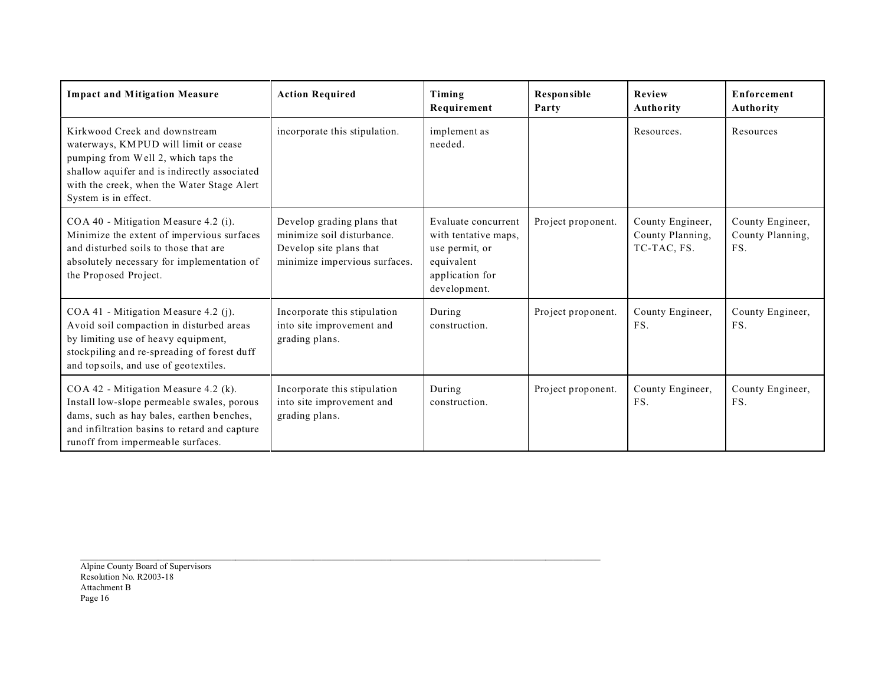| Impact and Mitigation Measure | Action Required | Timing Requirement | Responsible Party | Review Authority | Enforcement Authority |
|---|---|---|---|---|---|
| Kirkwood Creek and downstream waterways, KMPUD will limit or cease pumping from Well 2, which taps the shallow aquifer and is indirectly associated with the creek, when the Water Stage Alert System is in effect. | incorporate this stipulation. | implement as needed. | | Resources. | Resources |
| COA 40 - Mitigation Measure 4.2 (i). Minimize the extent of impervious surfaces and disturbed soils to those that are absolutely necessary for implementation of the Proposed Project. | Develop grading plans that minimize soil disturbance. Develop site plans that minimize impervious surfaces. | Evaluate concurrent with tentative maps, use permit, or equivalent application for development. | Project proponent. | County Engineer, County Planning, TC-TAC, FS. | County Engineer, County Planning, FS. |
| COA 41 - Mitigation Measure 4.2 (j). Avoid soil compaction in disturbed areas by limiting use of heavy equipment, stockpiling and re-spreading of forest duff and topsoils, and use of geotextiles. | Incorporate this stipulation into site improvement and grading plans. | During construction. | Project proponent. | County Engineer, FS. | County Engineer, FS. |
| COA 42 - Mitigation Measure 4.2 (k). Install low-slope permeable swales, porous dams, such as hay bales, earthen benches, and infiltration basins to retard and capture runoff from impermeable surfaces. | Incorporate this stipulation into site improvement and grading plans. | During construction. | Project proponent. | County Engineer, FS. | County Engineer, FS. |

Alpine County Board of Supervisors
Resolution No. R2003-18
Attachment B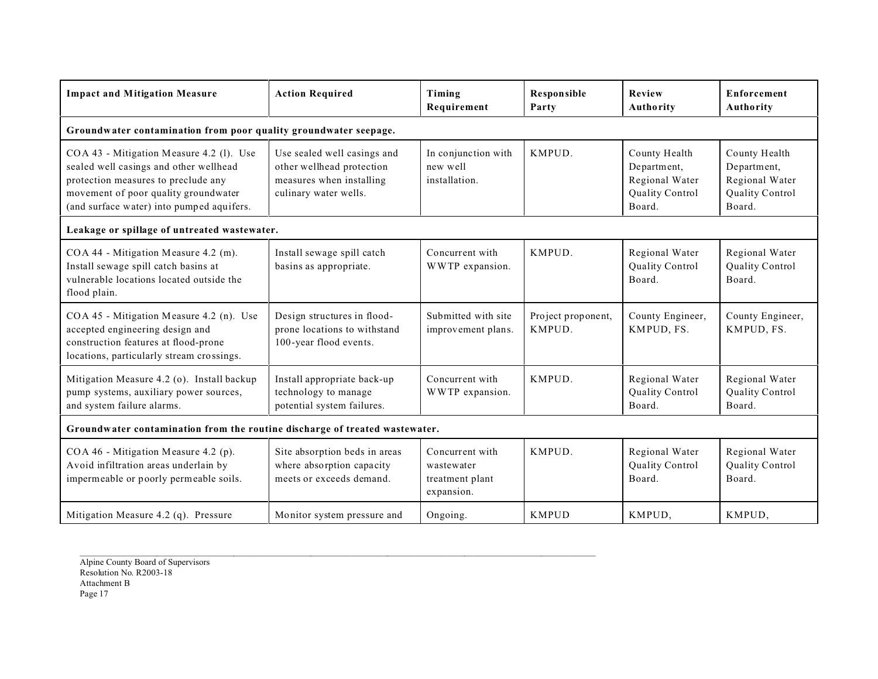| Impact and Mitigation Measure | Action Required | Timing Requirement | Responsible Party | Review Authority | Enforcement Authority |
|---|---|---|---|---|---|
| **Groundwater contamination from poor quality groundwater seepage.** | | | | | |
| COA 43 - Mitigation Measure 4.2 (l). Use sealed well casings and other wellhead protection measures to preclude any movement of poor quality groundwater (and surface water) into pumped aquifers. | Use sealed well casings and other wellhead protection measures when installing culinary water wells. | In conjunction with new well installation. | KMPUD. | County Health Department, Regional Water Quality Control Board. | County Health Department, Regional Water Quality Control Board. |
| **Leakage or spillage of untreated wastewater.** | | | | | |
| COA 44 - Mitigation Measure 4.2 (m). Install sewage spill catch basins at vulnerable locations located outside the flood plain. | Install sewage spill catch basins as appropriate. | Concurrent with WWTP expansion. | KMPUD. | Regional Water Quality Control Board. | Regional Water Quality Control Board. |
| COA 45 - Mitigation Measure 4.2 (n). Use accepted engineering design and construction features at flood-prone locations, particularly stream crossings. | Design structures in flood-prone locations to withstand 100-year flood events. | Submitted with site improvement plans. | Project proponent, KMPUD. | County Engineer, KMPUD, FS. | County Engineer, KMPUD, FS. |
| Mitigation Measure 4.2 (o). Install backup pump systems, auxiliary power sources, and system failure alarms. | Install appropriate back-up technology to manage potential system failures. | Concurrent with WWTP expansion. | KMPUD. | Regional Water Quality Control Board. | Regional Water Quality Control Board. |
| **Groundwater contamination from the routine discharge of treated wastewater.** | | | | | |
| COA 46 - Mitigation Measure 4.2 (p). Avoid infiltration areas underlain by impermeable or poorly permeable soils. | Site absorption beds in areas where absorption capacity meets or exceeds demand. | Concurrent with wastewater treatment plant expansion. | KMPUD. | Regional Water Quality Control Board. | Regional Water Quality Control Board. |
| Mitigation Measure 4.2 (q). Pressure | Monitor system pressure and | Ongoing. | KMPUD | KMPUD, | KMPUD, |

Alpine County Board of Supervisors
Resolution No. R2003-18
Attachment B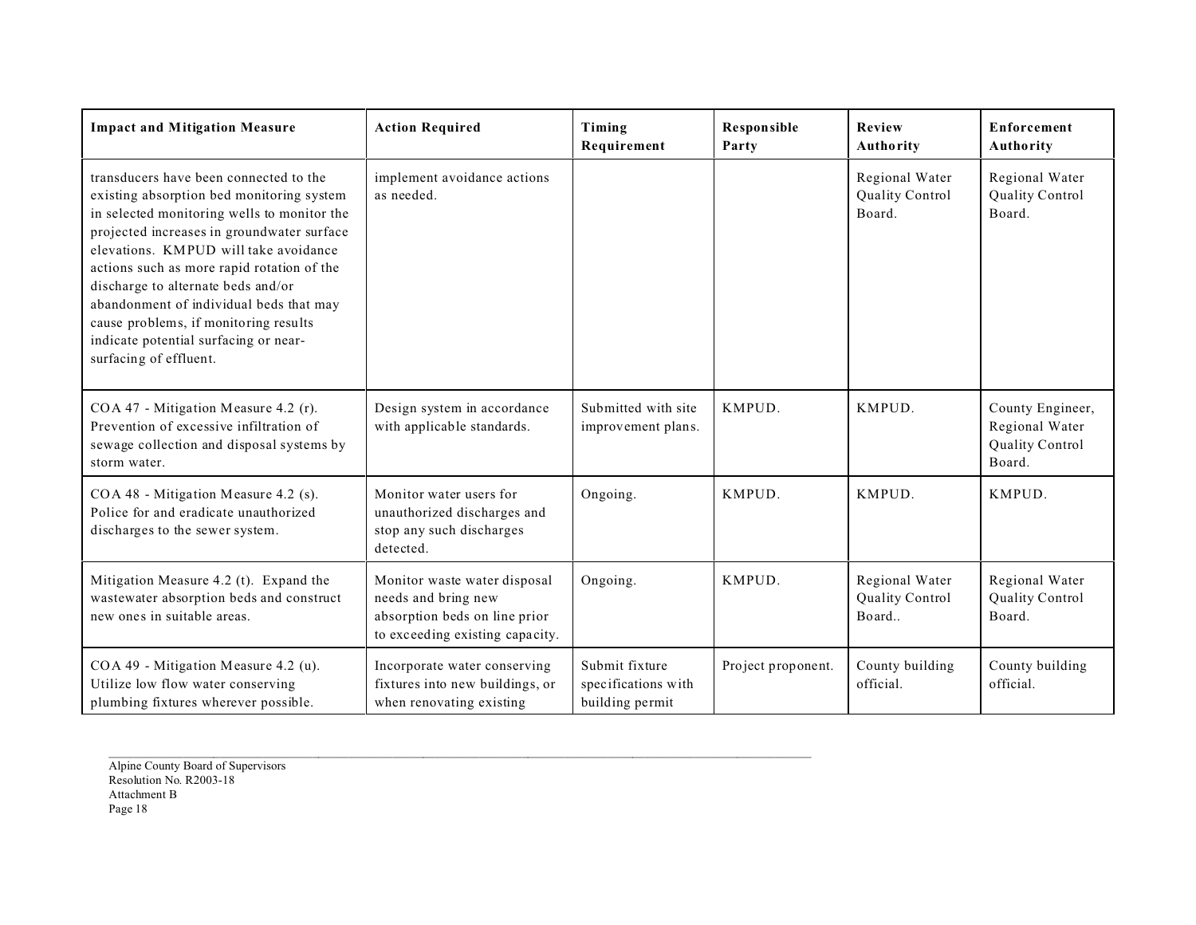| Impact and Mitigation Measure | Action Required | Timing Requirement | Responsible Party | Review Authority | Enforcement Authority |
|---|---|---|---|---|---|
| transducers have been connected to the existing absorption bed monitoring system in selected monitoring wells to monitor the projected increases in groundwater surface elevations. KMPUD will take avoidance actions such as more rapid rotation of the discharge to alternate beds and/or abandonment of individual beds that may cause problems, if monitoring results indicate potential surfacing or near-surfacing of effluent. | implement avoidance actions as needed. | | | Regional Water Quality Control Board. | Regional Water Quality Control Board. |
| COA 47 - Mitigation Measure 4.2 (r). Prevention of excessive infiltration of sewage collection and disposal systems by storm water. | Design system in accordance with applicable standards. | Submitted with site improvement plans. | KMPUD. | KMPUD. | County Engineer, Regional Water Quality Control Board. |
| COA 48 - Mitigation Measure 4.2 (s). Police for and eradicate unauthorized discharges to the sewer system. | Monitor water users for unauthorized discharges and stop any such discharges detected. | Ongoing. | KMPUD. | KMPUD. | KMPUD. |
| Mitigation Measure 4.2 (t). Expand the wastewater absorption beds and construct new ones in suitable areas. | Monitor waste water disposal needs and bring new absorption beds on line prior to exceeding existing capacity. | Ongoing. | KMPUD. | Regional Water Quality Control Board.. | Regional Water Quality Control Board. |
| COA 49 - Mitigation Measure 4.2 (u). Utilize low flow water conserving plumbing fixtures wherever possible. | Incorporate water conserving fixtures into new buildings, or when renovating existing | Submit fixture specifications with building permit | Project proponent. | County building official. | County building official. |

Alpine County Board of Supervisors
Resolution No. R2003-18
Attachment B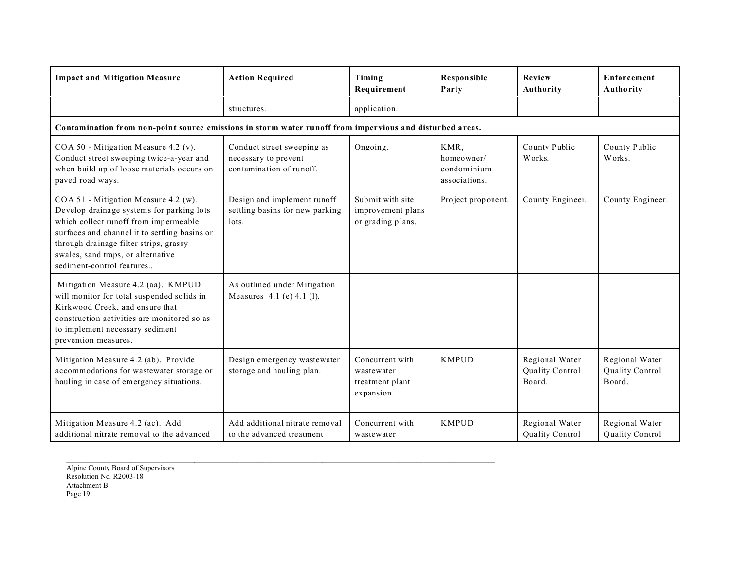| Impact and Mitigation Measure | Action Required | Timing Requirement | Responsible Party | Review Authority | Enforcement Authority |
| --- | --- | --- | --- | --- | --- |
| | structures. | application. | | | |
| **Contamination from non-point source emissions in storm water runoff from impervious and disturbed areas.** | | | | | |
| COA 50 - Mitigation Measure 4.2 (v). Conduct street sweeping twice-a-year and when build up of loose materials occurs on paved road ways. | Conduct street sweeping as necessary to prevent contamination of runoff. | Ongoing. | KMR, homeowner/ condominium associations. | County Public Works. | County Public Works. |
| COA 51 - Mitigation Measure 4.2 (w). Develop drainage systems for parking lots which collect runoff from impermeable surfaces and channel it to settling basins or through drainage filter strips, grassy swales, sand traps, or alternative sediment-control features.. | Design and implement runoff settling basins for new parking lots. | Submit with site improvement plans or grading plans. | Project proponent. | County Engineer. | County Engineer. |
| Mitigation Measure 4.2 (aa). KMPUD will monitor for total suspended solids in Kirkwood Creek, and ensure that construction activities are monitored so as to implement necessary sediment prevention measures. | As outlined under Mitigation Measures 4.1 (e) 4.1 (l). | | | | |
| Mitigation Measure 4.2 (ab). Provide accommodations for wastewater storage or hauling in case of emergency situations. | Design emergency wastewater storage and hauling plan. | Concurrent with wastewater treatment plant expansion. | KMPUD | Regional Water Quality Control Board. | Regional Water Quality Control Board. |
| Mitigation Measure 4.2 (ac). Add additional nitrate removal to the advanced | Add additional nitrate removal to the advanced treatment | Concurrent with wastewater | KMPUD | Regional Water Quality Control | Regional Water Quality Control |

Alpine County Board of Supervisors
Resolution No. R2003-18
Attachment B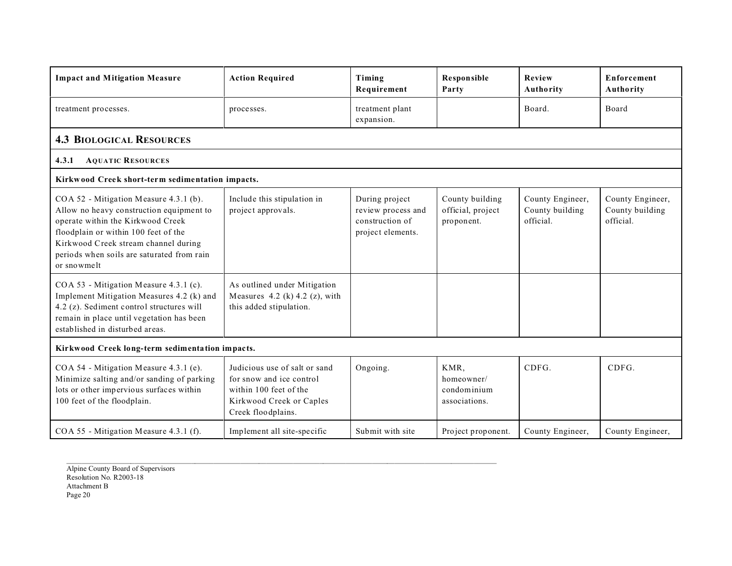| Impact and Mitigation Measure | Action Required | Timing Requirement | Responsible Party | Review Authority | Enforcement Authority |
|---|---|---|---|---|---|
| treatment processes. | processes. | treatment plant expansion. | | Board. | Board |
| **4.3 BIOLOGICAL RESOURCES** | | | | | |
| **4.3.1 AQUATIC RESOURCES** | | | | | |
| **Kirkwood Creek short-term sedimentation impacts.** | | | | | |
| COA 52 - Mitigation Measure 4.3.1 (b). Allow no heavy construction equipment to operate within the Kirkwood Creek floodplain or within 100 feet of the Kirkwood Creek stream channel during periods when soils are saturated from rain or snowmelt | Include this stipulation in project approvals. | During project review process and construction of project elements. | County building official, project proponent. | County Engineer, County building official. | County Engineer, County building official. |
| COA 53 - Mitigation Measure 4.3.1 (c). Implement Mitigation Measures 4.2 (k) and 4.2 (z). Sediment control structures will remain in place until vegetation has been established in disturbed areas. | As outlined under Mitigation Measures 4.2 (k) 4.2 (z), with this added stipulation. | | | | |
| **Kirkwood Creek long-term sedimentation impacts.** | | | | | |
| COA 54 - Mitigation Measure 4.3.1 (e). Minimize salting and/or sanding of parking lots or other impervious surfaces within 100 feet of the floodplain. | Judicious use of salt or sand for snow and ice control within 100 feet of the Kirkwood Creek or Caples Creek floodplains. | Ongoing. | KMR, homeowner/ condominium associations. | CDFG. | CDFG. |
| COA 55 - Mitigation Measure 4.3.1 (f). | Implement all site-specific | Submit with site | Project proponent. | County Engineer, | County Engineer, |

Alpine County Board of Supervisors
Resolution No. R2003-18
Attachment B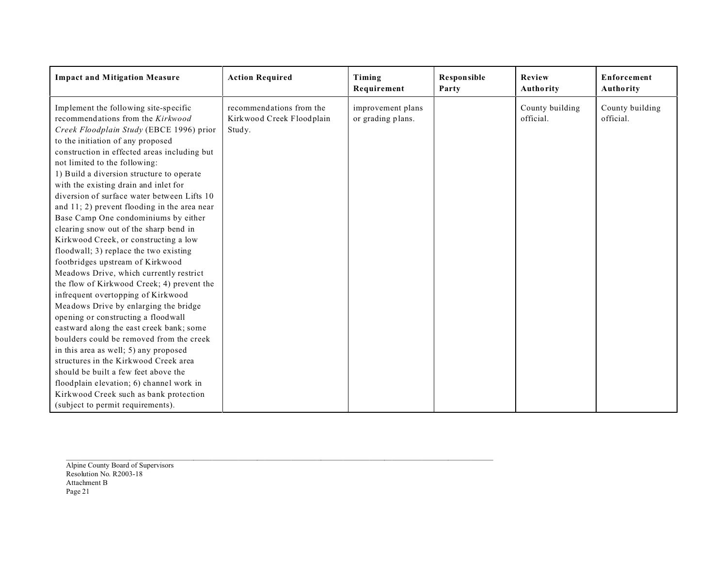| Impact and Mitigation Measure | Action Required | Timing Requirement | Responsible Party | Review Authority | Enforcement Authority |
|---|---|---|---|---|---|
| Implement the following site-specific recommendations from the *Kirkwood Creek Floodplain Study* (EBCE 1996) prior to the initiation of any proposed construction in effected areas including but not limited to the following: 1) Build a diversion structure to operate with the existing drain and inlet for diversion of surface water between Lifts 10 and 11; 2) prevent flooding in the area near Base Camp One condominiums by either clearing snow out of the sharp bend in Kirkwood Creek, or constructing a low floodwall; 3) replace the two existing footbridges upstream of Kirkwood Meadows Drive, which currently restrict the flow of Kirkwood Creek; 4) prevent the infrequent overtopping of Kirkwood Meadows Drive by enlarging the bridge opening or constructing a floodwall eastward along the east creek bank; some boulders could be removed from the creek in this area as well; 5) any proposed structures in the Kirkwood Creek area should be built a few feet above the floodplain elevation; 6) channel work in Kirkwood Creek such as bank protection (subject to permit requirements). | recommendations from the Kirkwood Creek Floodplain Study. | improvement plans or grading plans. | | County building official. | County building official. |

Alpine County Board of Supervisors
Resolution No. R2003-18
Attachment B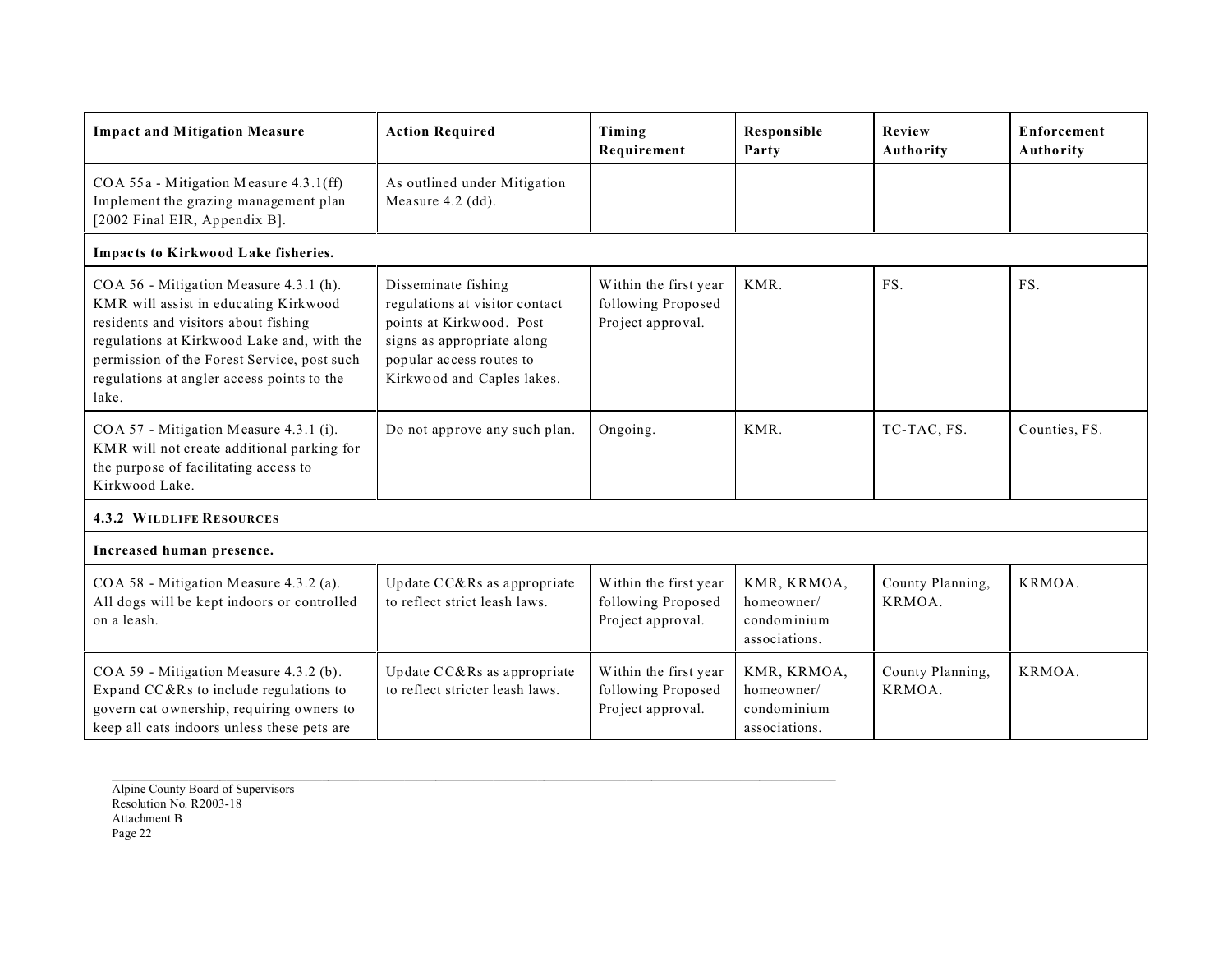| Impact and Mitigation Measure | Action Required | Timing Requirement | Responsible Party | Review Authority | Enforcement Authority |
| --- | --- | --- | --- | --- | --- |
| COA 55a - Mitigation Measure 4.3.1(ff) Implement the grazing management plan [2002 Final EIR, Appendix B]. | As outlined under Mitigation Measure 4.2 (dd). | | | | |
| **Impacts to Kirkwood Lake fisheries.** | | | | | |
| COA 56 - Mitigation Measure 4.3.1 (h). KMR will assist in educating Kirkwood residents and visitors about fishing regulations at Kirkwood Lake and, with the permission of the Forest Service, post such regulations at angler access points to the lake. | Disseminate fishing regulations at visitor contact points at Kirkwood. Post signs as appropriate along popular access routes to Kirkwood and Caples lakes. | Within the first year following Proposed Project approval. | KMR. | FS. | FS. |
| COA 57 - Mitigation Measure 4.3.1 (i). KMR will not create additional parking for the purpose of facilitating access to Kirkwood Lake. | Do not approve any such plan. | Ongoing. | KMR. | TC-TAC, FS. | Counties, FS. |
| **4.3.2 WILDLIFE RESOURCES** | | | | | |
| **Increased human presence.** | | | | | |
| COA 58 - Mitigation Measure 4.3.2 (a). All dogs will be kept indoors or controlled on a leash. | Update CC&Rs as appropriate to reflect strict leash laws. | Within the first year following Proposed Project approval. | KMR, KRMOA, homeowner/ condominium associations. | County Planning, KRMOA. | KRMOA. |
| COA 59 - Mitigation Measure 4.3.2 (b). Expand CC&Rs to include regulations to govern cat ownership, requiring owners to keep all cats indoors unless these pets are | Update CC&Rs as appropriate to reflect stricter leash laws. | Within the first year following Proposed Project approval. | KMR, KRMOA, homeowner/ condominium associations. | County Planning, KRMOA. | KRMOA. |

Alpine County Board of Supervisors
Resolution No. R2003-18
Attachment B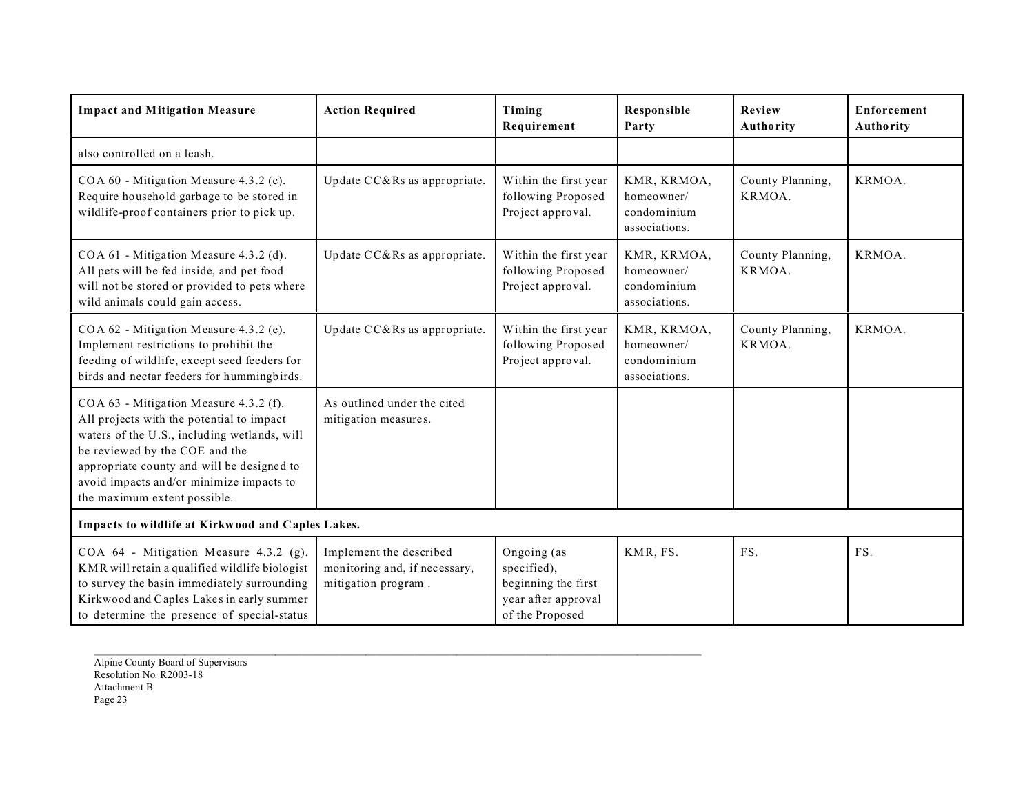| Impact and Mitigation Measure | Action Required | Timing Requirement | Responsible Party | Review Authority | Enforcement Authority |
|---|---|---|---|---|---|
| also controlled on a leash. | | | | | |
| COA 60 - Mitigation Measure 4.3.2 (c). Require household garbage to be stored in wildlife-proof containers prior to pick up. | Update CC&Rs as appropriate. | Within the first year following Proposed Project approval. | KMR, KRMOA, homeowner/ condominium associations. | County Planning, KRMOA. | KRMOA. |
| COA 61 - Mitigation Measure 4.3.2 (d). All pets will be fed inside, and pet food will not be stored or provided to pets where wild animals could gain access. | Update CC&Rs as appropriate. | Within the first year following Proposed Project approval. | KMR, KRMOA, homeowner/ condominium associations. | County Planning, KRMOA. | KRMOA. |
| COA 62 - Mitigation Measure 4.3.2 (e). Implement restrictions to prohibit the feeding of wildlife, except seed feeders for birds and nectar feeders for hummingbirds. | Update CC&Rs as appropriate. | Within the first year following Proposed Project approval. | KMR, KRMOA, homeowner/ condominium associations. | County Planning, KRMOA. | KRMOA. |
| COA 63 - Mitigation Measure 4.3.2 (f). All projects with the potential to impact waters of the U.S., including wetlands, will be reviewed by the COE and the appropriate county and will be designed to avoid impacts and/or minimize impacts to the maximum extent possible. | As outlined under the cited mitigation measures. | | | | |
| **Impacts to wildlife at Kirkwood and Caples Lakes.** | | | | | |
| COA 64 - Mitigation Measure 4.3.2 (g). KMR will retain a qualified wildlife biologist to survey the basin immediately surrounding Kirkwood and Caples Lakes in early summer to determine the presence of special-status | Implement the described monitoring and, if necessary, mitigation program . | Ongoing (as specified), beginning the first year after approval of the Proposed | KMR, FS. | FS. | FS. |

Alpine County Board of Supervisors
Resolution No. R2003-18
Attachment B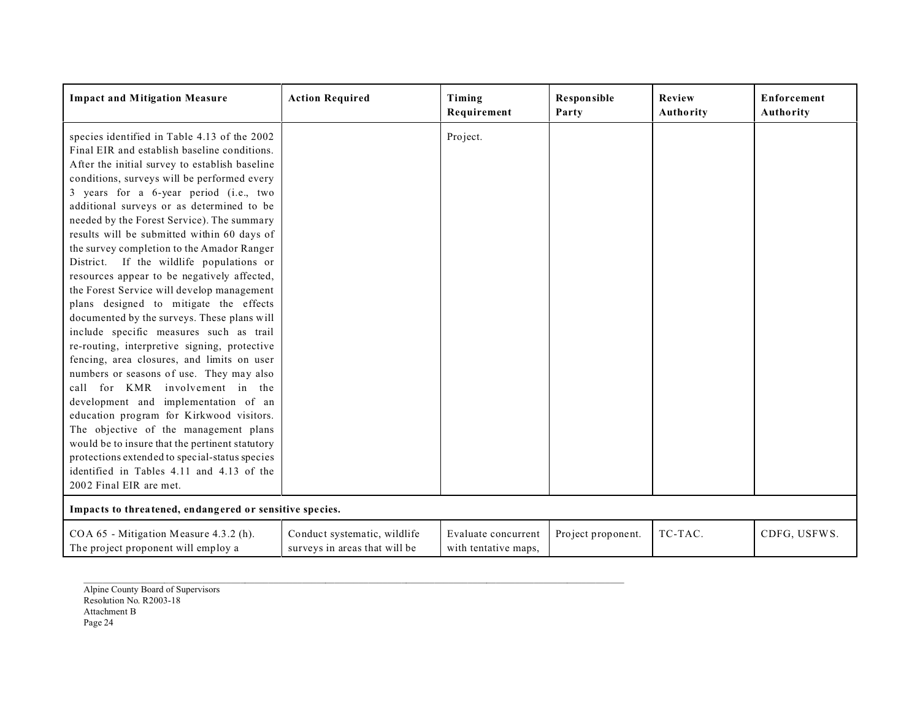| Impact and Mitigation Measure | Action Required | Timing Requirement | Responsible Party | Review Authority | Enforcement Authority |
|---|---|---|---|---|---|
| species identified in Table 4.13 of the 2002 Final EIR and establish baseline conditions. After the initial survey to establish baseline conditions, surveys will be performed every 3 years for a 6-year period (i.e., two additional surveys or as determined to be needed by the Forest Service). The summary results will be submitted within 60 days of the survey completion to the Amador Ranger District. If the wildlife populations or resources appear to be negatively affected, the Forest Service will develop management plans designed to mitigate the effects documented by the surveys. These plans will include specific measures such as trail re-routing, interpretive signing, protective fencing, area closures, and limits on user numbers or seasons of use. They may also call for KMR involvement in the development and implementation of an education program for Kirkwood visitors. The objective of the management plans would be to insure that the pertinent statutory protections extended to special-status species identified in Tables 4.11 and 4.13 of the 2002 Final EIR are met. | | Project. | | | |
| **Impacts to threatened, endangered or sensitive species.** | | | | | |
| COA 65 - Mitigation Measure 4.3.2 (h). The project proponent will employ a | Conduct systematic, wildlife surveys in areas that will be | Evaluate concurrent with tentative maps, | Project proponent. | TC-TAC. | CDFG, USFWS. |

Alpine County Board of Supervisors
Resolution No. R2003-18
Attachment B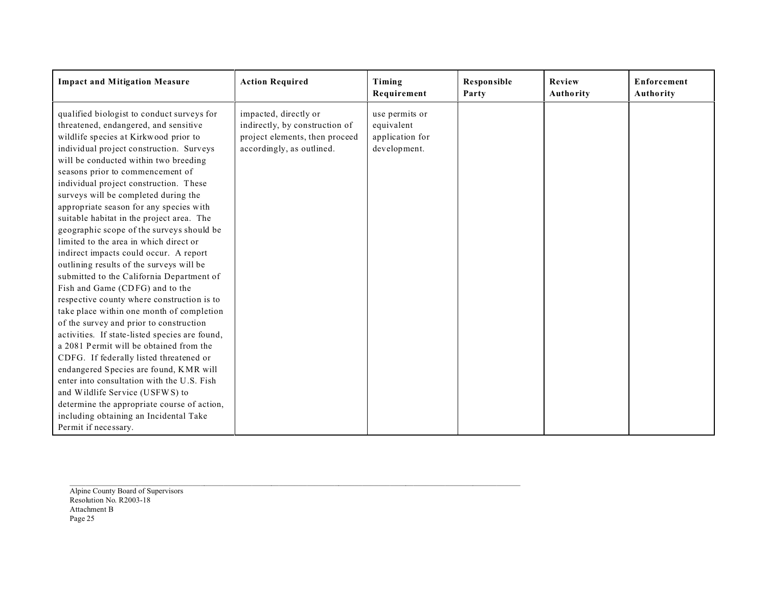| Impact and Mitigation Measure | Action Required | Timing Requirement | Responsible Party | Review Authority | Enforcement Authority |
|---|---|---|---|---|---|
| qualified biologist to conduct surveys for threatened, endangered, and sensitive wildlife species at Kirkwood prior to individual project construction. Surveys will be conducted within two breeding seasons prior to commencement of individual project construction. These surveys will be completed during the appropriate season for any species with suitable habitat in the project area. The geographic scope of the surveys should be limited to the area in which direct or indirect impacts could occur. A report outlining results of the surveys will be submitted to the California Department of Fish and Game (CDFG) and to the respective county where construction is to take place within one month of completion of the survey and prior to construction activities. If state-listed species are found, a 2081 Permit will be obtained from the CDFG. If federally listed threatened or endangered Species are found, KMR will enter into consultation with the U.S. Fish and Wildlife Service (USFWS) to determine the appropriate course of action, including obtaining an Incidental Take Permit if necessary. | impacted, directly or indirectly, by construction of project elements, then proceed accordingly, as outlined. | use permits or equivalent application for development. | | | |

Alpine County Board of Supervisors
Resolution No. R2003-18
Attachment B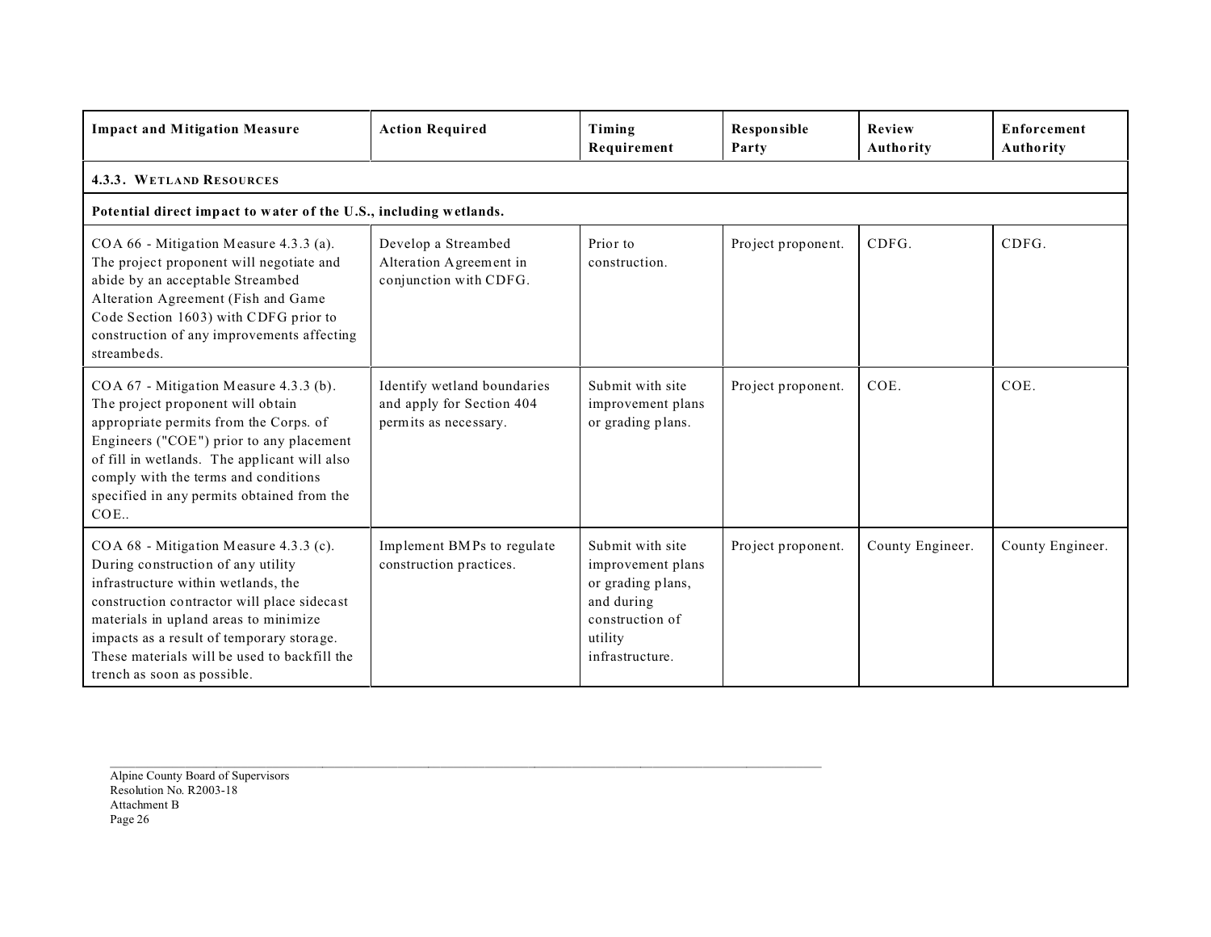| Impact and Mitigation Measure | Action Required | Timing Requirement | Responsible Party | Review Authority | Enforcement Authority |
|---|---|---|---|---|---|
| **4.3.3. WETLAND RESOURCES** | | | | | |
| **Potential direct impact to water of the U.S., including wetlands.** | | | | | |
| COA 66 - Mitigation Measure 4.3.3 (a). The project proponent will negotiate and abide by an acceptable Streambed Alteration Agreement (Fish and Game Code Section 1603) with CDFG prior to construction of any improvements affecting streambeds. | Develop a Streambed Alteration Agreement in conjunction with CDFG. | Prior to construction. | Project proponent. | CDFG. | CDFG. |
| COA 67 - Mitigation Measure 4.3.3 (b). The project proponent will obtain appropriate permits from the Corps. of Engineers ("COE") prior to any placement of fill in wetlands. The applicant will also comply with the terms and conditions specified in any permits obtained from the COE.. | Identify wetland boundaries and apply for Section 404 permits as necessary. | Submit with site improvement plans or grading plans. | Project proponent. | COE. | COE. |
| COA 68 - Mitigation Measure 4.3.3 (c). During construction of any utility infrastructure within wetlands, the construction contractor will place sidecast materials in upland areas to minimize impacts as a result of temporary storage. These materials will be used to backfill the trench as soon as possible. | Implement BMPs to regulate construction practices. | Submit with site improvement plans or grading plans, and during construction of utility infrastructure. | Project proponent. | County Engineer. | County Engineer. |

Alpine County Board of Supervisors
Resolution No. R2003-18
Attachment B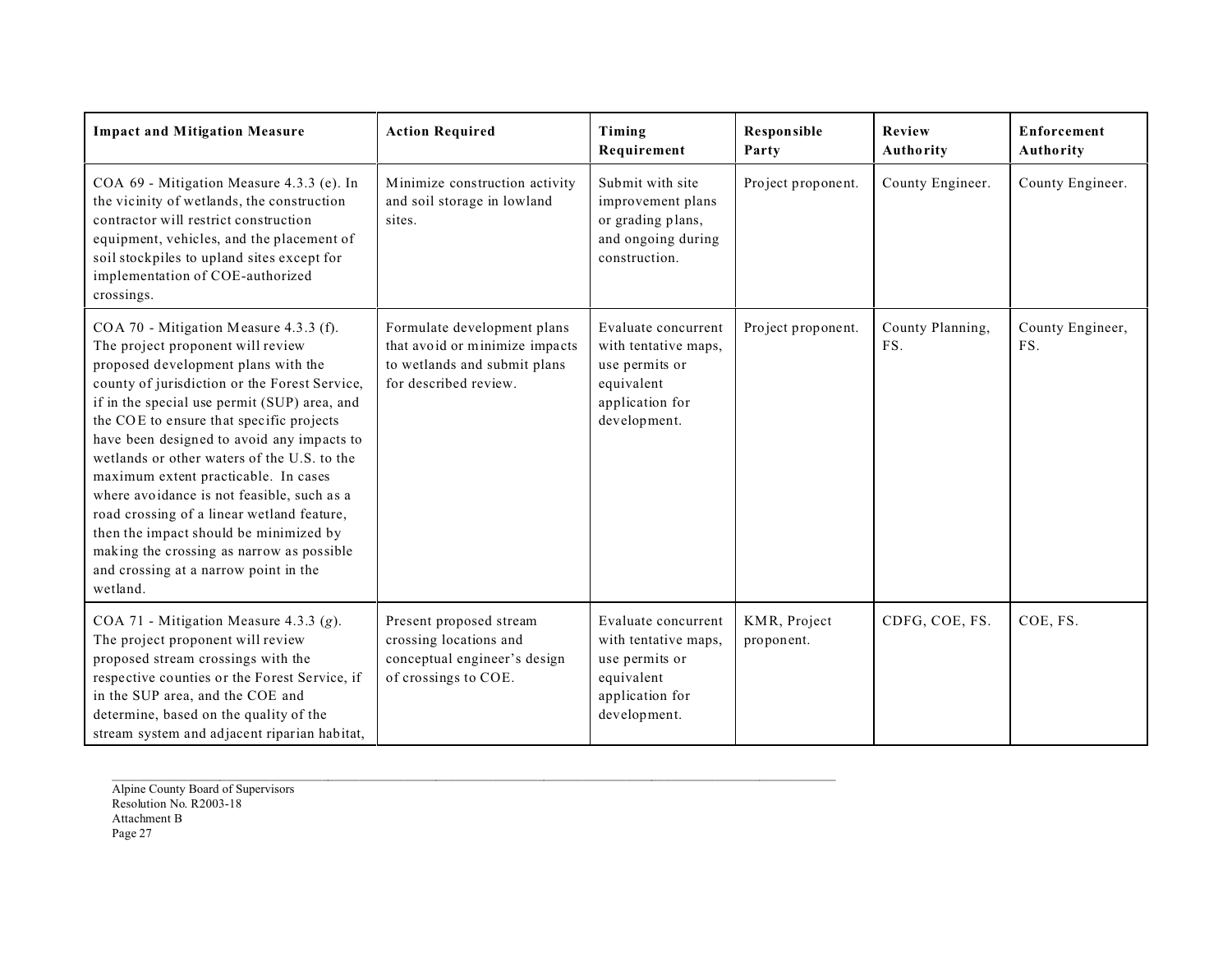| Impact and Mitigation Measure | Action Required | Timing Requirement | Responsible Party | Review Authority | Enforcement Authority |
|---|---|---|---|---|---|
| COA 69 - Mitigation Measure 4.3.3 (e). In the vicinity of wetlands, the construction contractor will restrict construction equipment, vehicles, and the placement of soil stockpiles to upland sites except for implementation of COE-authorized crossings. | Minimize construction activity and soil storage in lowland sites. | Submit with site improvement plans or grading plans, and ongoing during construction. | Project proponent. | County Engineer. | County Engineer. |
| COA 70 - Mitigation Measure 4.3.3 (f). The project proponent will review proposed development plans with the county of jurisdiction or the Forest Service, if in the special use permit (SUP) area, and the COE to ensure that specific projects have been designed to avoid any impacts to wetlands or other waters of the U.S. to the maximum extent practicable. In cases where avoidance is not feasible, such as a road crossing of a linear wetland feature, then the impact should be minimized by making the crossing as narrow as possible and crossing at a narrow point in the wetland. | Formulate development plans that avoid or minimize impacts to wetlands and submit plans for described review. | Evaluate concurrent with tentative maps, use permits or equivalent application for development. | Project proponent. | County Planning, FS. | County Engineer, FS. |
| COA 71 - Mitigation Measure 4.3.3 (*g*). The project proponent will review proposed stream crossings with the respective counties or the Forest Service, if in the SUP area, and the COE and determine, based on the quality of the stream system and adjacent riparian habitat, | Present proposed stream crossing locations and conceptual engineer's design of crossings to COE. | Evaluate concurrent with tentative maps, use permits or equivalent application for development. | KMR, Project proponent. | CDFG, COE, FS. | COE, FS. |

Alpine County Board of Supervisors
Resolution No. R2003-18
Attachment B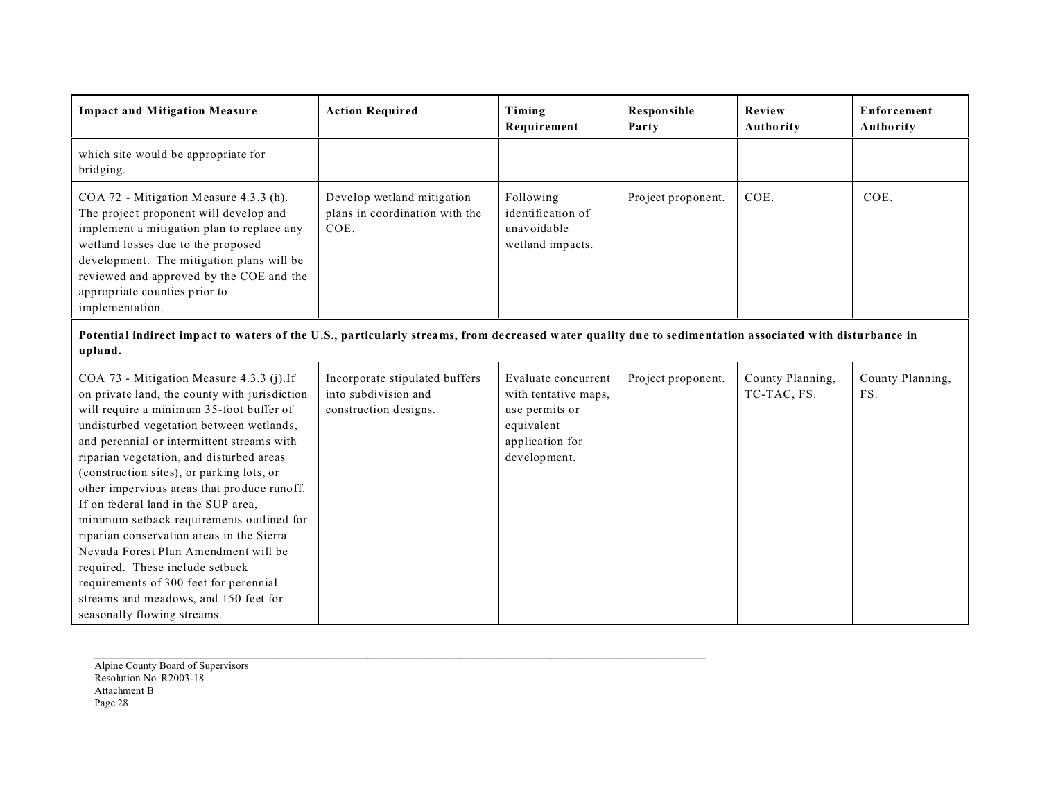| Impact and Mitigation Measure | Action Required | Timing Requirement | Responsible Party | Review Authority | Enforcement Authority |
|---|---|---|---|---|---|
| which site would be appropriate for bridging. | | | | | |
| COA 72 - Mitigation Measure 4.3.3 (h). The project proponent will develop and implement a mitigation plan to replace any wetland losses due to the proposed development. The mitigation plans will be reviewed and approved by the COE and the appropriate counties prior to implementation. | Develop wetland mitigation plans in coordination with the COE. | Following identification of unavoidable wetland impacts. | Project proponent. | COE. | COE. |
| **Potential indirect impact to waters of the U.S., particularly streams, from decreased water quality due to sedimentation associated with disturbance in upland.** | | | | | |
| COA 73 - Mitigation Measure 4.3.3 (j).If on private land, the county with jurisdiction will require a minimum 35-foot buffer of undisturbed vegetation between wetlands, and perennial or intermittent streams with riparian vegetation, and disturbed areas (construction sites), or parking lots, or other impervious areas that produce runoff. If on federal land in the SUP area, minimum setback requirements outlined for riparian conservation areas in the Sierra Nevada Forest Plan Amendment will be required. These include setback requirements of 300 feet for perennial streams and meadows, and 150 feet for seasonally flowing streams. | Incorporate stipulated buffers into subdivision and construction designs. | Evaluate concurrent with tentative maps, use permits or equivalent application for development. | Project proponent. | County Planning, TC-TAC, FS. | County Planning, FS. |

Alpine County Board of Supervisors
Resolution No. R2003-18
Attachment B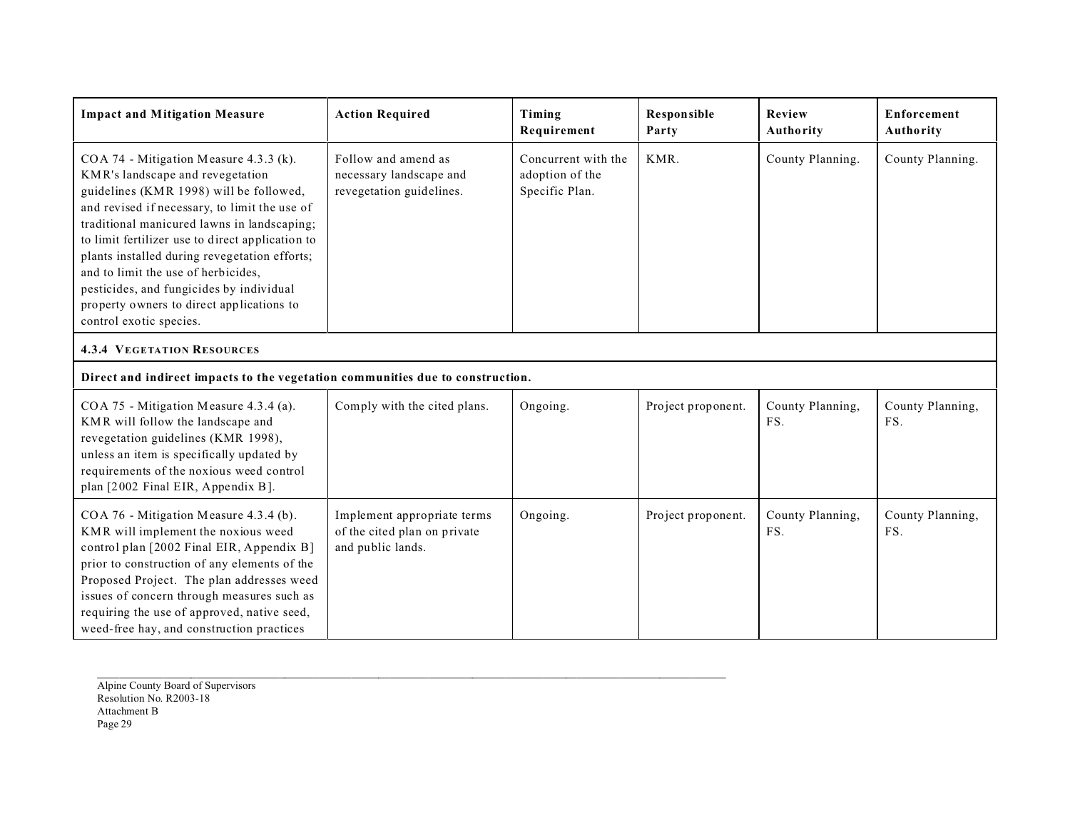| Impact and Mitigation Measure | Action Required | Timing Requirement | Responsible Party | Review Authority | Enforcement Authority |
|---|---|---|---|---|---|
| COA 74 - Mitigation Measure 4.3.3 (k). KMR's landscape and revegetation guidelines (KMR 1998) will be followed, and revised if necessary, to limit the use of traditional manicured lawns in landscaping; to limit fertilizer use to direct application to plants installed during revegetation efforts; and to limit the use of herbicides, pesticides, and fungicides by individual property owners to direct applications to control exotic species. | Follow and amend as necessary landscape and revegetation guidelines. | Concurrent with the adoption of the Specific Plan. | KMR. | County Planning. | County Planning. |
| **4.3.4 VEGETATION RESOURCES** | | | | | |
| **Direct and indirect impacts to the vegetation communities due to construction.** | | | | | |
| COA 75 - Mitigation Measure 4.3.4 (a). KMR will follow the landscape and revegetation guidelines (KMR 1998), unless an item is specifically updated by requirements of the noxious weed control plan [2002 Final EIR, Appendix B]. | Comply with the cited plans. | Ongoing. | Project proponent. | County Planning, FS. | County Planning, FS. |
| COA 76 - Mitigation Measure 4.3.4 (b). KMR will implement the noxious weed control plan [2002 Final EIR, Appendix B] prior to construction of any elements of the Proposed Project. The plan addresses weed issues of concern through measures such as requiring the use of approved, native seed, weed-free hay, and construction practices | Implement appropriate terms of the cited plan on private and public lands. | Ongoing. | Project proponent. | County Planning, FS. | County Planning, FS. |

Alpine County Board of Supervisors
Resolution No. R2003-18
Attachment B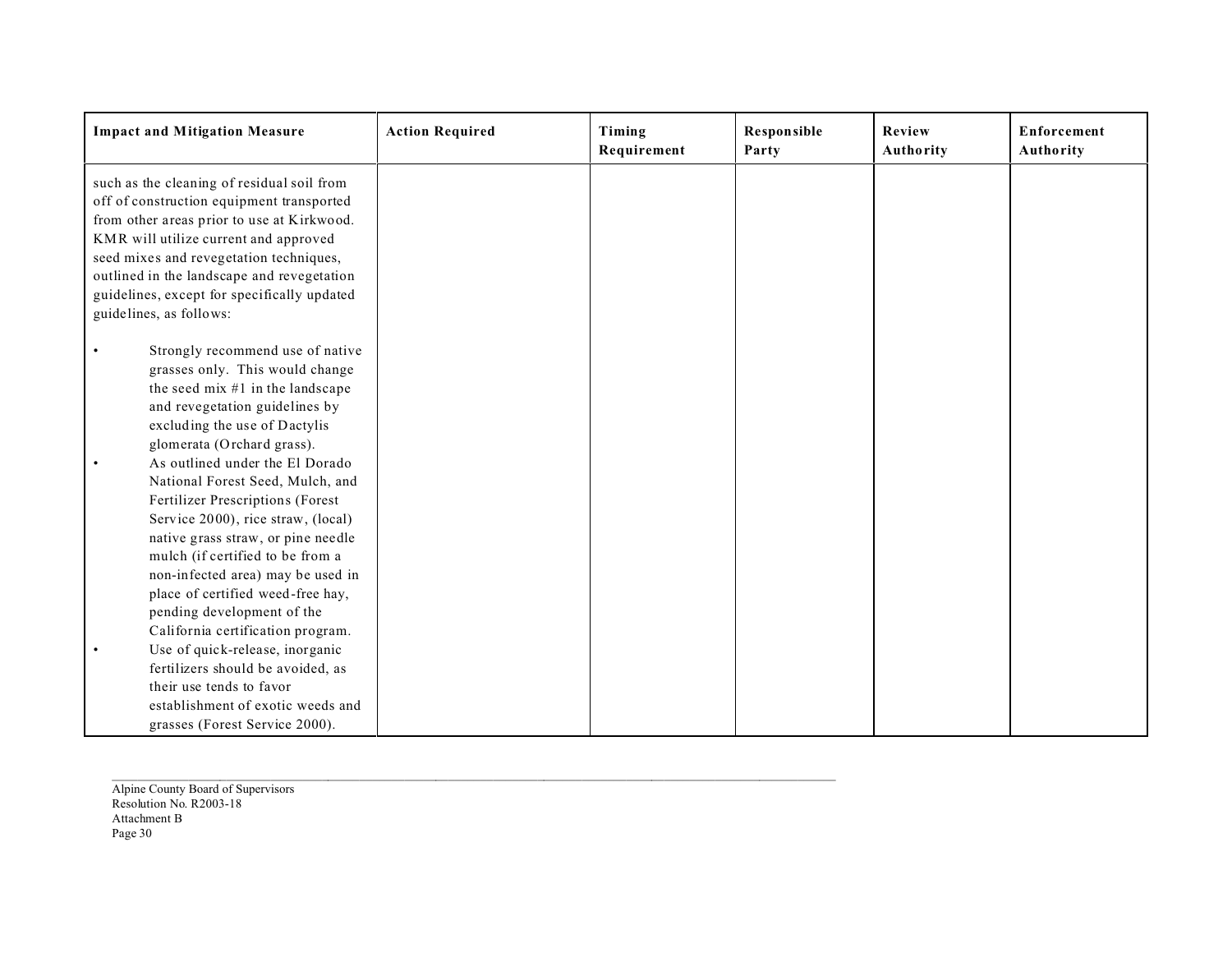| Impact and Mitigation Measure | Action Required | Timing Requirement | Responsible Party | Review Authority | Enforcement Authority |
|---|---|---|---|---|---|
| such as the cleaning of residual soil from off of construction equipment transported from other areas prior to use at Kirkwood. KMR will utilize current and approved seed mixes and revegetation techniques, outlined in the landscape and revegetation guidelines, except for specifically updated guidelines, as follows:<br><br>• Strongly recommend use of native grasses only. This would change the seed mix #1 in the landscape and revegetation guidelines by excluding the use of Dactylis glomerata (Orchard grass).<br>• As outlined under the El Dorado National Forest Seed, Mulch, and Fertilizer Prescriptions (Forest Service 2000), rice straw, (local) native grass straw, or pine needle mulch (if certified to be from a non-infected area) may be used in place of certified weed-free hay, pending development of the California certification program.<br>• Use of quick-release, inorganic fertilizers should be avoided, as their use tends to favor establishment of exotic weeds and grasses (Forest Service 2000). | | | | | |

Alpine County Board of Supervisors
Resolution No. R2003-18
Attachment B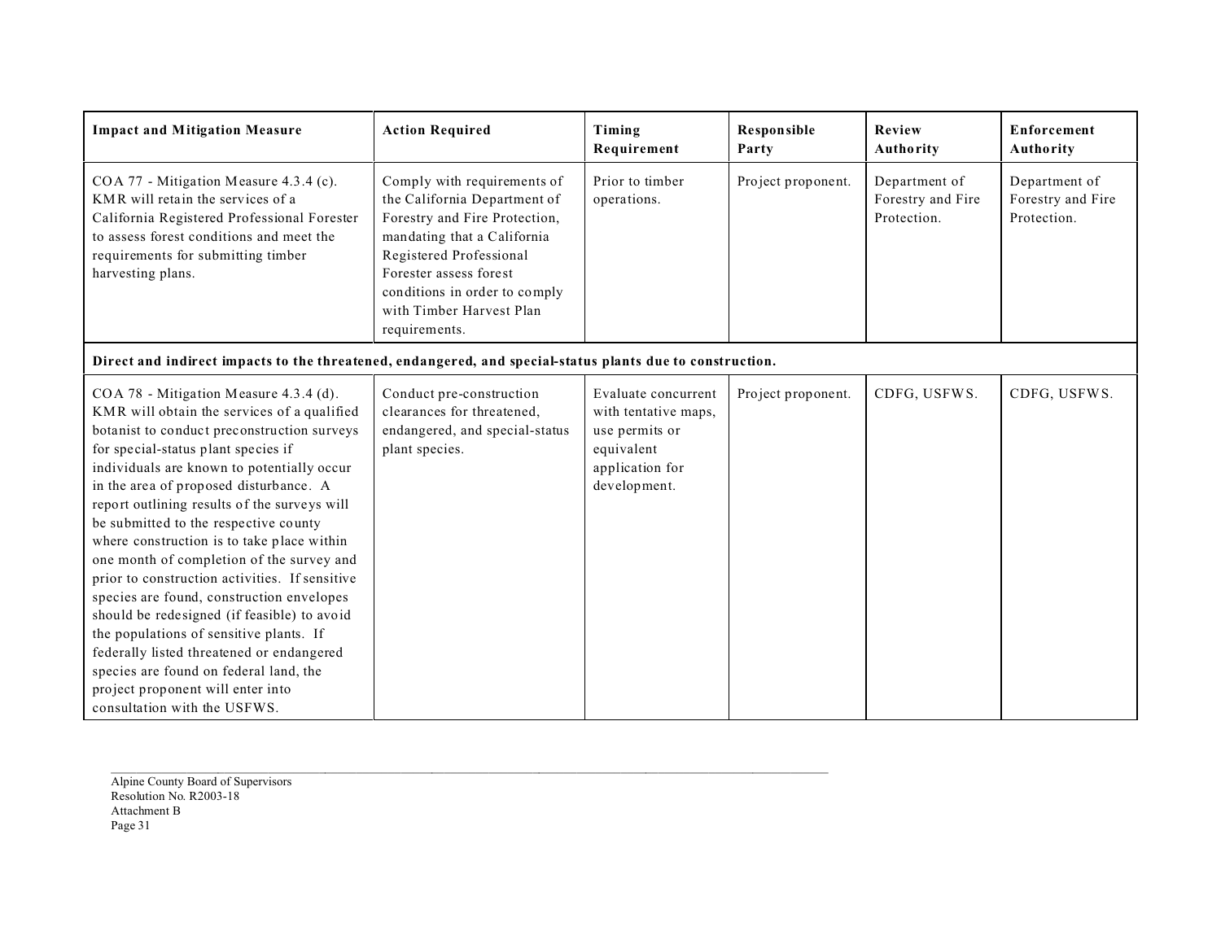| Impact and Mitigation Measure | Action Required | Timing Requirement | Responsible Party | Review Authority | Enforcement Authority |
|---|---|---|---|---|---|
| COA 77 - Mitigation Measure 4.3.4 (c). KMR will retain the services of a California Registered Professional Forester to assess forest conditions and meet the requirements for submitting timber harvesting plans. | Comply with requirements of the California Department of Forestry and Fire Protection, mandating that a California Registered Professional Forester assess forest conditions in order to comply with Timber Harvest Plan requirements. | Prior to timber operations. | Project proponent. | Department of Forestry and Fire Protection. | Department of Forestry and Fire Protection. |
| **Direct and indirect impacts to the threatened, endangered, and special-status plants due to construction.** | | | | | |
| COA 78 - Mitigation Measure 4.3.4 (d). KMR will obtain the services of a qualified botanist to conduct preconstruction surveys for special-status plant species if individuals are known to potentially occur in the area of proposed disturbance. A report outlining results of the surveys will be submitted to the respective county where construction is to take place within one month of completion of the survey and prior to construction activities. If sensitive species are found, construction envelopes should be redesigned (if feasible) to avoid the populations of sensitive plants. If federally listed threatened or endangered species are found on federal land, the project proponent will enter into consultation with the USFWS. | Conduct pre-construction clearances for threatened, endangered, and special-status plant species. | Evaluate concurrent with tentative maps, use permits or equivalent application for development. | Project proponent. | CDFG, USFWS. | CDFG, USFWS. |

Alpine County Board of Supervisors
Resolution No. R2003-18
Attachment B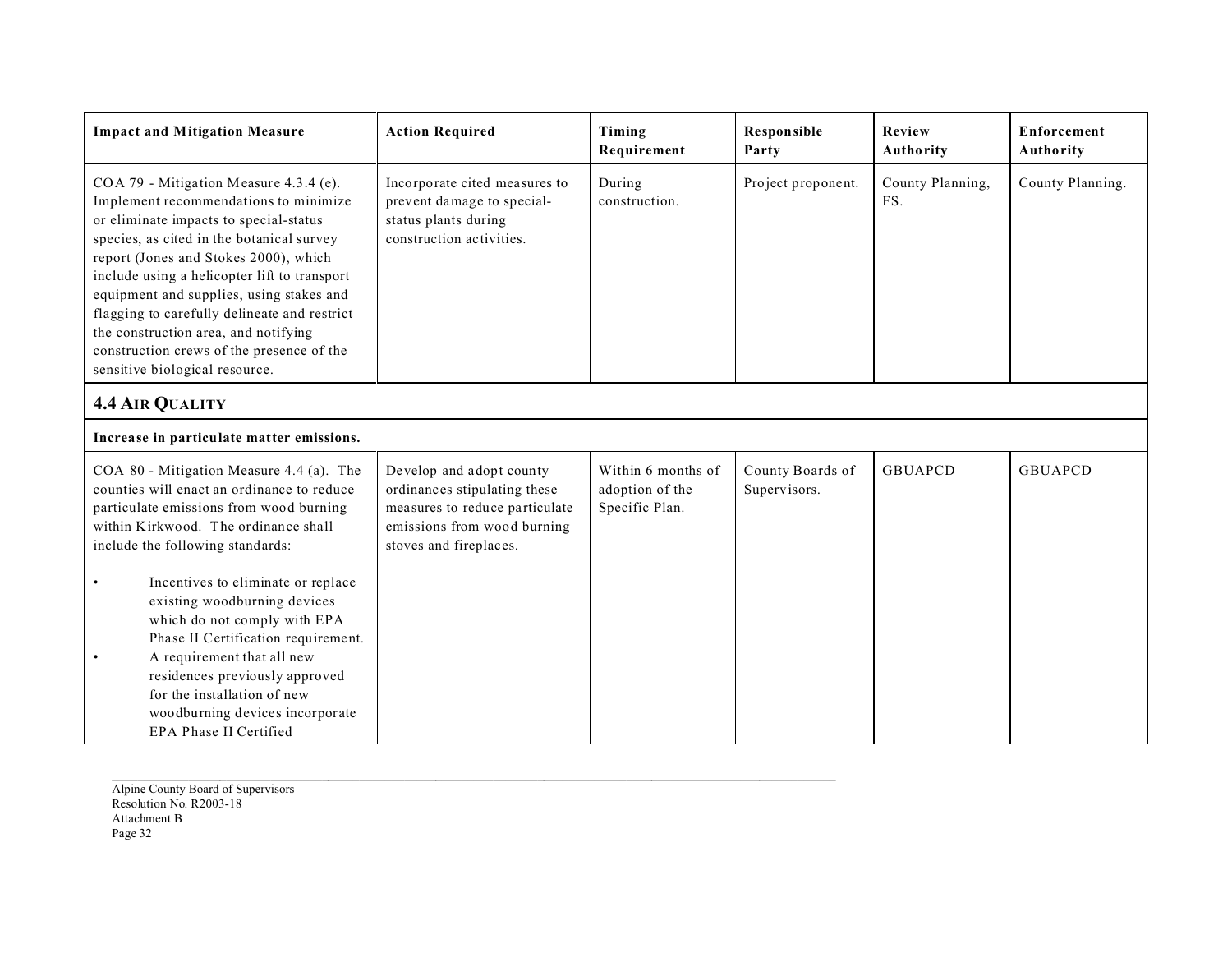| Impact and Mitigation Measure | Action Required | Timing Requirement | Responsible Party | Review Authority | Enforcement Authority |
|---|---|---|---|---|---|
| COA 79 - Mitigation Measure 4.3.4 (e). Implement recommendations to minimize or eliminate impacts to special-status species, as cited in the botanical survey report (Jones and Stokes 2000), which include using a helicopter lift to transport equipment and supplies, using stakes and flagging to carefully delineate and restrict the construction area, and notifying construction crews of the presence of the sensitive biological resource. | Incorporate cited measures to prevent damage to special-status plants during construction activities. | During construction. | Project proponent. | County Planning, FS. | County Planning. |
| **4.4 AIR QUALITY** | | | | | |
| **Increase in particulate matter emissions.** | | | | | |
| COA 80 - Mitigation Measure 4.4 (a). The counties will enact an ordinance to reduce particulate emissions from wood burning within Kirkwood. The ordinance shall include the following standards: <br>• Incentives to eliminate or replace existing woodburning devices which do not comply with EPA Phase II Certification requirement. <br>• A requirement that all new residences previously approved for the installation of new woodburning devices incorporate EPA Phase II Certified | Develop and adopt county ordinances stipulating these measures to reduce particulate emissions from wood burning stoves and fireplaces. | Within 6 months of adoption of the Specific Plan. | County Boards of Supervisors. | GBUAPCD | GBUAPCD |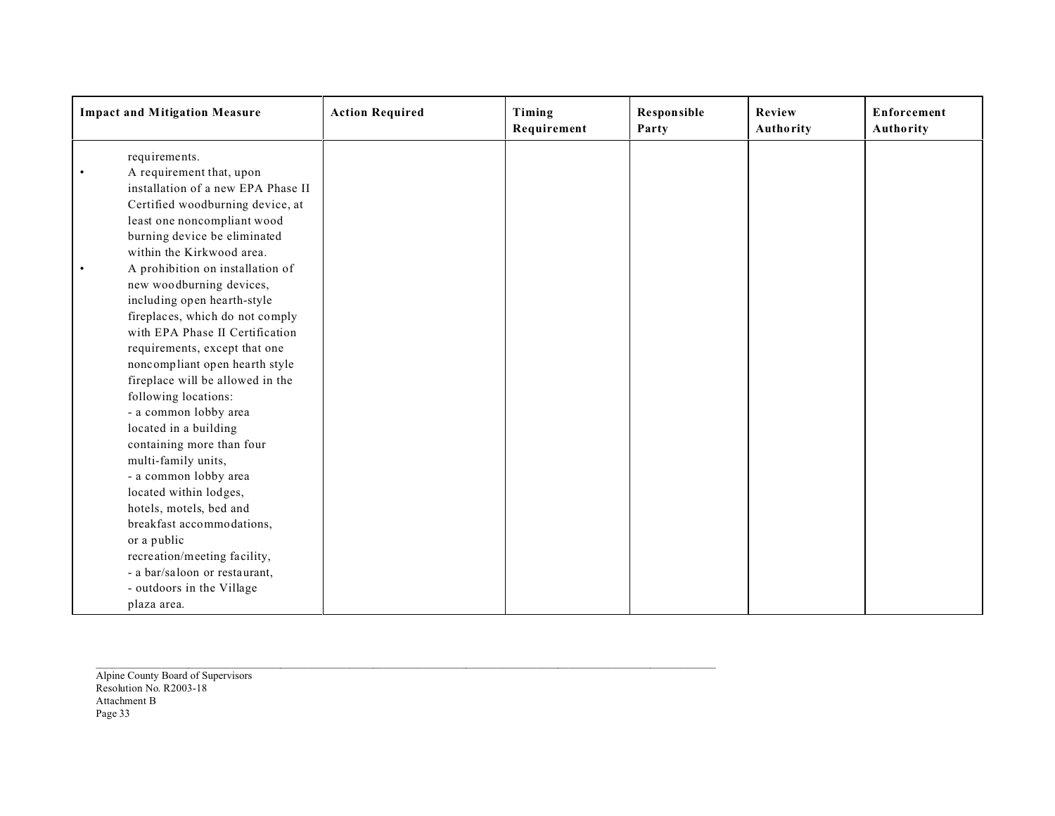| Impact and Mitigation Measure | Action Required | Timing Requirement | Responsible Party | Review Authority | Enforcement Authority |
|---|---|---|---|---|---|
| requirements.<br>• A requirement that, upon installation of a new EPA Phase II Certified woodburning device, at least one noncompliant wood burning device be eliminated within the Kirkwood area.<br>• A prohibition on installation of new woodburning devices, including open hearth-style fireplaces, which do not comply with EPA Phase II Certification requirements, except that one noncompliant open hearth style fireplace will be allowed in the following locations:<br>- a common lobby area located in a building containing more than four multi-family units,<br>- a common lobby area located within lodges, hotels, motels, bed and breakfast accommodations, or a public recreation/meeting facility,<br>- a bar/saloon or restaurant,<br>- outdoors in the Village plaza area. | | | | | |

Alpine County Board of Supervisors
Resolution No. R2003-18
Attachment B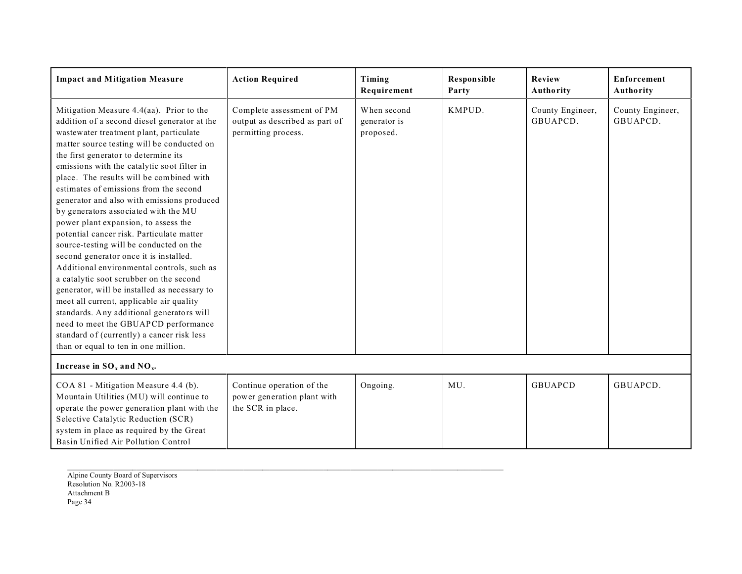| Impact and Mitigation Measure | Action Required | Timing Requirement | Responsible Party | Review Authority | Enforcement Authority |
|---|---|---|---|---|---|
| Mitigation Measure 4.4(aa). Prior to the addition of a second diesel generator at the wastewater treatment plant, particulate matter source testing will be conducted on the first generator to determine its emissions with the catalytic soot filter in place. The results will be combined with estimates of emissions from the second generator and also with emissions produced by generators associated with the MU power plant expansion, to assess the potential cancer risk. Particulate matter source-testing will be conducted on the second generator once it is installed. Additional environmental controls, such as a catalytic soot scrubber on the second generator, will be installed as necessary to meet all current, applicable air quality standards. Any additional generators will need to meet the GBUAPCD performance standard of (currently) a cancer risk less than or equal to ten in one million. | Complete assessment of PM output as described as part of permitting process. | When second generator is proposed. | KMPUD. | County Engineer, GBUAPCD. | County Engineer, GBUAPCD. |
| **Increase in $SO_x$ and $NO_x$.** | | | | | |
| COA 81 - Mitigation Measure 4.4 (b). Mountain Utilities (MU) will continue to operate the power generation plant with the Selective Catalytic Reduction (SCR) system in place as required by the Great Basin Unified Air Pollution Control | Continue operation of the power generation plant with the SCR in place. | Ongoing. | MU. | GBUAPCD | GBUAPCD. |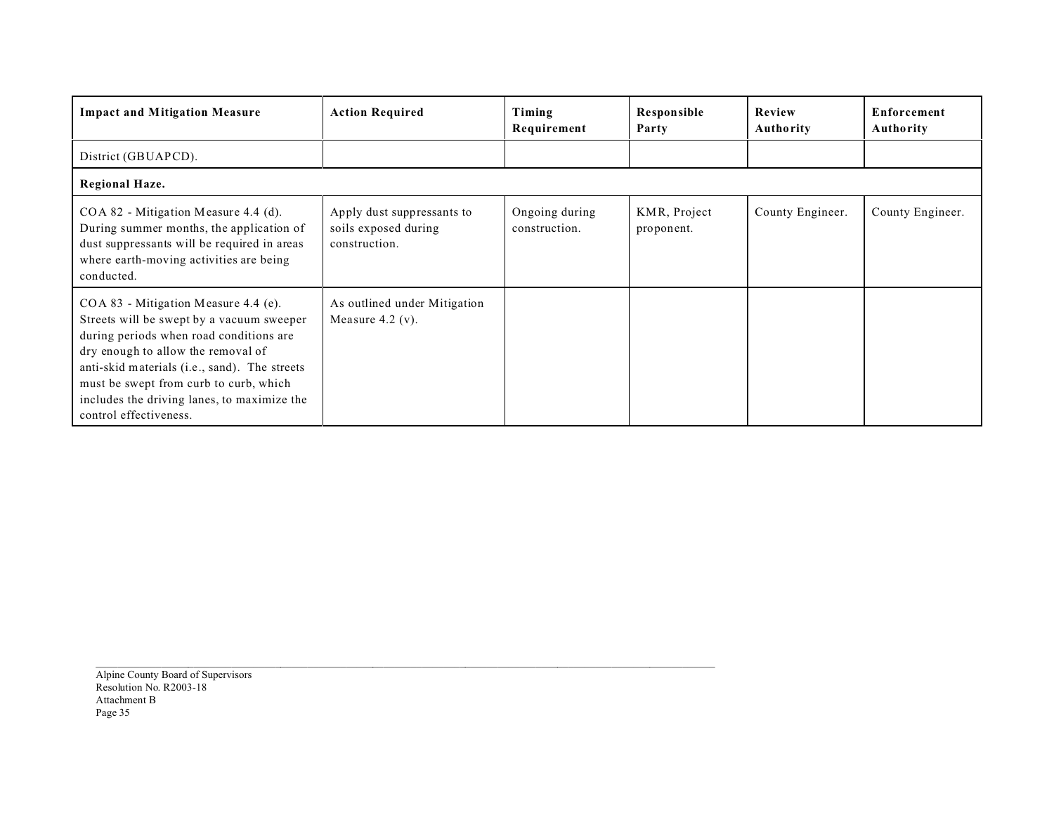| Impact and Mitigation Measure | Action Required | Timing Requirement | Responsible Party | Review Authority | Enforcement Authority |
|---|---|---|---|---|---|
| District (GBUAPCD). | | | | | |
| **Regional Haze.** | | | | | |
| COA 82 - Mitigation Measure 4.4 (d). During summer months, the application of dust suppressants will be required in areas where earth-moving activities are being conducted. | Apply dust suppressants to soils exposed during construction. | Ongoing during construction. | KMR, Project proponent. | County Engineer. | County Engineer. |
| COA 83 - Mitigation Measure 4.4 (e). Streets will be swept by a vacuum sweeper during periods when road conditions are dry enough to allow the removal of anti-skid materials (i.e., sand). The streets must be swept from curb to curb, which includes the driving lanes, to maximize the control effectiveness. | As outlined under Mitigation Measure 4.2 (v). | | | | |

Alpine County Board of Supervisors
Resolution No. R2003-18
Attachment B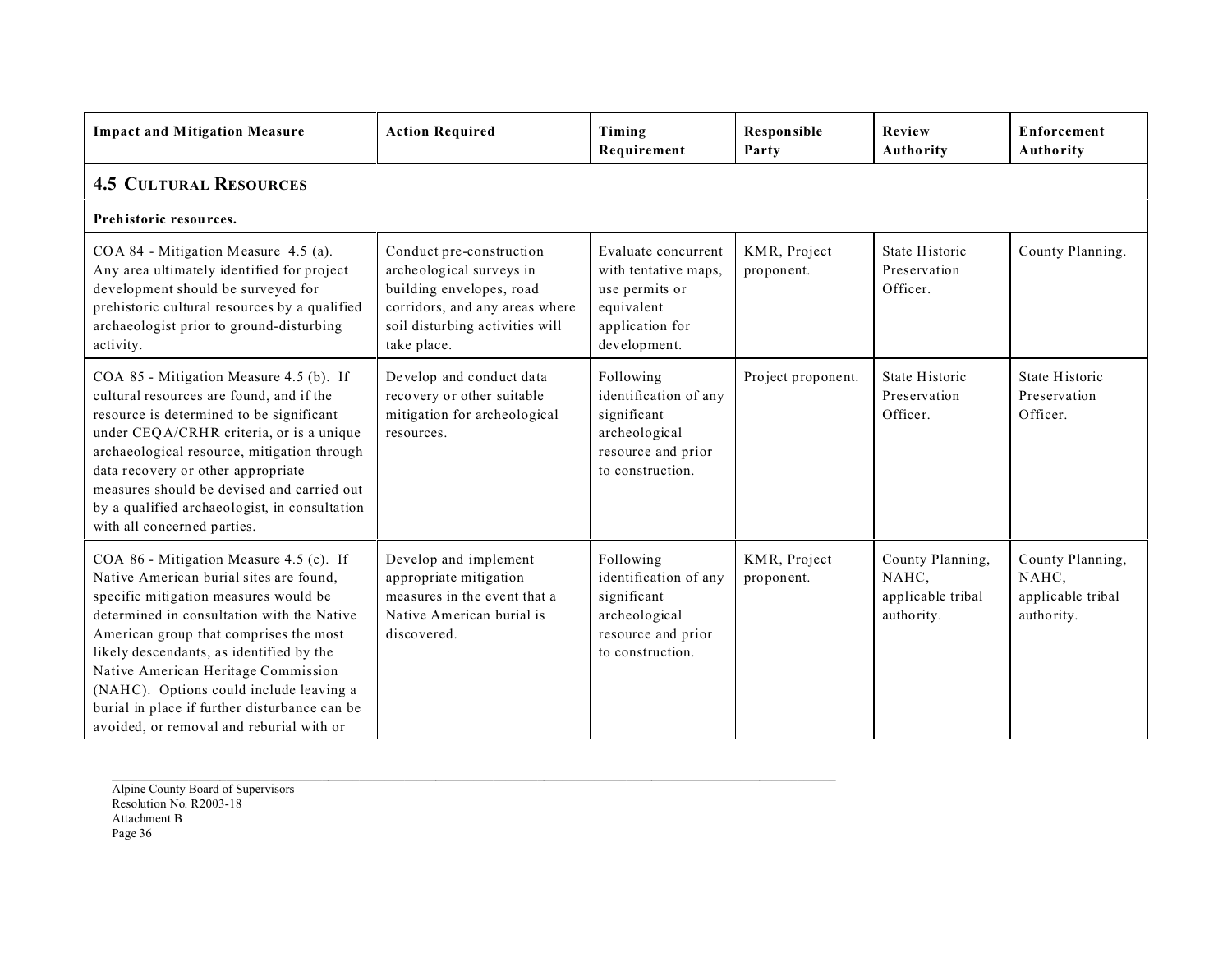| Impact and Mitigation Measure | Action Required | Timing Requirement | Responsible Party | Review Authority | Enforcement Authority |
|---|---|---|---|---|---|
| **4.5 CULTURAL RESOURCES** | | | | | |
| **Prehistoric resources.** | | | | | |
| COA 84 - Mitigation Measure 4.5 (a). Any area ultimately identified for project development should be surveyed for prehistoric cultural resources by a qualified archaeologist prior to ground-disturbing activity. | Conduct pre-construction archeological surveys in building envelopes, road corridors, and any areas where soil disturbing activities will take place. | Evaluate concurrent with tentative maps, use permits or equivalent application for development. | KMR, Project proponent. | State Historic Preservation Officer. | County Planning. |
| COA 85 - Mitigation Measure 4.5 (b). If cultural resources are found, and if the resource is determined to be significant under CEQA/CRHR criteria, or is a unique archaeological resource, mitigation through data recovery or other appropriate measures should be devised and carried out by a qualified archaeologist, in consultation with all concerned parties. | Develop and conduct data recovery or other suitable mitigation for archeological resources. | Following identification of any significant archeological resource and prior to construction. | Project proponent. | State Historic Preservation Officer. | State Historic Preservation Officer. |
| COA 86 - Mitigation Measure 4.5 (c). If Native American burial sites are found, specific mitigation measures would be determined in consultation with the Native American group that comprises the most likely descendants, as identified by the Native American Heritage Commission (NAHC). Options could include leaving a burial in place if further disturbance can be avoided, or removal and reburial with or | Develop and implement appropriate mitigation measures in the event that a Native American burial is discovered. | Following identification of any significant archeological resource and prior to construction. | KMR, Project proponent. | County Planning, NAHC, applicable tribal authority. | County Planning, NAHC, applicable tribal authority. |

Alpine County Board of Supervisors
Resolution No. R2003-18
Attachment B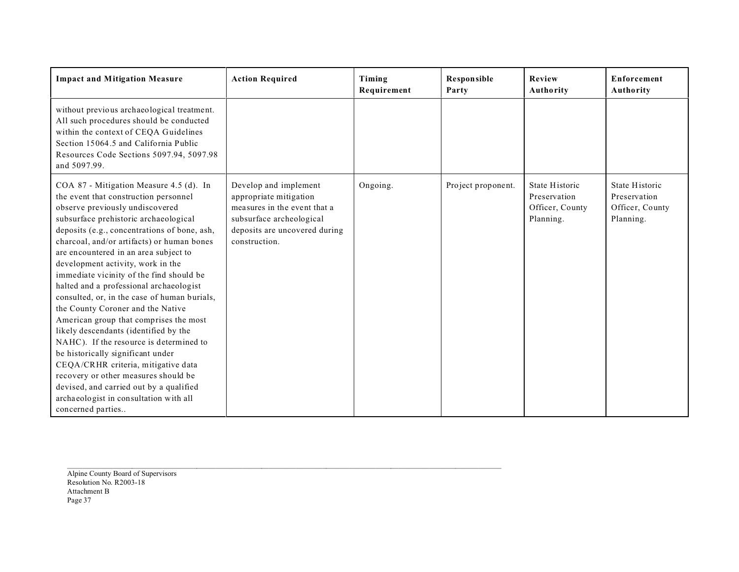| Impact and Mitigation Measure | Action Required | Timing Requirement | Responsible Party | Review Authority | Enforcement Authority |
|---|---|---|---|---|---|
| without previous archaeological treatment. All such procedures should be conducted within the context of CEQA Guidelines Section 15064.5 and California Public Resources Code Sections 5097.94, 5097.98 and 5097.99. | | | | | |
| COA 87 - Mitigation Measure 4.5 (d). In the event that construction personnel observe previously undiscovered subsurface prehistoric archaeological deposits (e.g., concentrations of bone, ash, charcoal, and/or artifacts) or human bones are encountered in an area subject to development activity, work in the immediate vicinity of the find should be halted and a professional archaeologist consulted, or, in the case of human burials, the County Coroner and the Native American group that comprises the most likely descendants (identified by the NAHC). If the resource is determined to be historically significant under CEQA/CRHR criteria, mitigative data recovery or other measures should be devised, and carried out by a qualified archaeologist in consultation with all concerned parties.. | Develop and implement appropriate mitigation measures in the event that a subsurface archeological deposits are uncovered during construction. | Ongoing. | Project proponent. | State Historic Preservation Officer, County Planning. | State Historic Preservation Officer, County Planning. |

Alpine County Board of Supervisors
Resolution No. R2003-18
Attachment B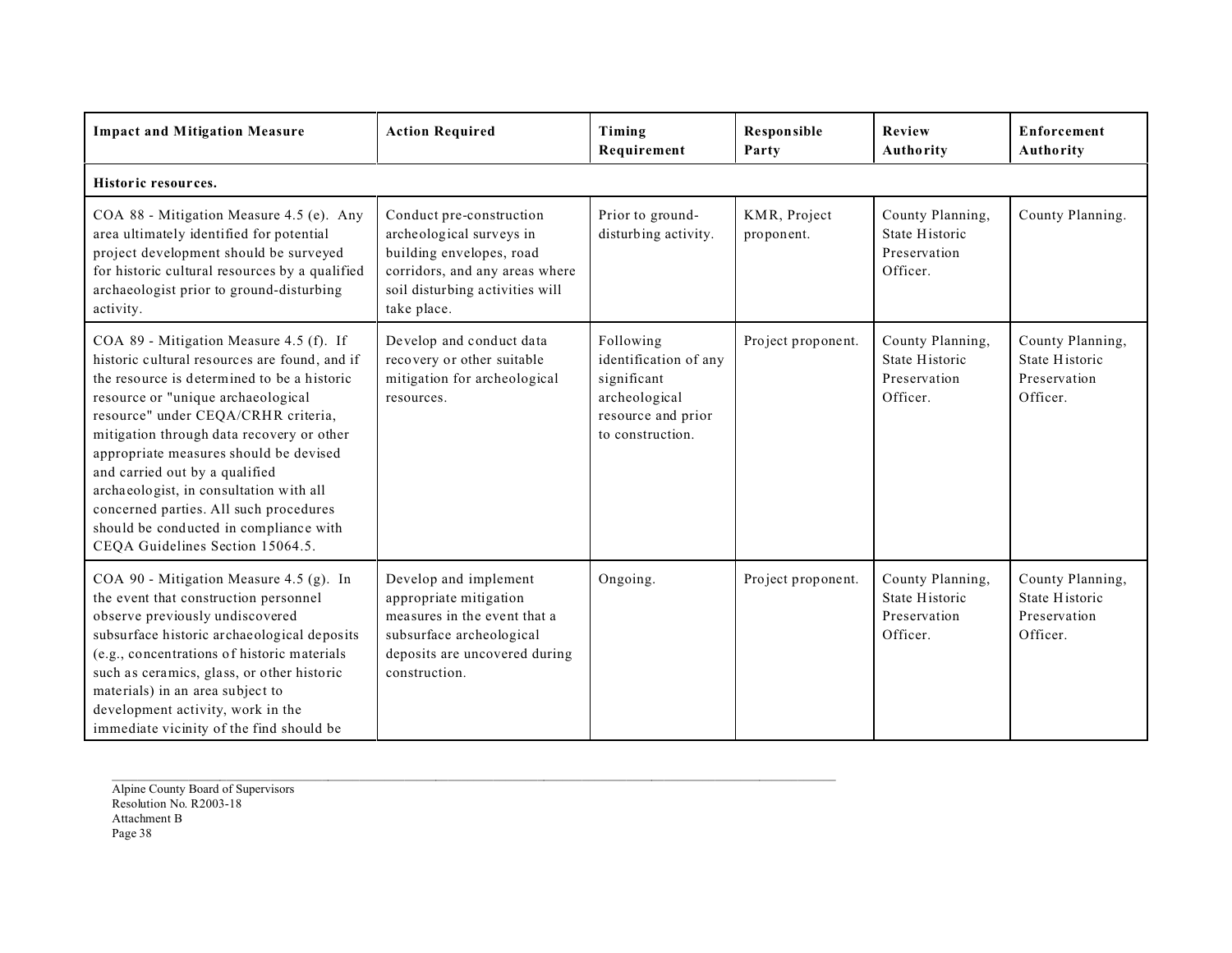| Impact and Mitigation Measure | Action Required | Timing Requirement | Responsible Party | Review Authority | Enforcement Authority |
|---|---|---|---|---|---|
| **Historic resources.** | | | | | |
| COA 88 - Mitigation Measure 4.5 (e). Any area ultimately identified for potential project development should be surveyed for historic cultural resources by a qualified archaeologist prior to ground-disturbing activity. | Conduct pre-construction archeological surveys in building envelopes, road corridors, and any areas where soil disturbing activities will take place. | Prior to ground-disturbing activity. | KMR, Project proponent. | County Planning, State Historic Preservation Officer. | County Planning. |
| COA 89 - Mitigation Measure 4.5 (f). If historic cultural resources are found, and if the resource is determined to be a historic resource or "unique archaeological resource" under CEQA/CRHR criteria, mitigation through data recovery or other appropriate measures should be devised and carried out by a qualified archaeologist, in consultation with all concerned parties. All such procedures should be conducted in compliance with CEQA Guidelines Section 15064.5. | Develop and conduct data recovery or other suitable mitigation for archeological resources. | Following identification of any significant archeological resource and prior to construction. | Project proponent. | County Planning, State Historic Preservation Officer. | County Planning, State Historic Preservation Officer. |
| COA 90 - Mitigation Measure 4.5 (g). In the event that construction personnel observe previously undiscovered subsurface historic archaeological deposits (e.g., concentrations of historic materials such as ceramics, glass, or other historic materials) in an area subject to development activity, work in the immediate vicinity of the find should be | Develop and implement appropriate mitigation measures in the event that a subsurface archeological deposits are uncovered during construction. | Ongoing. | Project proponent. | County Planning, State Historic Preservation Officer. | County Planning, State Historic Preservation Officer. |

Alpine County Board of Supervisors
Resolution No. R2003-18
Attachment B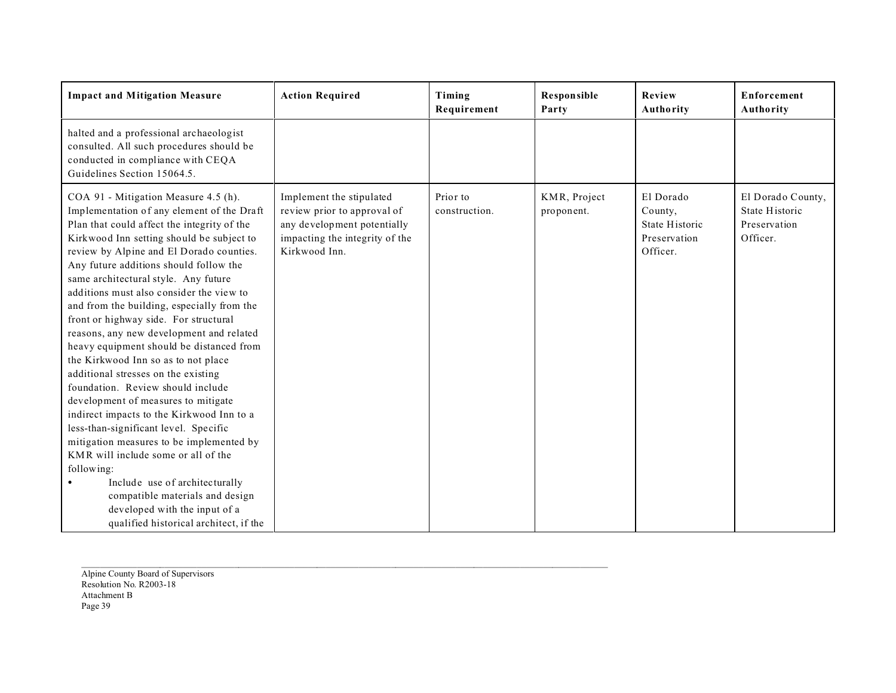| Impact and Mitigation Measure | Action Required | Timing Requirement | Responsible Party | Review Authority | Enforcement Authority |
|---|---|---|---|---|---|
| halted and a professional archaeologist consulted. All such procedures should be conducted in compliance with CEQA Guidelines Section 15064.5. | | | | | |
| COA 91 - Mitigation Measure 4.5 (h). Implementation of any element of the Draft Plan that could affect the integrity of the Kirkwood Inn setting should be subject to review by Alpine and El Dorado counties. Any future additions should follow the same architectural style. Any future additions must also consider the view to and from the building, especially from the front or highway side. For structural reasons, any new development and related heavy equipment should be distanced from the Kirkwood Inn so as to not place additional stresses on the existing foundation. Review should include development of measures to mitigate indirect impacts to the Kirkwood Inn to a less-than-significant level. Specific mitigation measures to be implemented by KMR will include some or all of the following:<br>• Include use of architecturally compatible materials and design developed with the input of a qualified historical architect, if the | Implement the stipulated review prior to approval of any development potentially impacting the integrity of the Kirkwood Inn. | Prior to construction. | KMR, Project proponent. | El Dorado County, State Historic Preservation Officer. | El Dorado County, State Historic Preservation Officer. |

Alpine County Board of Supervisors
Resolution No. R2003-18
Attachment B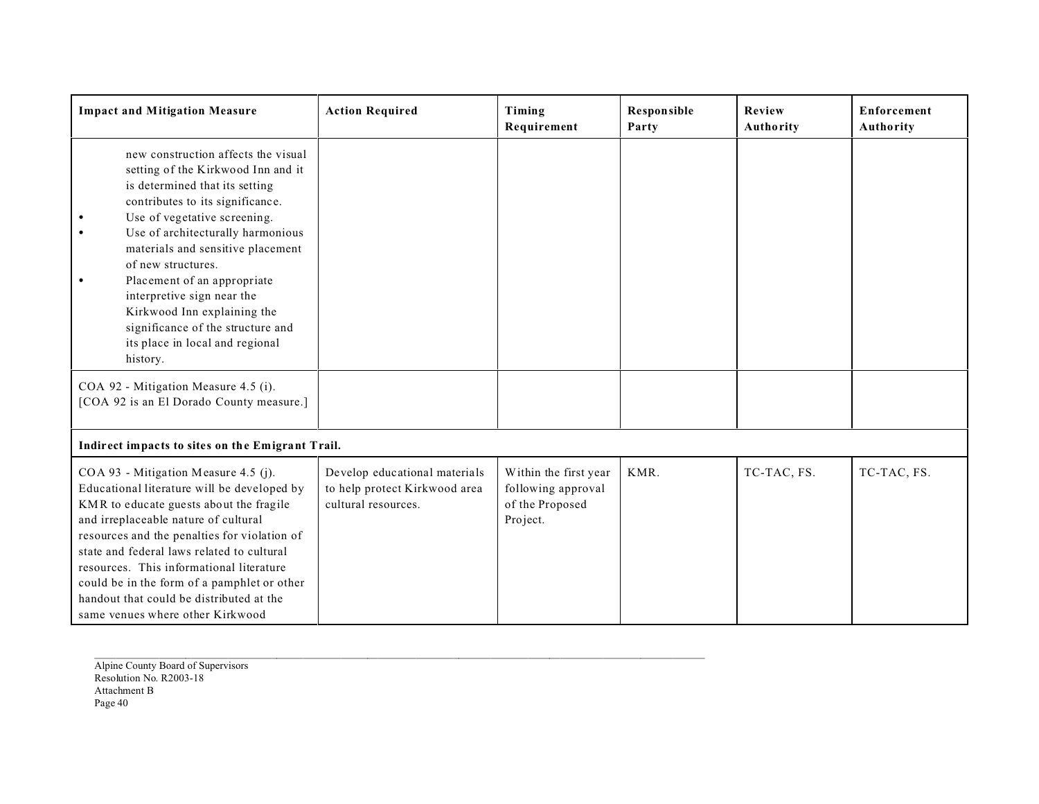| Impact and Mitigation Measure | Action Required | Timing Requirement | Responsible Party | Review Authority | Enforcement Authority |
|---|---|---|---|---|---|
| new construction affects the visual setting of the Kirkwood Inn and it is determined that its setting contributes to its significance.<br>• Use of vegetative screening.<br>• Use of architecturally harmonious materials and sensitive placement of new structures.<br>• Placement of an appropriate interpretive sign near the Kirkwood Inn explaining the significance of the structure and its place in local and regional history. | | | | | |
| COA 92 - Mitigation Measure 4.5 (i). [COA 92 is an El Dorado County measure.] | | | | | |
| **Indirect impacts to sites on the Emigrant Trail.** | | | | | |
| COA 93 - Mitigation Measure 4.5 (j). Educational literature will be developed by KMR to educate guests about the fragile and irreplaceable nature of cultural resources and the penalties for violation of state and federal laws related to cultural resources. This informational literature could be in the form of a pamphlet or other handout that could be distributed at the same venues where other Kirkwood | Develop educational materials to help protect Kirkwood area cultural resources. | Within the first year following approval of the Proposed Project. | KMR. | TC-TAC, FS. | TC-TAC, FS. |

Alpine County Board of Supervisors
Resolution No. R2003-18
Attachment B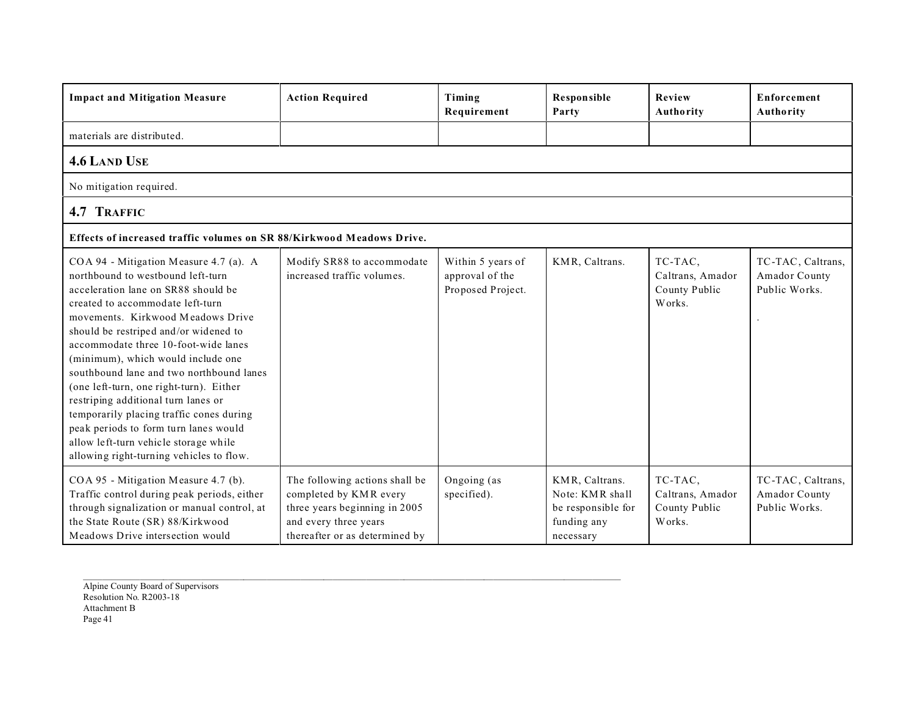| Impact and Mitigation Measure | Action Required | Timing Requirement | Responsible Party | Review Authority | Enforcement Authority |
|---|---|---|---|---|---|
| materials are distributed. | | | | | |
| **4.6 LAND USE** | | | | | |
| No mitigation required. | | | | | |
| **4.7 TRAFFIC** | | | | | |
| **Effects of increased traffic volumes on SR 88/Kirkwood Meadows Drive.** | | | | | |
| COA 94 - Mitigation Measure 4.7 (a). A northbound to westbound left-turn acceleration lane on SR88 should be created to accommodate left-turn movements. Kirkwood Meadows Drive should be restriped and/or widened to accommodate three 10-foot-wide lanes (minimum), which would include one southbound lane and two northbound lanes (one left-turn, one right-turn). Either restriping additional turn lanes or temporarily placing traffic cones during peak periods to form turn lanes would allow left-turn vehicle storage while allowing right-turning vehicles to flow. | Modify SR88 to accommodate increased traffic volumes. | Within 5 years of approval of the Proposed Project. | KMR, Caltrans. | TC-TAC, Caltrans, Amador County Public Works. | TC-TAC, Caltrans, Amador County Public Works. |
| COA 95 - Mitigation Measure 4.7 (b). Traffic control during peak periods, either through signalization or manual control, at the State Route (SR) 88/Kirkwood Meadows Drive intersection would | The following actions shall be completed by KMR every three years beginning in 2005 and every three years thereafter or as determined by | Ongoing (as specified). | KMR, Caltrans. Note: KMR shall be responsible for funding any necessary | TC-TAC, Caltrans, Amador County Public Works. | TC-TAC, Caltrans, Amador County Public Works. |

Alpine County Board of Supervisors
Resolution No. R2003-18
Attachment B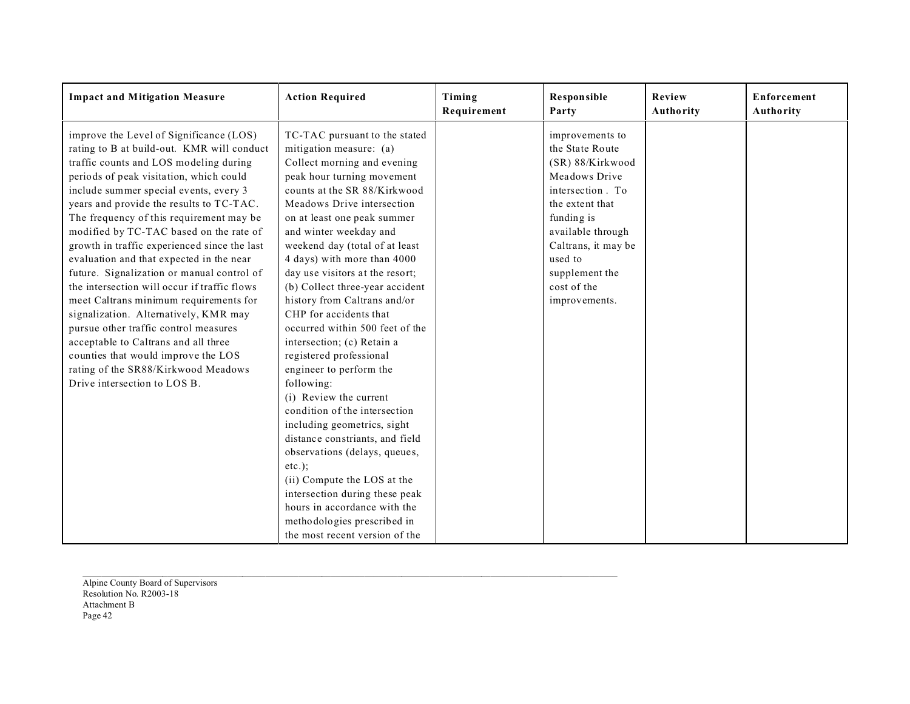| Impact and Mitigation Measure | Action Required | Timing Requirement | Responsible Party | Review Authority | Enforcement Authority |
|---|---|---|---|---|---|
| improve the Level of Significance (LOS) rating to B at build-out. KMR will conduct traffic counts and LOS modeling during periods of peak visitation, which could include summer special events, every 3 years and provide the results to TC-TAC. The frequency of this requirement may be modified by TC-TAC based on the rate of growth in traffic experienced since the last evaluation and that expected in the near future. Signalization or manual control of the intersection will occur if traffic flows meet Caltrans minimum requirements for signalization. Alternatively, KMR may pursue other traffic control measures acceptable to Caltrans and all three counties that would improve the LOS rating of the SR88/Kirkwood Meadows Drive intersection to LOS B. | TC-TAC pursuant to the stated mitigation measure: (a) Collect morning and evening peak hour turning movement counts at the SR 88/Kirkwood Meadows Drive intersection on at least one peak summer and winter weekday and weekend day (total of at least 4 days) with more than 4000 day use visitors at the resort; (b) Collect three-year accident history from Caltrans and/or CHP for accidents that occurred within 500 feet of the intersection; (c) Retain a registered professional engineer to perform the following:<br>(i) Review the current condition of the intersection including geometrics, sight distance constriants, and field observations (delays, queues, etc.);<br>(ii) Compute the LOS at the intersection during these peak hours in accordance with the methodologies prescribed in the most recent version of the | | improvements to the State Route (SR) 88/Kirkwood Meadows Drive intersection . To the extent that funding is available through Caltrans, it may be used to supplement the cost of the improvements. | | |

Alpine County Board of Supervisors
Resolution No. R2003-18
Attachment B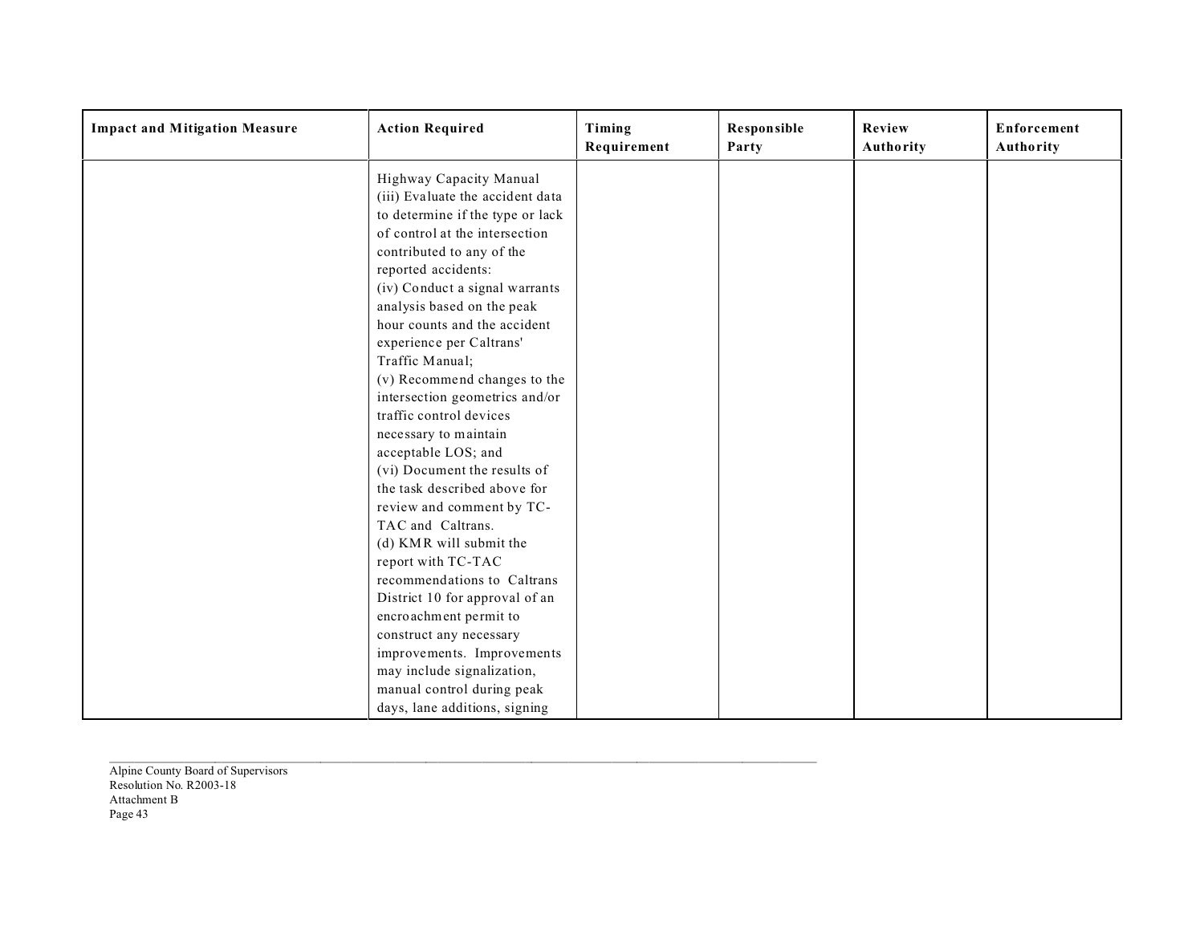| Impact and Mitigation Measure | Action Required | Timing Requirement | Responsible Party | Review Authority | Enforcement Authority |
|---|---|---|---|---|---|
| | Highway Capacity Manual (iii) Evaluate the accident data to determine if the type or lack of control at the intersection contributed to any of the reported accidents: (iv) Conduct a signal warrants analysis based on the peak hour counts and the accident experience per Caltrans' Traffic Manual; (v) Recommend changes to the intersection geometrics and/or traffic control devices necessary to maintain acceptable LOS; and (vi) Document the results of the task described above for review and comment by TC-TAC and Caltrans. (d) KMR will submit the report with TC-TAC recommendations to Caltrans District 10 for approval of an encroachment permit to construct any necessary improvements. Improvements may include signalization, manual control during peak days, lane additions, signing | | | | |

Alpine County Board of Supervisors
Resolution No. R2003-18
Attachment B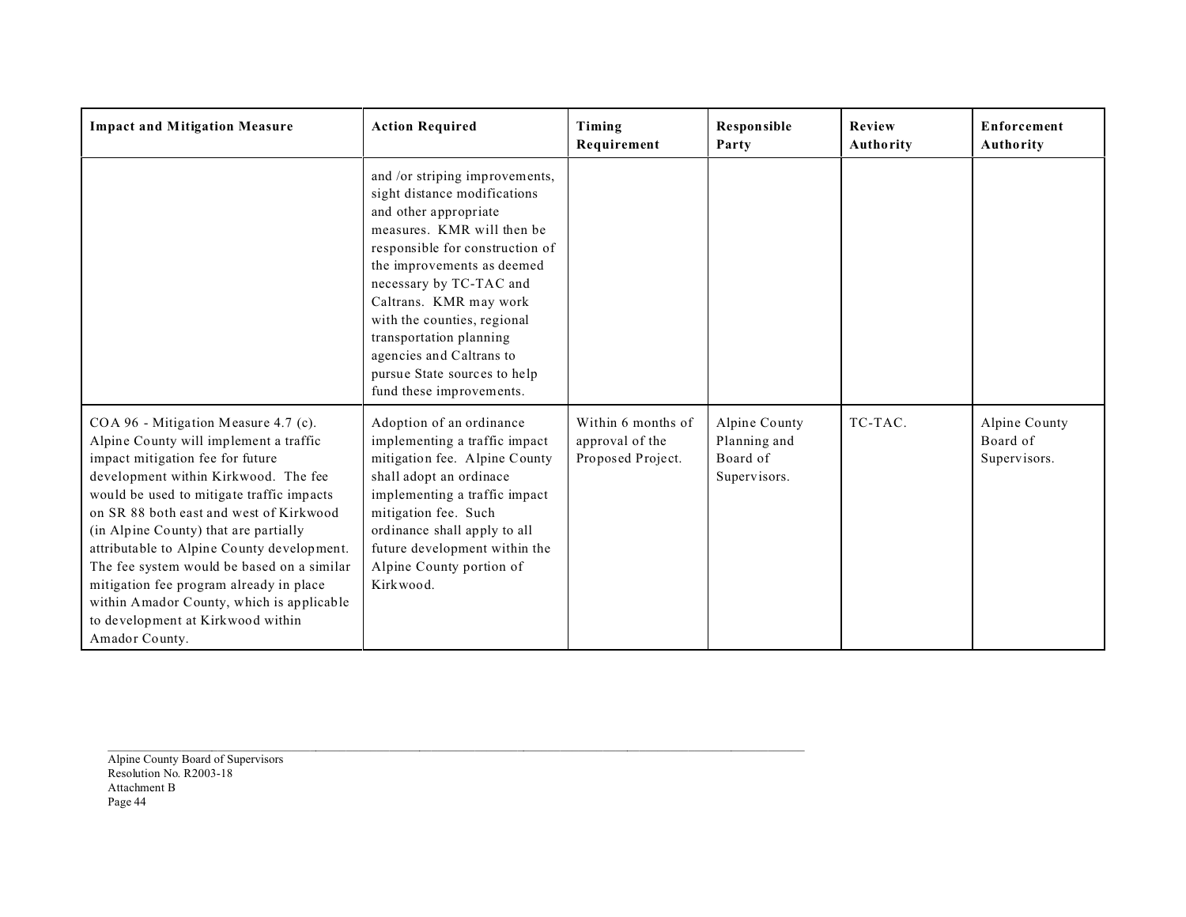| Impact and Mitigation Measure | Action Required | Timing Requirement | Responsible Party | Review Authority | Enforcement Authority |
|---|---|---|---|---|---|
| | and /or striping improvements, sight distance modifications and other appropriate measures. KMR will then be responsible for construction of the improvements as deemed necessary by TC-TAC and Caltrans. KMR may work with the counties, regional transportation planning agencies and Caltrans to pursue State sources to help fund these improvements. | | | | |
| COA 96 - Mitigation Measure 4.7 (c). Alpine County will implement a traffic impact mitigation fee for future development within Kirkwood. The fee would be used to mitigate traffic impacts on SR 88 both east and west of Kirkwood (in Alpine County) that are partially attributable to Alpine County development. The fee system would be based on a similar mitigation fee program already in place within Amador County, which is applicable to development at Kirkwood within Amador County. | Adoption of an ordinance implementing a traffic impact mitigation fee. Alpine County shall adopt an ordinace implementing a traffic impact mitigation fee. Such ordinance shall apply to all future development within the Alpine County portion of Kirkwood. | Within 6 months of approval of the Proposed Project. | Alpine County Planning and Board of Supervisors. | TC-TAC. | Alpine County Board of Supervisors. |

Alpine County Board of Supervisors
Resolution No. R2003-18
Attachment B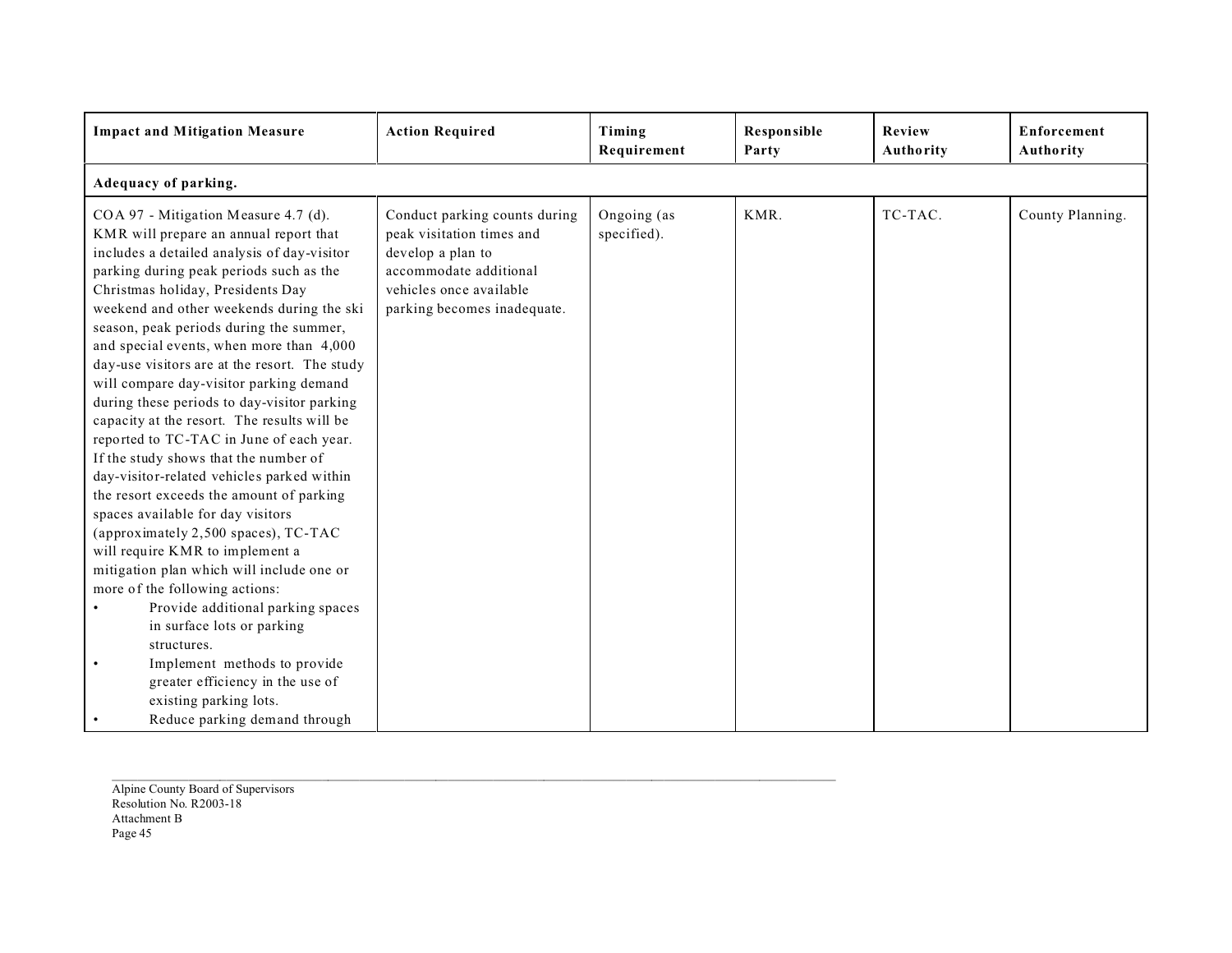| Impact and Mitigation Measure | Action Required | Timing Requirement | Responsible Party | Review Authority | Enforcement Authority |
|---|---|---|---|---|---|
| **Adequacy of parking.** | | | | | |
| COA 97 - Mitigation Measure 4.7 (d). KMR will prepare an annual report that includes a detailed analysis of day-visitor parking during peak periods such as the Christmas holiday, Presidents Day weekend and other weekends during the ski season, peak periods during the summer, and special events, when more than 4,000 day-use visitors are at the resort. The study will compare day-visitor parking demand during these periods to day-visitor parking capacity at the resort. The results will be reported to TC-TAC in June of each year. If the study shows that the number of day-visitor-related vehicles parked within the resort exceeds the amount of parking spaces available for day visitors (approximately 2,500 spaces), TC-TAC will require KMR to implement a mitigation plan which will include one or more of the following actions:<br>• Provide additional parking spaces in surface lots or parking structures.<br>• Implement methods to provide greater efficiency in the use of existing parking lots.<br>• Reduce parking demand through | Conduct parking counts during peak visitation times and develop a plan to accommodate additional vehicles once available parking becomes inadequate. | Ongoing (as specified). | KMR. | TC-TAC. | County Planning. |

Alpine County Board of Supervisors
Resolution No. R2003-18
Attachment B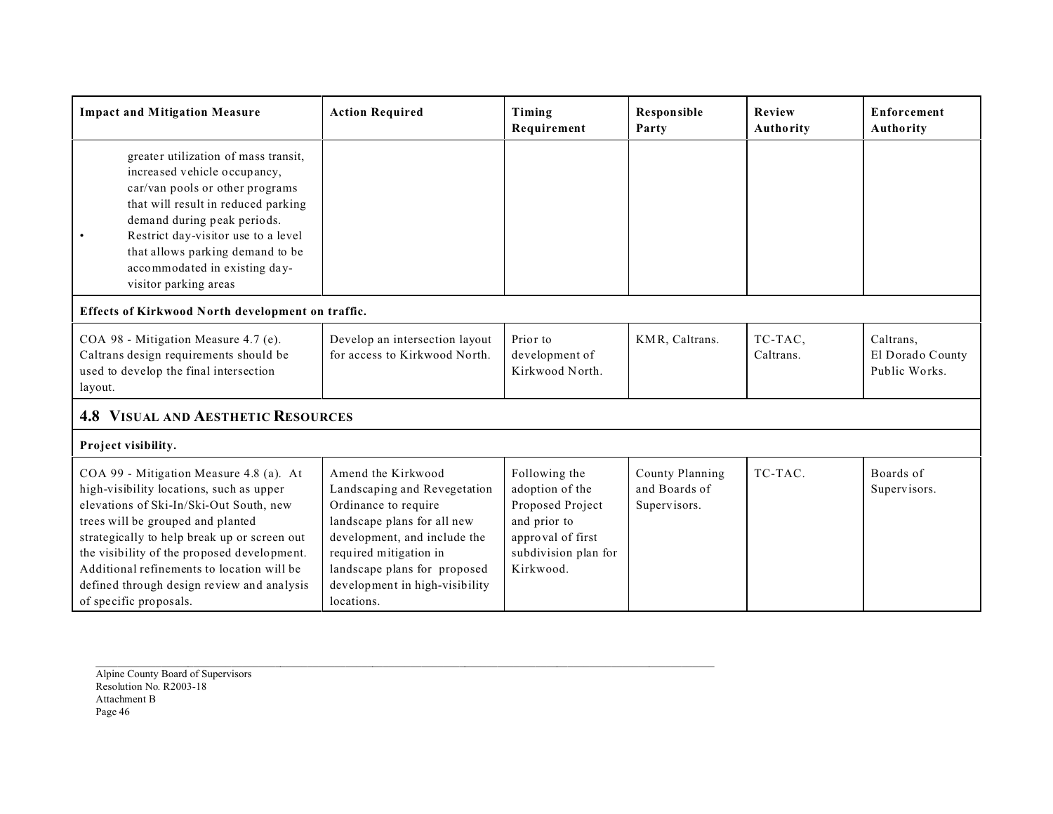| Impact and Mitigation Measure | Action Required | Timing Requirement | Responsible Party | Review Authority | Enforcement Authority |
|---|---|---|---|---|---|
| greater utilization of mass transit, increased vehicle occupancy, car/van pools or other programs that will result in reduced parking demand during peak periods. <br>• Restrict day-visitor use to a level that allows parking demand to be accommodated in existing day-visitor parking areas | | | | | |
| **Effects of Kirkwood North development on traffic.** | | | | | |
| COA 98 - Mitigation Measure 4.7 (e). Caltrans design requirements should be used to develop the final intersection layout. | Develop an intersection layout for access to Kirkwood North. | Prior to development of Kirkwood North. | KMR, Caltrans. | TC-TAC, Caltrans. | Caltrans, El Dorado County Public Works. |
| **4.8 VISUAL AND AESTHETIC RESOURCES** | | | | | |
| **Project visibility.** | | | | | |
| COA 99 - Mitigation Measure 4.8 (a). At high-visibility locations, such as upper elevations of Ski-In/Ski-Out South, new trees will be grouped and planted strategically to help break up or screen out the visibility of the proposed development. Additional refinements to location will be defined through design review and analysis of specific proposals. | Amend the Kirkwood Landscaping and Revegetation Ordinance to require landscape plans for all new development, and include the required mitigation in landscape plans for proposed development in high-visibility locations. | Following the adoption of the Proposed Project and prior to approval of first subdivision plan for Kirkwood. | County Planning and Boards of Supervisors. | TC-TAC. | Boards of Supervisors. |

Alpine County Board of Supervisors
Resolution No. R2003-18
Attachment B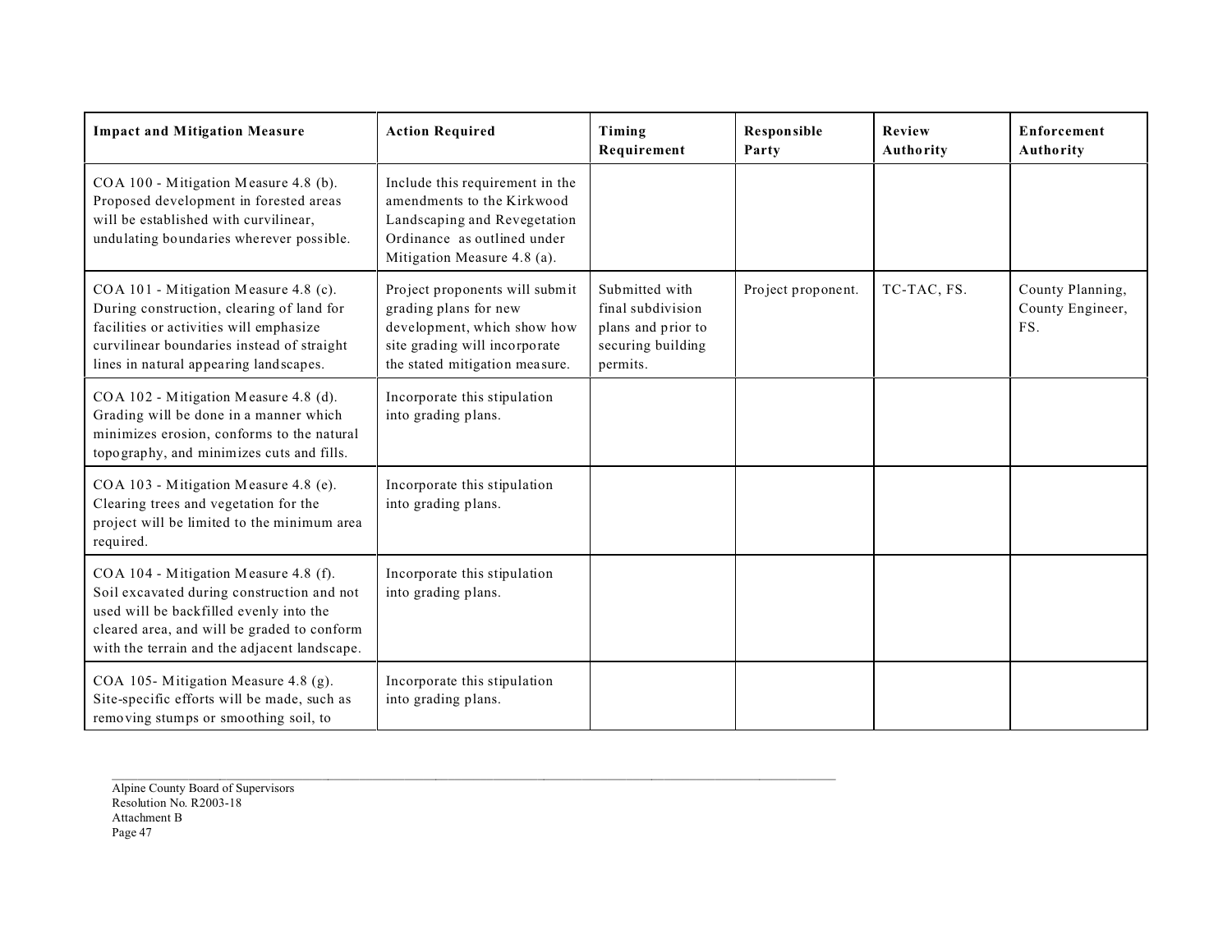| Impact and Mitigation Measure | Action Required | Timing Requirement | Responsible Party | Review Authority | Enforcement Authority |
|---|---|---|---|---|---|
| COA 100 - Mitigation Measure 4.8 (b). Proposed development in forested areas will be established with curvilinear, undulating boundaries wherever possible. | Include this requirement in the amendments to the Kirkwood Landscaping and Revegetation Ordinance as outlined under Mitigation Measure 4.8 (a). | | | | |
| COA 101 - Mitigation Measure 4.8 (c). During construction, clearing of land for facilities or activities will emphasize curvilinear boundaries instead of straight lines in natural appearing landscapes. | Project proponents will submit grading plans for new development, which show how site grading will incorporate the stated mitigation measure. | Submitted with final subdivision plans and prior to securing building permits. | Project proponent. | TC-TAC, FS. | County Planning, County Engineer, FS. |
| COA 102 - Mitigation Measure 4.8 (d). Grading will be done in a manner which minimizes erosion, conforms to the natural topography, and minimizes cuts and fills. | Incorporate this stipulation into grading plans. | | | | |
| COA 103 - Mitigation Measure 4.8 (e). Clearing trees and vegetation for the project will be limited to the minimum area required. | Incorporate this stipulation into grading plans. | | | | |
| COA 104 - Mitigation Measure 4.8 (f). Soil excavated during construction and not used will be backfilled evenly into the cleared area, and will be graded to conform with the terrain and the adjacent landscape. | Incorporate this stipulation into grading plans. | | | | |
| COA 105- Mitigation Measure 4.8 (g). Site-specific efforts will be made, such as removing stumps or smoothing soil, to | Incorporate this stipulation into grading plans. | | | | |

Alpine County Board of Supervisors
Resolution No. R2003-18
Attachment B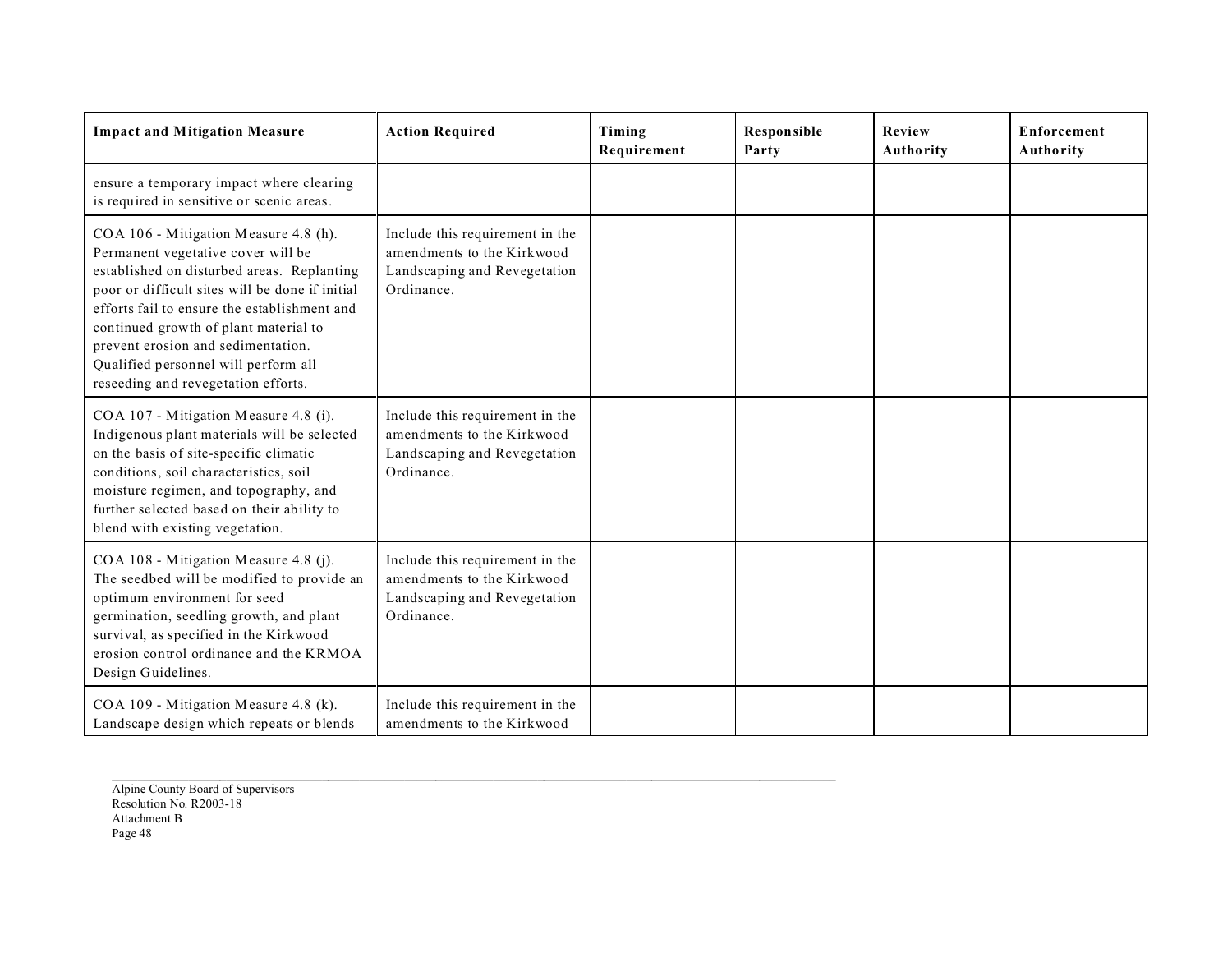| Impact and Mitigation Measure | Action Required | Timing Requirement | Responsible Party | Review Authority | Enforcement Authority |
|---|---|---|---|---|---|
| ensure a temporary impact where clearing is required in sensitive or scenic areas. | | | | | |
| COA 106 - Mitigation Measure 4.8 (h). Permanent vegetative cover will be established on disturbed areas. Replanting poor or difficult sites will be done if initial efforts fail to ensure the establishment and continued growth of plant material to prevent erosion and sedimentation. Qualified personnel will perform all reseeding and revegetation efforts. | Include this requirement in the amendments to the Kirkwood Landscaping and Revegetation Ordinance. | | | | |
| COA 107 - Mitigation Measure 4.8 (i). Indigenous plant materials will be selected on the basis of site-specific climatic conditions, soil characteristics, soil moisture regimen, and topography, and further selected based on their ability to blend with existing vegetation. | Include this requirement in the amendments to the Kirkwood Landscaping and Revegetation Ordinance. | | | | |
| COA 108 - Mitigation Measure 4.8 (j). The seedbed will be modified to provide an optimum environment for seed germination, seedling growth, and plant survival, as specified in the Kirkwood erosion control ordinance and the KRMOA Design Guidelines. | Include this requirement in the amendments to the Kirkwood Landscaping and Revegetation Ordinance. | | | | |
| COA 109 - Mitigation Measure 4.8 (k). Landscape design which repeats or blends | Include this requirement in the amendments to the Kirkwood | | | | |

Alpine County Board of Supervisors
Resolution No. R2003-18
Attachment B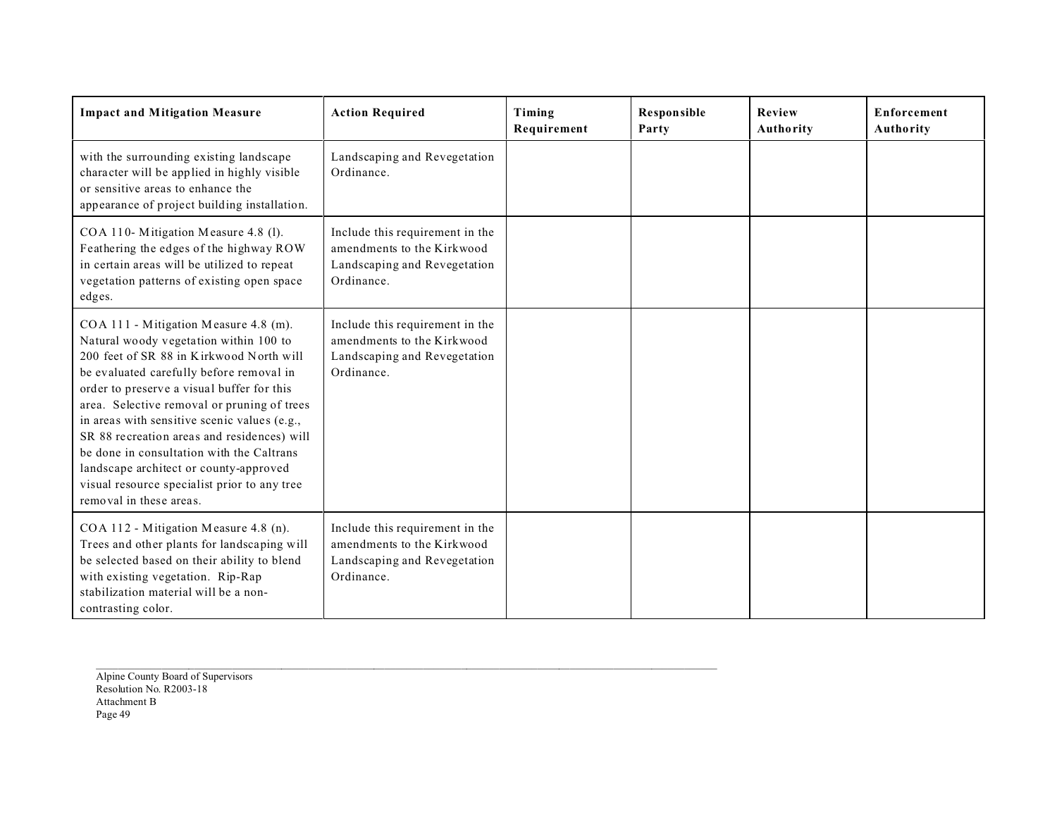| Impact and Mitigation Measure | Action Required | Timing Requirement | Responsible Party | Review Authority | Enforcement Authority |
|---|---|---|---|---|---|
| with the surrounding existing landscape character will be applied in highly visible or sensitive areas to enhance the appearance of project building installation. | Landscaping and Revegetation Ordinance. | | | | |
| COA 110- Mitigation Measure 4.8 (l). Feathering the edges of the highway ROW in certain areas will be utilized to repeat vegetation patterns of existing open space edges. | Include this requirement in the amendments to the Kirkwood Landscaping and Revegetation Ordinance. | | | | |
| COA 111 - Mitigation Measure 4.8 (m). Natural woody vegetation within 100 to 200 feet of SR 88 in Kirkwood North will be evaluated carefully before removal in order to preserve a visual buffer for this area. Selective removal or pruning of trees in areas with sensitive scenic values (e.g., SR 88 recreation areas and residences) will be done in consultation with the Caltrans landscape architect or county-approved visual resource specialist prior to any tree removal in these areas. | Include this requirement in the amendments to the Kirkwood Landscaping and Revegetation Ordinance. | | | | |
| COA 112 - Mitigation Measure 4.8 (n). Trees and other plants for landscaping will be selected based on their ability to blend with existing vegetation. Rip-Rap stabilization material will be a non-contrasting color. | Include this requirement in the amendments to the Kirkwood Landscaping and Revegetation Ordinance. | | | | |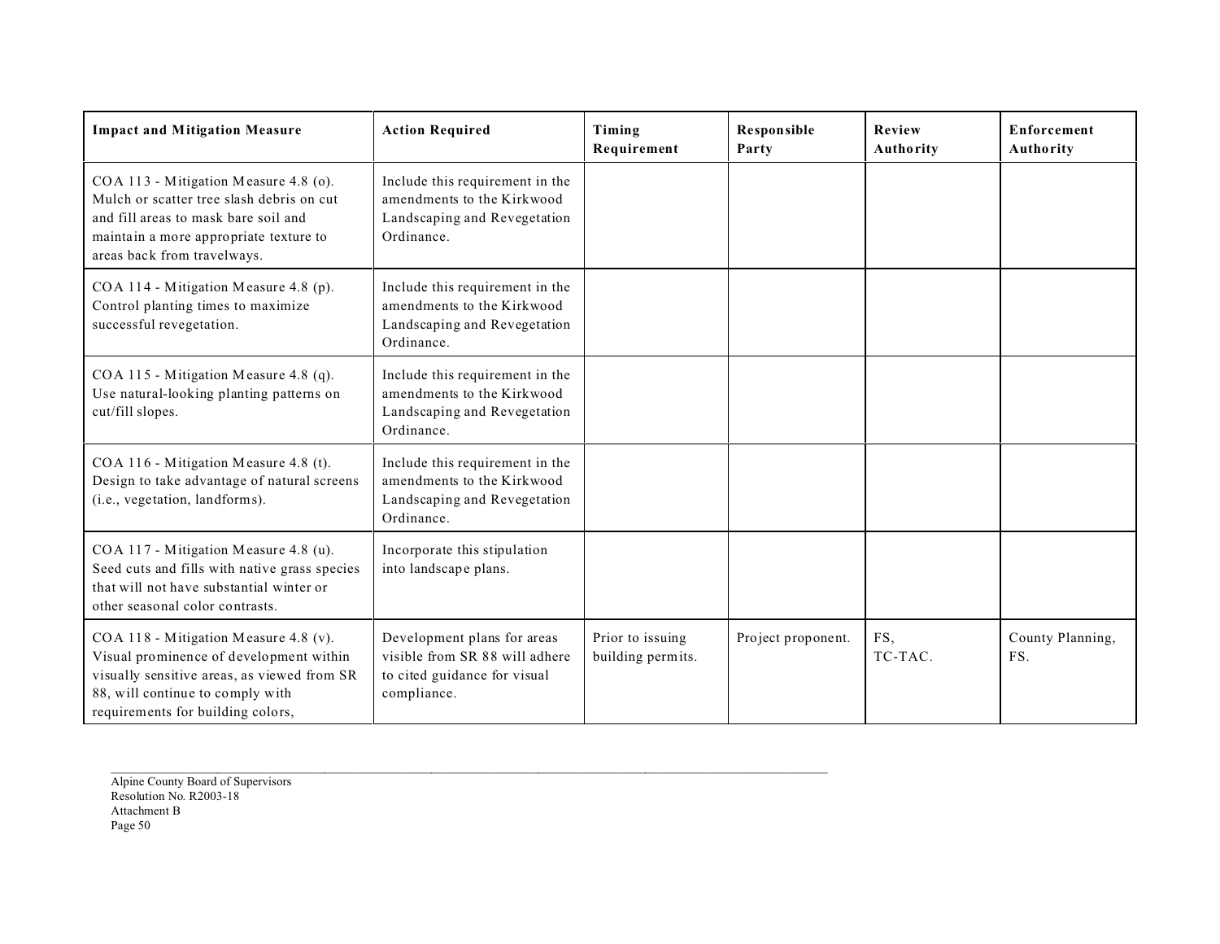| Impact and Mitigation Measure | Action Required | Timing Requirement | Responsible Party | Review Authority | Enforcement Authority |
|---|---|---|---|---|---|
| COA 113 - Mitigation Measure 4.8 (o). Mulch or scatter tree slash debris on cut and fill areas to mask bare soil and maintain a more appropriate texture to areas back from travelways. | Include this requirement in the amendments to the Kirkwood Landscaping and Revegetation Ordinance. | | | | |
| COA 114 - Mitigation Measure 4.8 (p). Control planting times to maximize successful revegetation. | Include this requirement in the amendments to the Kirkwood Landscaping and Revegetation Ordinance. | | | | |
| COA 115 - Mitigation Measure 4.8 (q). Use natural-looking planting patterns on cut/fill slopes. | Include this requirement in the amendments to the Kirkwood Landscaping and Revegetation Ordinance. | | | | |
| COA 116 - Mitigation Measure 4.8 (t). Design to take advantage of natural screens (i.e., vegetation, landforms). | Include this requirement in the amendments to the Kirkwood Landscaping and Revegetation Ordinance. | | | | |
| COA 117 - Mitigation Measure 4.8 (u). Seed cuts and fills with native grass species that will not have substantial winter or other seasonal color contrasts. | Incorporate this stipulation into landscape plans. | | | | |
| COA 118 - Mitigation Measure 4.8 (v). Visual prominence of development within visually sensitive areas, as viewed from SR 88, will continue to comply with requirements for building colors, | Development plans for areas visible from SR 88 will adhere to cited guidance for visual compliance. | Prior to issuing building permits. | Project proponent. | FS, TC-TAC. | County Planning, FS. |

Alpine County Board of Supervisors
Resolution No. R2003-18
Attachment B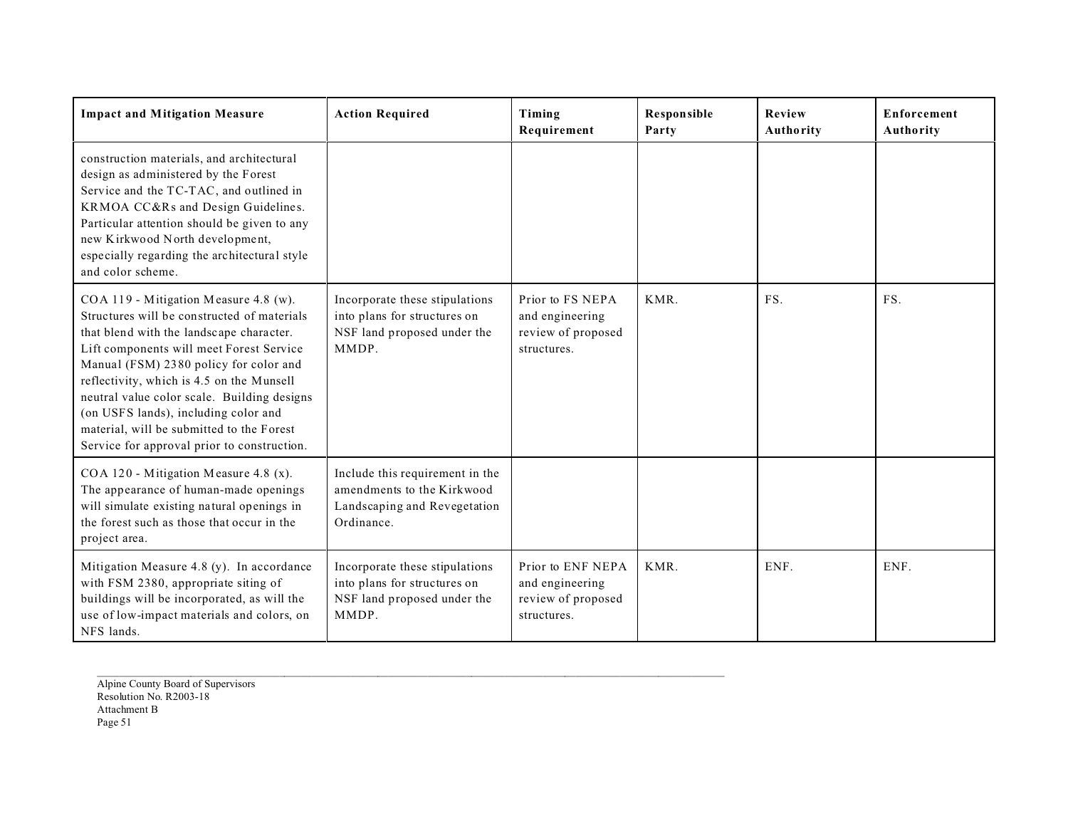| Impact and Mitigation Measure | Action Required | Timing Requirement | Responsible Party | Review Authority | Enforcement Authority |
|---|---|---|---|---|---|
| construction materials, and architectural design as administered by the Forest Service and the TC-TAC, and outlined in KRMOA CC&Rs and Design Guidelines. Particular attention should be given to any new Kirkwood North development, especially regarding the architectural style and color scheme. | | | | | |
| COA 119 - Mitigation Measure 4.8 (w). Structures will be constructed of materials that blend with the landscape character. Lift components will meet Forest Service Manual (FSM) 2380 policy for color and reflectivity, which is 4.5 on the Munsell neutral value color scale. Building designs (on USFS lands), including color and material, will be submitted to the Forest Service for approval prior to construction. | Incorporate these stipulations into plans for structures on NSF land proposed under the MMDP. | Prior to FS NEPA and engineering review of proposed structures. | KMR. | FS. | FS. |
| COA 120 - Mitigation Measure 4.8 (x). The appearance of human-made openings will simulate existing natural openings in the forest such as those that occur in the project area. | Include this requirement in the amendments to the Kirkwood Landscaping and Revegetation Ordinance. | | | | |
| Mitigation Measure 4.8 (y). In accordance with FSM 2380, appropriate siting of buildings will be incorporated, as will the use of low-impact materials and colors, on NFS lands. | Incorporate these stipulations into plans for structures on NSF land proposed under the MMDP. | Prior to ENF NEPA and engineering review of proposed structures. | KMR. | ENF. | ENF. |

Alpine County Board of Supervisors
Resolution No. R2003-18
Attachment B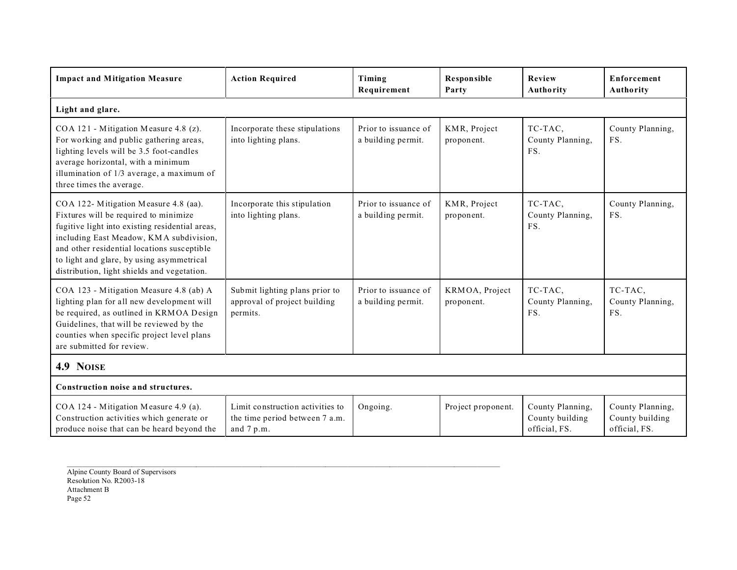| Impact and Mitigation Measure | Action Required | Timing Requirement | Responsible Party | Review Authority | Enforcement Authority |
|---|---|---|---|---|---|
| **Light and glare.** | | | | | |
| COA 121 - Mitigation Measure 4.8 (z). For working and public gathering areas, lighting levels will be 3.5 foot-candles average horizontal, with a minimum illumination of 1/3 average, a maximum of three times the average. | Incorporate these stipulations into lighting plans. | Prior to issuance of a building permit. | KMR, Project proponent. | TC-TAC, County Planning, FS. | County Planning, FS. |
| COA 122- Mitigation Measure 4.8 (aa). Fixtures will be required to minimize fugitive light into existing residential areas, including East Meadow, KMA subdivision, and other residential locations susceptible to light and glare, by using asymmetrical distribution, light shields and vegetation. | Incorporate this stipulation into lighting plans. | Prior to issuance of a building permit. | KMR, Project proponent. | TC-TAC, County Planning, FS. | County Planning, FS. |
| COA 123 - Mitigation Measure 4.8 (ab) A lighting plan for all new development will be required, as outlined in KRMOA Design Guidelines, that will be reviewed by the counties when specific project level plans are submitted for review. | Submit lighting plans prior to approval of project building permits. | Prior to issuance of a building permit. | KRMOA, Project proponent. | TC-TAC, County Planning, FS. | TC-TAC, County Planning, FS. |
| **4.9 NOISE** | | | | | |
| **Construction noise and structures.** | | | | | |
| COA 124 - Mitigation Measure 4.9 (a). Construction activities which generate or produce noise that can be heard beyond the | Limit construction activities to the time period between 7 a.m. and 7 p.m. | Ongoing. | Project proponent. | County Planning, County building official, FS. | County Planning, County building official, FS. |

Alpine County Board of Supervisors
Resolution No. R2003-18
Attachment B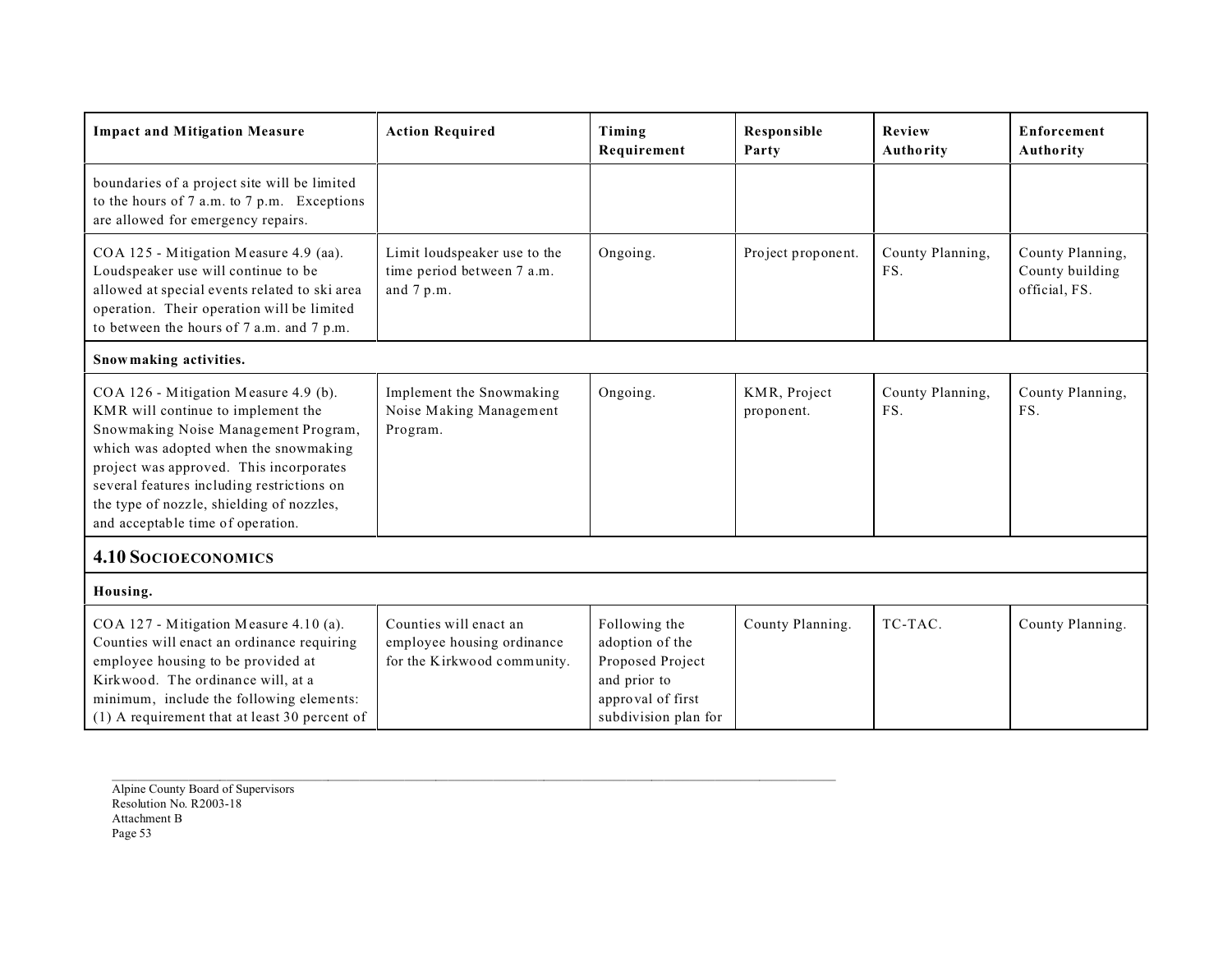| Impact and Mitigation Measure | Action Required | Timing Requirement | Responsible Party | Review Authority | Enforcement Authority |
|---|---|---|---|---|---|
| boundaries of a project site will be limited to the hours of 7 a.m. to 7 p.m. Exceptions are allowed for emergency repairs. | | | | | |
| COA 125 - Mitigation Measure 4.9 (aa). Loudspeaker use will continue to be allowed at special events related to ski area operation. Their operation will be limited to between the hours of 7 a.m. and 7 p.m. | Limit loudspeaker use to the time period between 7 a.m. and 7 p.m. | Ongoing. | Project proponent. | County Planning, FS. | County Planning, County building official, FS. |
| **Snowmaking activities.** | | | | | |
| COA 126 - Mitigation Measure 4.9 (b). KMR will continue to implement the Snowmaking Noise Management Program, which was adopted when the snowmaking project was approved. This incorporates several features including restrictions on the type of nozzle, shielding of nozzles, and acceptable time of operation. | Implement the Snowmaking Noise Making Management Program. | Ongoing. | KMR, Project proponent. | County Planning, FS. | County Planning, FS. |
| **4.10 SOCIOECONOMICS** | | | | | |
| **Housing.** | | | | | |
| COA 127 - Mitigation Measure 4.10 (a). Counties will enact an ordinance requiring employee housing to be provided at Kirkwood. The ordinance will, at a minimum, include the following elements: (1) A requirement that at least 30 percent of | Counties will enact an employee housing ordinance for the Kirkwood community. | Following the adoption of the Proposed Project and prior to approval of first subdivision plan for | County Planning. | TC-TAC. | County Planning. |

Alpine County Board of Supervisors
Resolution No. R2003-18
Attachment B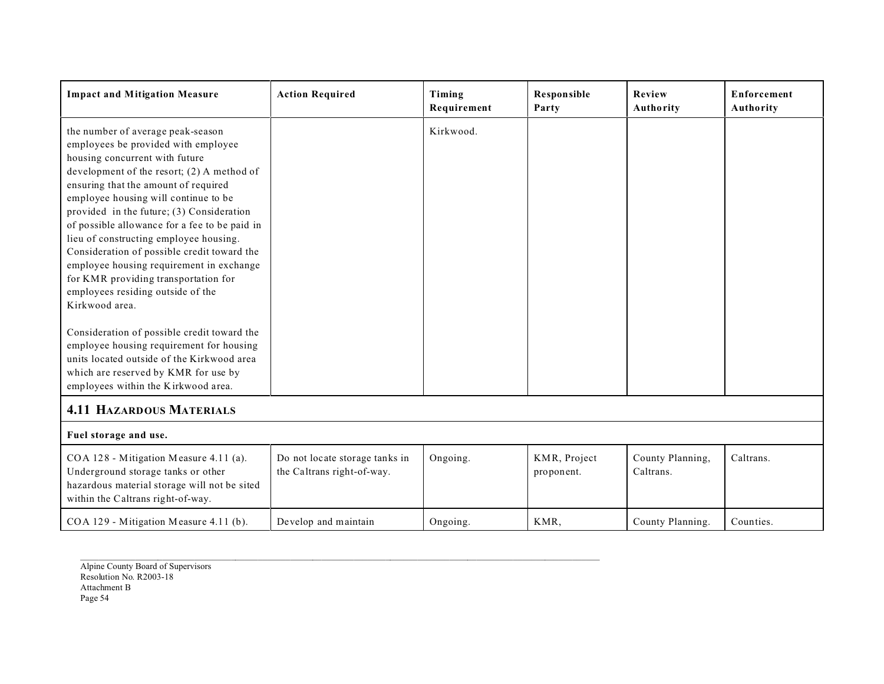| Impact and Mitigation Measure | Action Required | Timing Requirement | Responsible Party | Review Authority | Enforcement Authority |
|---|---|---|---|---|---|
| the number of average peak-season employees be provided with employee housing concurrent with future development of the resort; (2) A method of ensuring that the amount of required employee housing will continue to be provided in the future; (3) Consideration of possible allowance for a fee to be paid in lieu of constructing employee housing. Consideration of possible credit toward the employee housing requirement in exchange for KMR providing transportation for employees residing outside of the Kirkwood area.<br><br>Consideration of possible credit toward the employee housing requirement for housing units located outside of the Kirkwood area which are reserved by KMR for use by employees within the Kirkwood area. | | Kirkwood. | | | |
| **4.11 HAZARDOUS MATERIALS** | | | | | |
| **Fuel storage and use.** | | | | | |
| COA 128 - Mitigation Measure 4.11 (a). Underground storage tanks or other hazardous material storage will not be sited within the Caltrans right-of-way. | Do not locate storage tanks in the Caltrans right-of-way. | Ongoing. | KMR, Project proponent. | County Planning, Caltrans. | Caltrans. |
| COA 129 - Mitigation Measure 4.11 (b). | Develop and maintain | Ongoing. | KMR, | County Planning. | Counties. |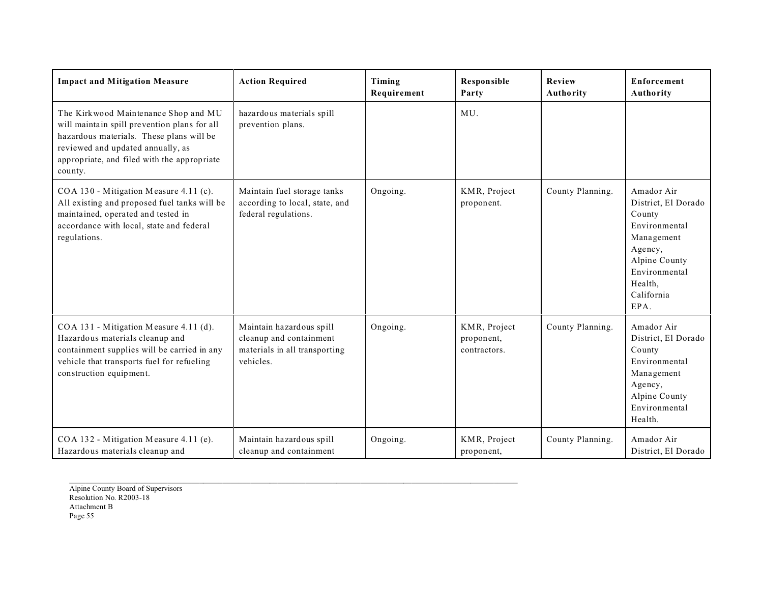| Impact and Mitigation Measure | Action Required | Timing Requirement | Responsible Party | Review Authority | Enforcement Authority |
|---|---|---|---|---|---|
| The Kirkwood Maintenance Shop and MU will maintain spill prevention plans for all hazardous materials. These plans will be reviewed and updated annually, as appropriate, and filed with the appropriate county. | hazardous materials spill prevention plans. | | MU. | | |
| COA 130 - Mitigation Measure 4.11 (c). All existing and proposed fuel tanks will be maintained, operated and tested in accordance with local, state and federal regulations. | Maintain fuel storage tanks according to local, state, and federal regulations. | Ongoing. | KMR, Project proponent. | County Planning. | Amador Air District, El Dorado County Environmental Management Agency, Alpine County Environmental Health, California EPA. |
| COA 131 - Mitigation Measure 4.11 (d). Hazardous materials cleanup and containment supplies will be carried in any vehicle that transports fuel for refueling construction equipment. | Maintain hazardous spill cleanup and containment materials in all transporting vehicles. | Ongoing. | KMR, Project proponent, contractors. | County Planning. | Amador Air District, El Dorado County Environmental Management Agency, Alpine County Environmental Health. |
| COA 132 - Mitigation Measure 4.11 (e). Hazardous materials cleanup and | Maintain hazardous spill cleanup and containment | Ongoing. | KMR, Project proponent, | County Planning. | Amador Air District, El Dorado |

Alpine County Board of Supervisors
Resolution No. R2003-18
Attachment B
Page 55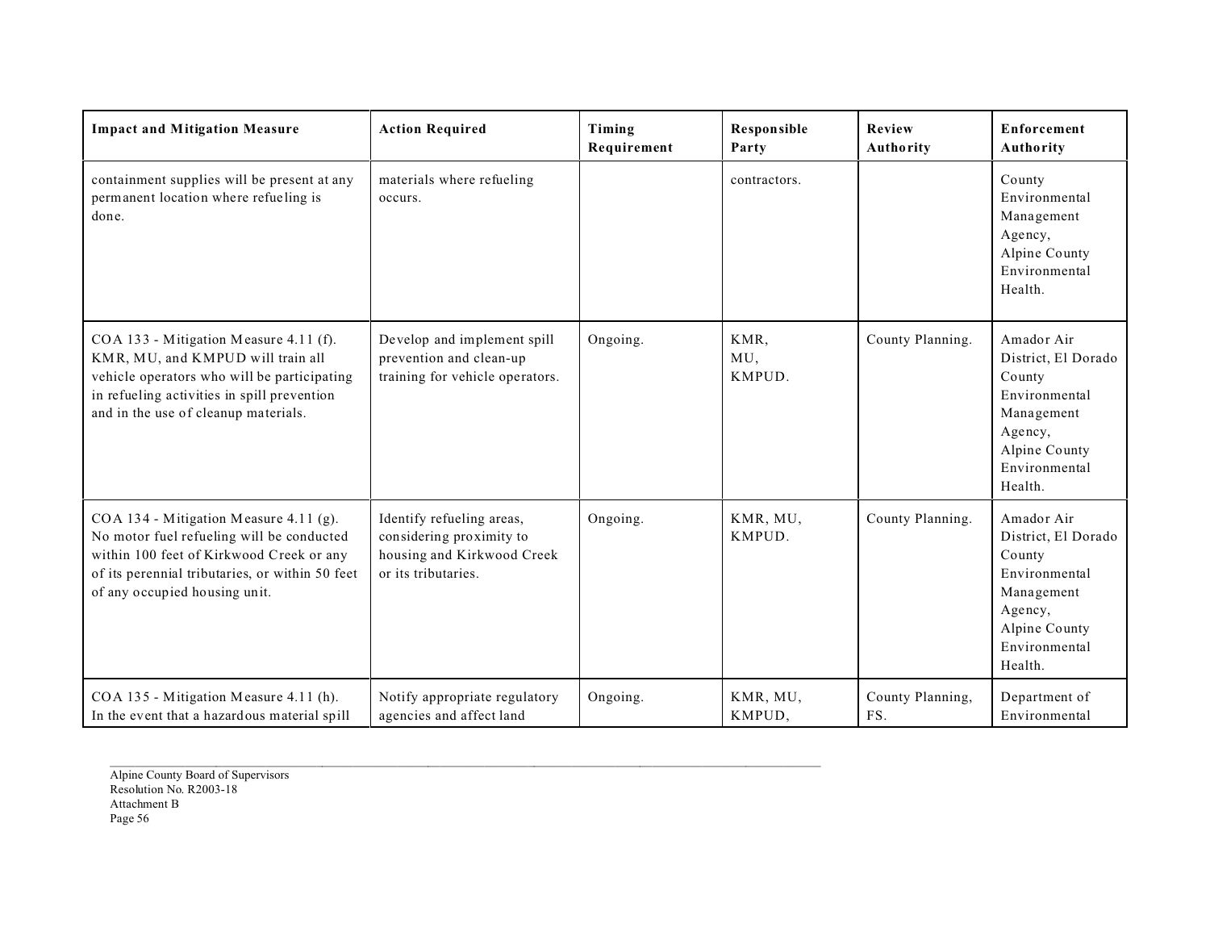| Impact and Mitigation Measure | Action Required | Timing Requirement | Responsible Party | Review Authority | Enforcement Authority |
|---|---|---|---|---|---|
| containment supplies will be present at any permanent location where refueling is done. | materials where refueling occurs. | | contractors. | | County Environmental Management Agency, Alpine County Environmental Health. |
| COA 133 - Mitigation Measure 4.11 (f). KMR, MU, and KMPUD will train all vehicle operators who will be participating in refueling activities in spill prevention and in the use of cleanup materials. | Develop and implement spill prevention and clean-up training for vehicle operators. | Ongoing. | KMR, MU, KMPUD. | County Planning. | Amador Air District, El Dorado County Environmental Management Agency, Alpine County Environmental Health. |
| COA 134 - Mitigation Measure 4.11 (g). No motor fuel refueling will be conducted within 100 feet of Kirkwood Creek or any of its perennial tributaries, or within 50 feet of any occupied housing unit. | Identify refueling areas, considering proximity to housing and Kirkwood Creek or its tributaries. | Ongoing. | KMR, MU, KMPUD. | County Planning. | Amador Air District, El Dorado County Environmental Management Agency, Alpine County Environmental Health. |
| COA 135 - Mitigation Measure 4.11 (h). In the event that a hazardous material spill | Notify appropriate regulatory agencies and affect land | Ongoing. | KMR, MU, KMPUD, | County Planning, FS. | Department of Environmental |

Alpine County Board of Supervisors
Resolution No. R2003-18
Attachment B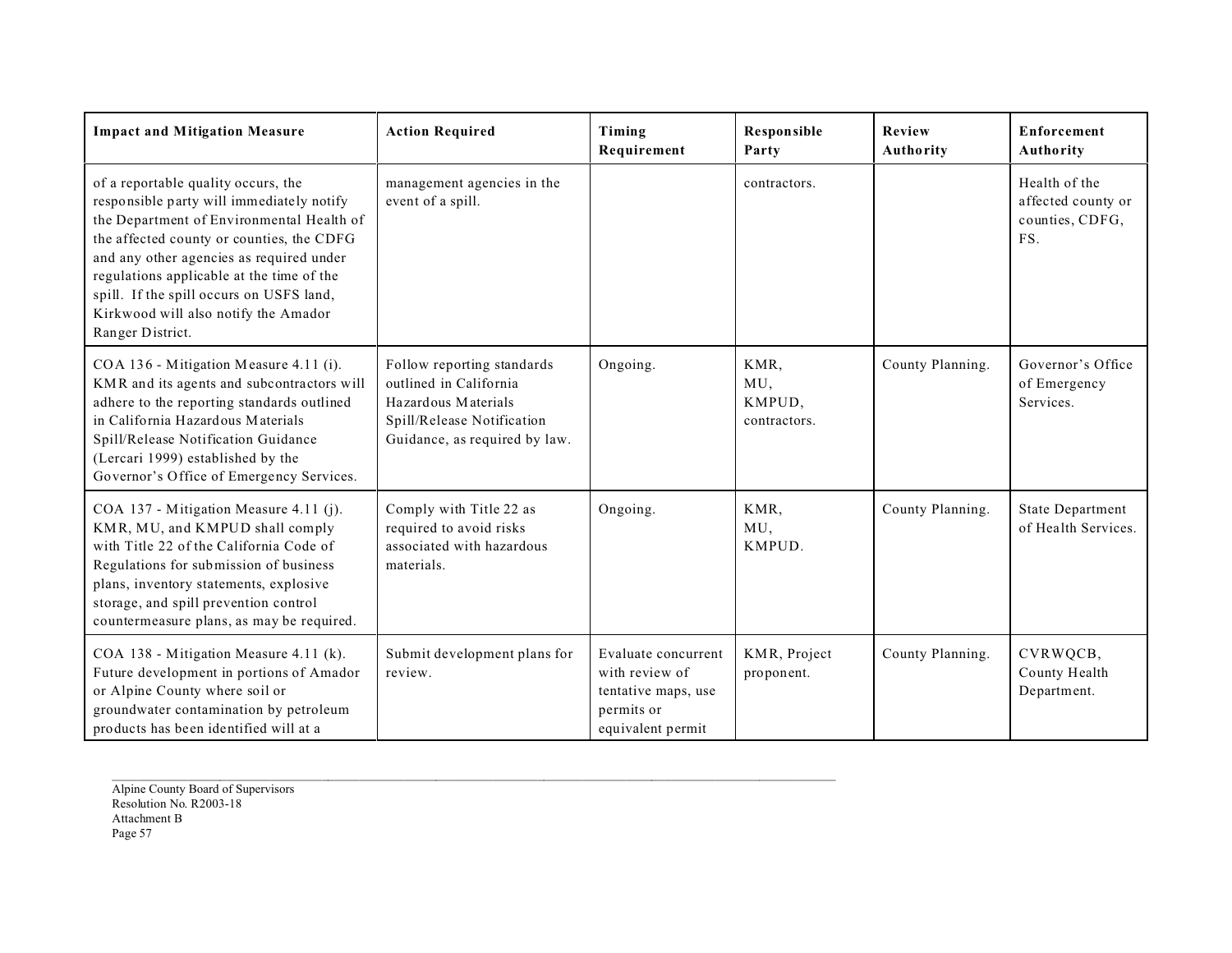| Impact and Mitigation Measure | Action Required | Timing Requirement | Responsible Party | Review Authority | Enforcement Authority |
|---|---|---|---|---|---|
| of a reportable quality occurs, the responsible party will immediately notify the Department of Environmental Health of the affected county or counties, the CDFG and any other agencies as required under regulations applicable at the time of the spill. If the spill occurs on USFS land, Kirkwood will also notify the Amador Ranger District. | management agencies in the event of a spill. | | contractors. | | Health of the affected county or counties, CDFG, FS. |
| COA 136 - Mitigation Measure 4.11 (i). KMR and its agents and subcontractors will adhere to the reporting standards outlined in California Hazardous Materials Spill/Release Notification Guidance (Lercari 1999) established by the Governor's Office of Emergency Services. | Follow reporting standards outlined in California Hazardous Materials Spill/Release Notification Guidance, as required by law. | Ongoing. | KMR, MU, KMPUD, contractors. | County Planning. | Governor's Office of Emergency Services. |
| COA 137 - Mitigation Measure 4.11 (j). KMR, MU, and KMPUD shall comply with Title 22 of the California Code of Regulations for submission of business plans, inventory statements, explosive storage, and spill prevention control countermeasure plans, as may be required. | Comply with Title 22 as required to avoid risks associated with hazardous materials. | Ongoing. | KMR, MU, KMPUD. | County Planning. | State Department of Health Services. |
| COA 138 - Mitigation Measure 4.11 (k). Future development in portions of Amador or Alpine County where soil or groundwater contamination by petroleum products has been identified will at a | Submit development plans for review. | Evaluate concurrent with review of tentative maps, use permits or equivalent permit | KMR, Project proponent. | County Planning. | CVRWQCB, County Health Department. |

Alpine County Board of Supervisors
Resolution No. R2003-18
Attachment B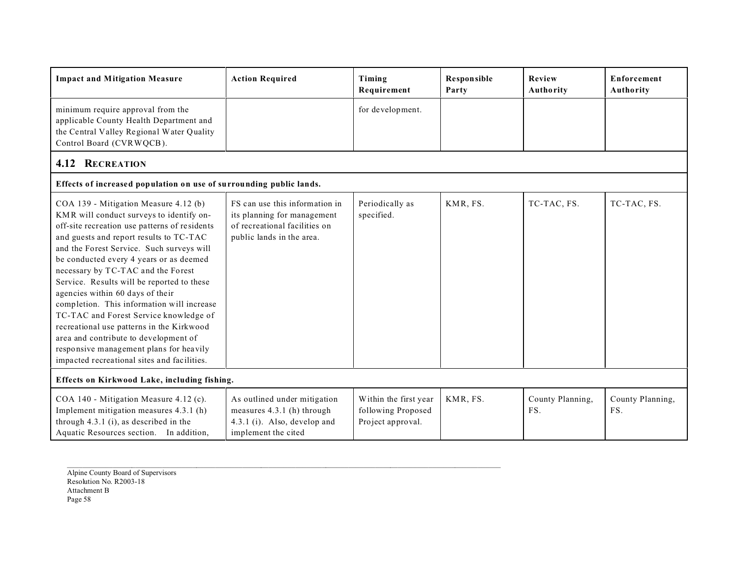| Impact and Mitigation Measure | Action Required | Timing Requirement | Responsible Party | Review Authority | Enforcement Authority |
|---|---|---|---|---|---|
| minimum require approval from the applicable County Health Department and the Central Valley Regional Water Quality Control Board (CVRWQCB). | | for development. | | | |
| **4.12 RECREATION** | | | | | |
| **Effects of increased population on use of surrounding public lands.** | | | | | |
| COA 139 - Mitigation Measure 4.12 (b) KMR will conduct surveys to identify on-off-site recreation use patterns of residents and guests and report results to TC-TAC and the Forest Service. Such surveys will be conducted every 4 years or as deemed necessary by TC-TAC and the Forest Service. Results will be reported to these agencies within 60 days of their completion. This information will increase TC-TAC and Forest Service knowledge of recreational use patterns in the Kirkwood area and contribute to development of responsive management plans for heavily impacted recreational sites and facilities. | FS can use this information in its planning for management of recreational facilities on public lands in the area. | Periodically as specified. | KMR, FS. | TC-TAC, FS. | TC-TAC, FS. |
| **Effects on Kirkwood Lake, including fishing.** | | | | | |
| COA 140 - Mitigation Measure 4.12 (c). Implement mitigation measures 4.3.1 (h) through 4.3.1 (i), as described in the Aquatic Resources section. In addition, | As outlined under mitigation measures 4.3.1 (h) through 4.3.1 (i). Also, develop and implement the cited | Within the first year following Proposed Project approval. | KMR, FS. | County Planning, FS. | County Planning, FS. |

Alpine County Board of Supervisors
Resolution No. R2003-18
Attachment B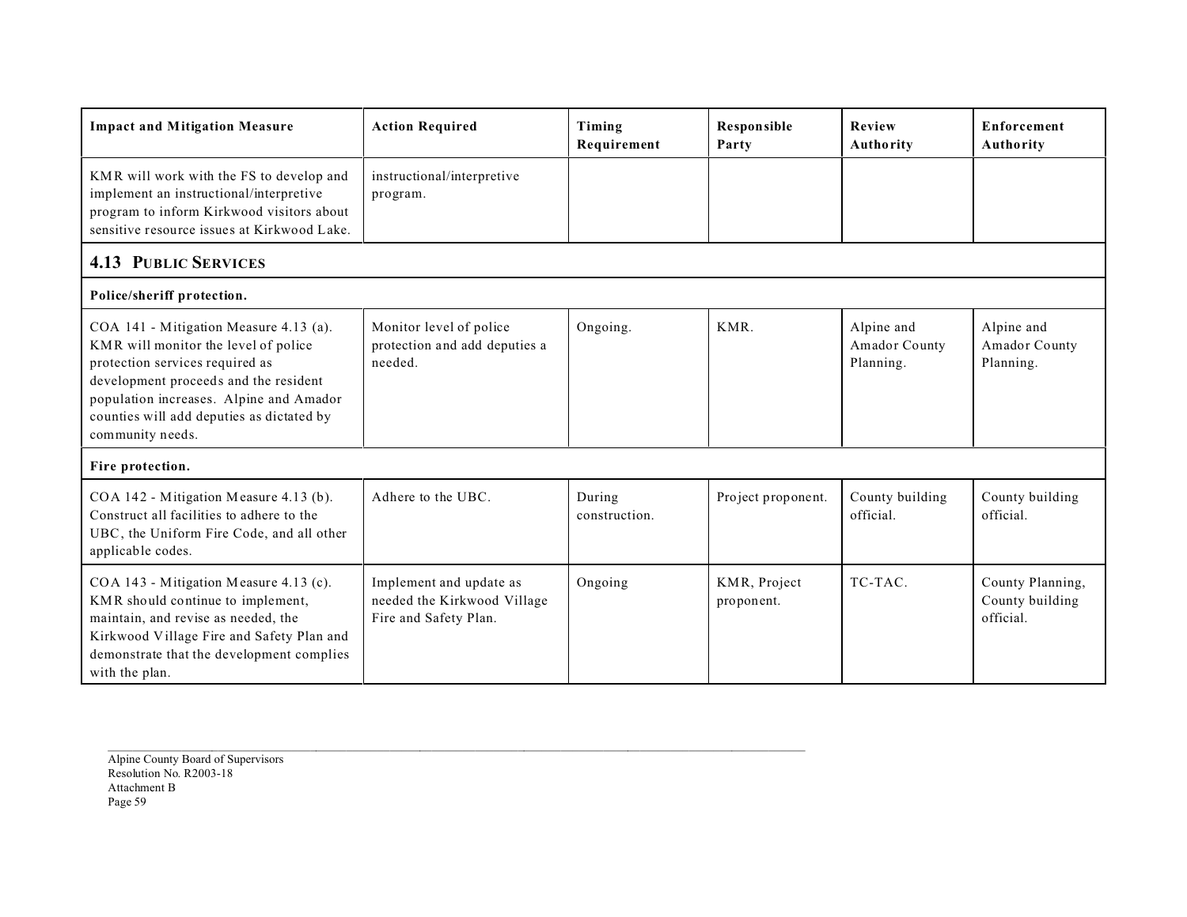| Impact and Mitigation Measure | Action Required | Timing Requirement | Responsible Party | Review Authority | Enforcement Authority |
|---|---|---|---|---|---|
| KMR will work with the FS to develop and implement an instructional/interpretive program to inform Kirkwood visitors about sensitive resource issues at Kirkwood Lake. | instructional/interpretive program. | | | | |
| **4.13 PUBLIC SERVICES** | | | | | |
| **Police/sheriff protection.** | | | | | |
| COA 141 - Mitigation Measure 4.13 (a). KMR will monitor the level of police protection services required as development proceeds and the resident population increases. Alpine and Amador counties will add deputies as dictated by community needs. | Monitor level of police protection and add deputies a needed. | Ongoing. | KMR. | Alpine and Amador County Planning. | Alpine and Amador County Planning. |
| **Fire protection.** | | | | | |
| COA 142 - Mitigation Measure 4.13 (b). Construct all facilities to adhere to the UBC, the Uniform Fire Code, and all other applicable codes. | Adhere to the UBC. | During construction. | Project proponent. | County building official. | County building official. |
| COA 143 - Mitigation Measure 4.13 (c). KMR should continue to implement, maintain, and revise as needed, the Kirkwood Village Fire and Safety Plan and demonstrate that the development complies with the plan. | Implement and update as needed the Kirkwood Village Fire and Safety Plan. | Ongoing | KMR, Project proponent. | TC-TAC. | County Planning, County building official. |

Alpine County Board of Supervisors
Resolution No. R2003-18
Attachment B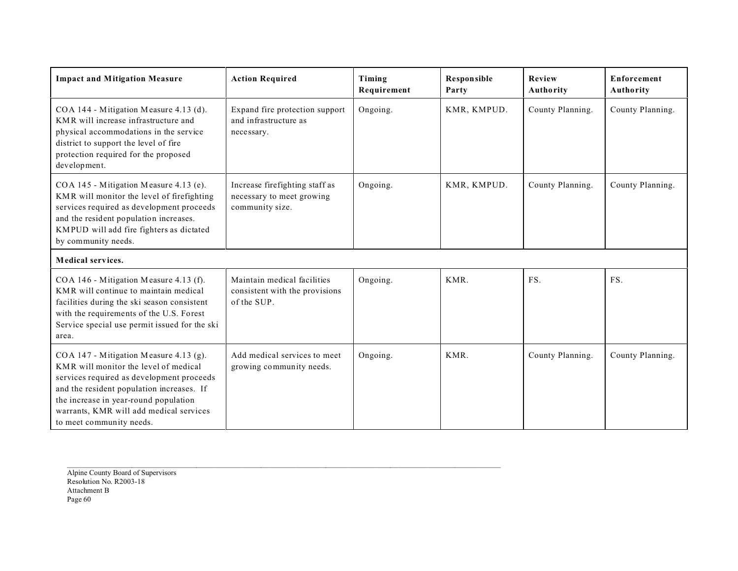| Impact and Mitigation Measure | Action Required | Timing Requirement | Responsible Party | Review Authority | Enforcement Authority |
|---|---|---|---|---|---|
| COA 144 - Mitigation Measure 4.13 (d). KMR will increase infrastructure and physical accommodations in the service district to support the level of fire protection required for the proposed development. | Expand fire protection support and infrastructure as necessary. | Ongoing. | KMR, KMPUD. | County Planning. | County Planning. |
| COA 145 - Mitigation Measure 4.13 (e). KMR will monitor the level of firefighting services required as development proceeds and the resident population increases. KMPUD will add fire fighters as dictated by community needs. | Increase firefighting staff as necessary to meet growing community size. | Ongoing. | KMR, KMPUD. | County Planning. | County Planning. |
| **Medical services.** | | | | | |
| COA 146 - Mitigation Measure 4.13 (f). KMR will continue to maintain medical facilities during the ski season consistent with the requirements of the U.S. Forest Service special use permit issued for the ski area. | Maintain medical facilities consistent with the provisions of the SUP. | Ongoing. | KMR. | FS. | FS. |
| COA 147 - Mitigation Measure 4.13 (g). KMR will monitor the level of medical services required as development proceeds and the resident population increases. If the increase in year-round population warrants, KMR will add medical services to meet community needs. | Add medical services to meet growing community needs. | Ongoing. | KMR. | County Planning. | County Planning. |

Alpine County Board of Supervisors
Resolution No. R2003-18
Attachment B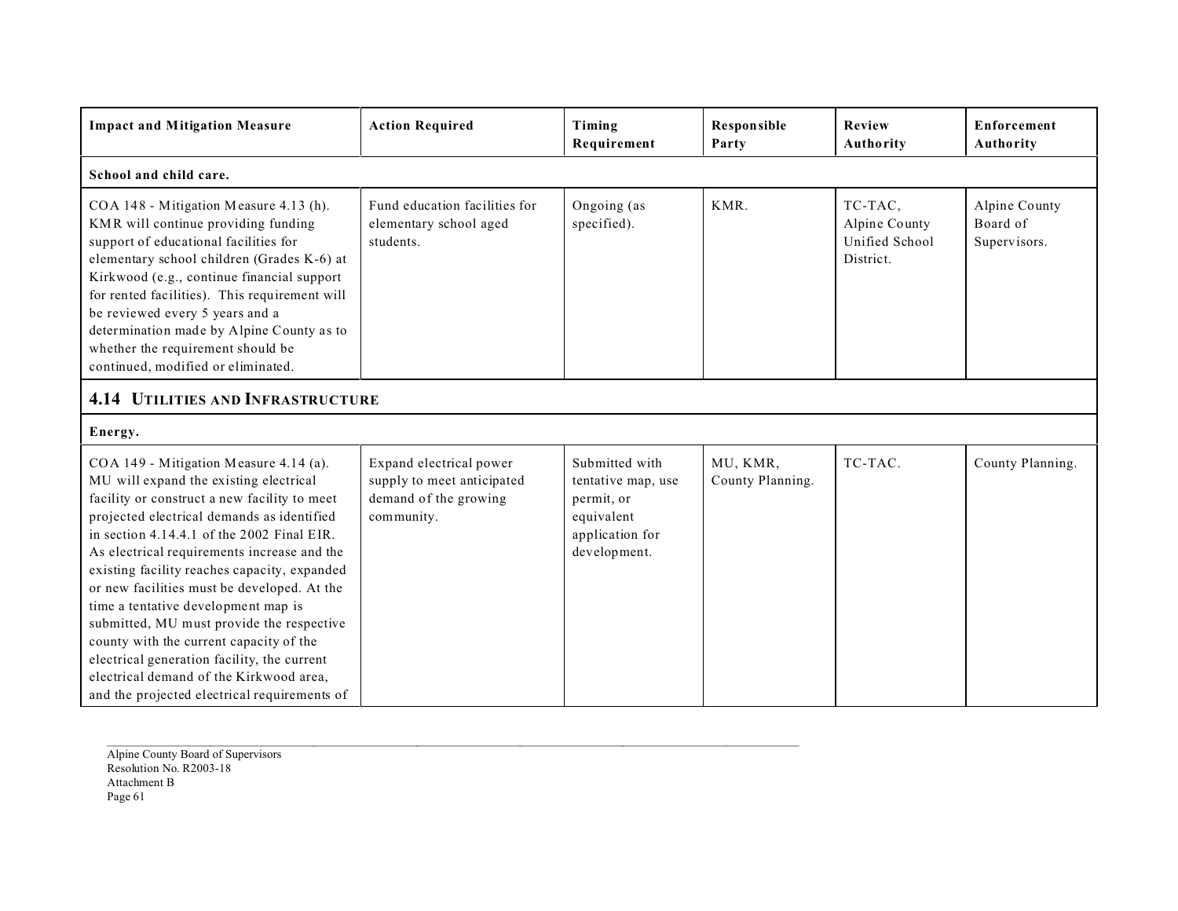| Impact and Mitigation Measure | Action Required | Timing Requirement | Responsible Party | Review Authority | Enforcement Authority |
|---|---|---|---|---|---|
| **School and child care.** | | | | | |
| COA 148 - Mitigation Measure 4.13 (h). KMR will continue providing funding support of educational facilities for elementary school children (Grades K-6) at Kirkwood (e.g., continue financial support for rented facilities). This requirement will be reviewed every 5 years and a determination made by Alpine County as to whether the requirement should be continued, modified or eliminated. | Fund education facilities for elementary school aged students. | Ongoing (as specified). | KMR. | TC-TAC, Alpine County Unified School District. | Alpine County Board of Supervisors. |
| **4.14 UTILITIES AND INFRASTRUCTURE** | | | | | |
| **Energy.** | | | | | |
| COA 149 - Mitigation Measure 4.14 (a). MU will expand the existing electrical facility or construct a new facility to meet projected electrical demands as identified in section 4.14.4.1 of the 2002 Final EIR. As electrical requirements increase and the existing facility reaches capacity, expanded or new facilities must be developed. At the time a tentative development map is submitted, MU must provide the respective county with the current capacity of the electrical generation facility, the current electrical demand of the Kirkwood area, and the projected electrical requirements of | Expand electrical power supply to meet anticipated demand of the growing community. | Submitted with tentative map, use permit, or equivalent application for development. | MU, KMR, County Planning. | TC-TAC. | County Planning. |

Alpine County Board of Supervisors
Resolution No. R2003-18
Attachment B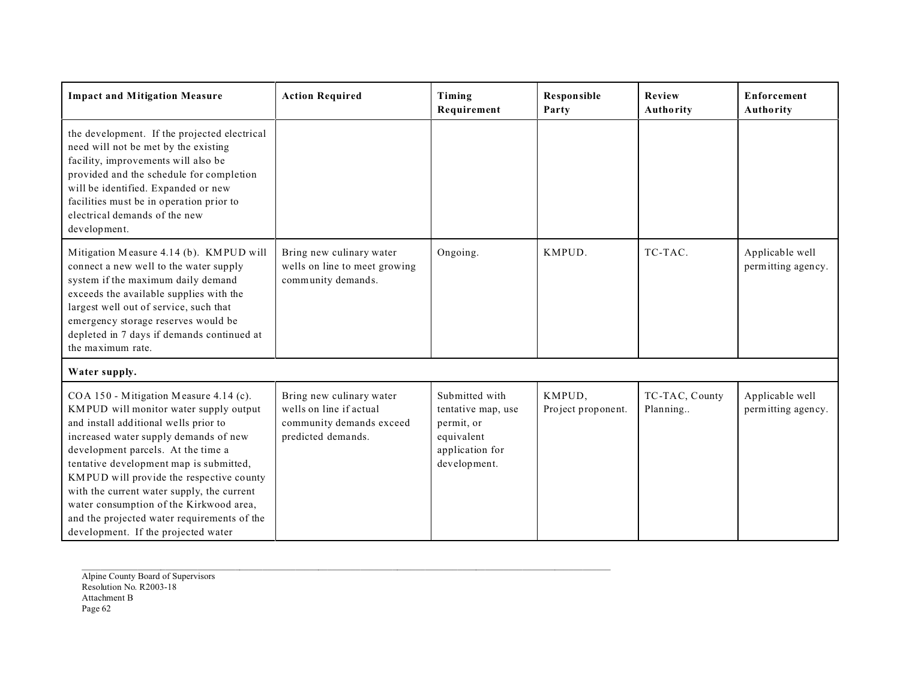| Impact and Mitigation Measure | Action Required | Timing Requirement | Responsible Party | Review Authority | Enforcement Authority |
|---|---|---|---|---|---|
| the development. If the projected electrical need will not be met by the existing facility, improvements will also be provided and the schedule for completion will be identified. Expanded or new facilities must be in operation prior to electrical demands of the new development. | | | | | |
| Mitigation Measure 4.14 (b). KMPUD will connect a new well to the water supply system if the maximum daily demand exceeds the available supplies with the largest well out of service, such that emergency storage reserves would be depleted in 7 days if demands continued at the maximum rate. | Bring new culinary water wells on line to meet growing community demands. | Ongoing. | KMPUD. | TC-TAC. | Applicable well permitting agency. |
| **Water supply.** | | | | | |
| COA 150 - Mitigation Measure 4.14 (c). KMPUD will monitor water supply output and install additional wells prior to increased water supply demands of new development parcels. At the time a tentative development map is submitted, KMPUD will provide the respective county with the current water supply, the current water consumption of the Kirkwood area, and the projected water requirements of the development. If the projected water | Bring new culinary water wells on line if actual community demands exceed predicted demands. | Submitted with tentative map, use permit, or equivalent application for development. | KMPUD, Project proponent. | TC-TAC, County Planning.. | Applicable well permitting agency. |

Alpine County Board of Supervisors
Resolution No. R2003-18
Attachment B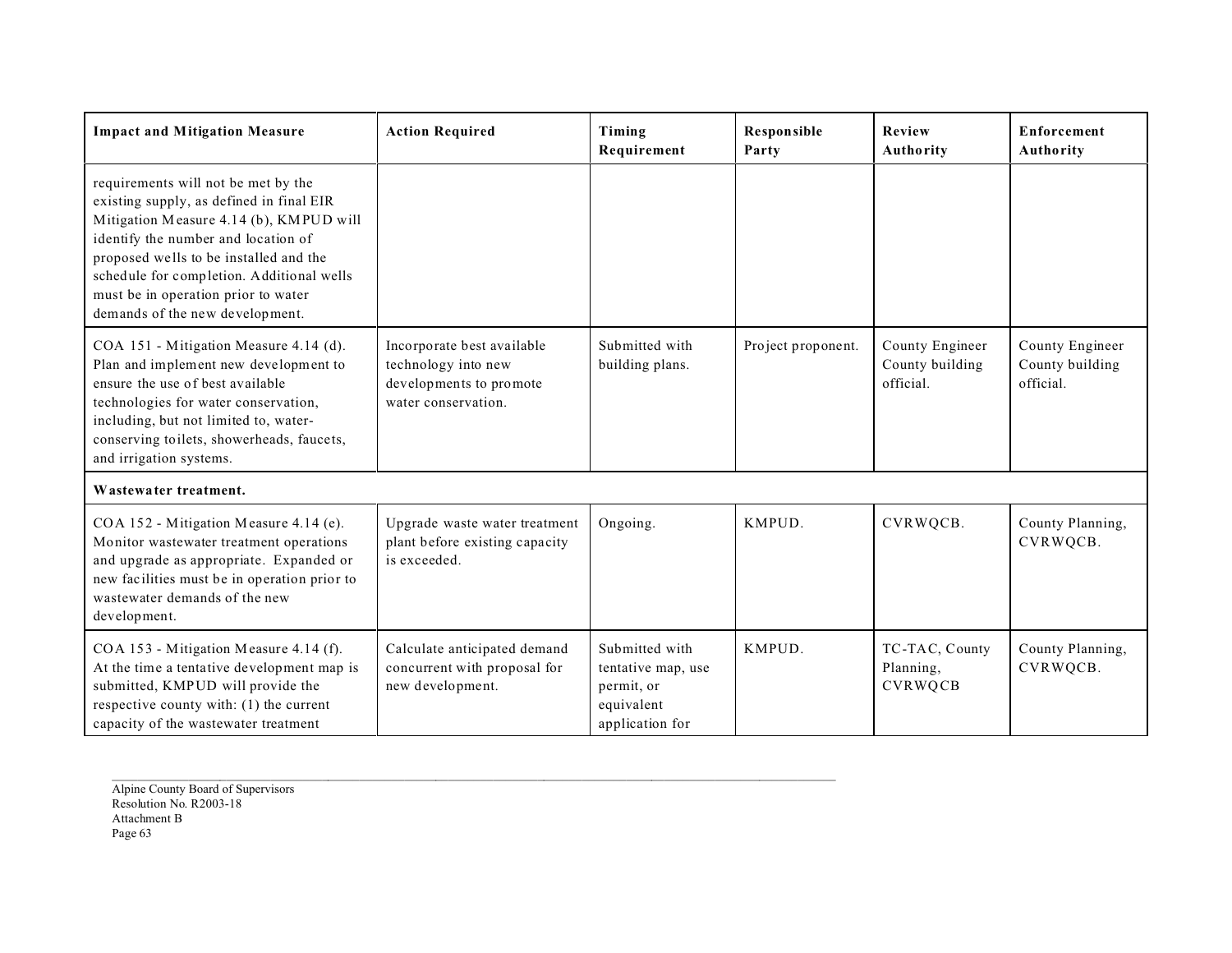| Impact and Mitigation Measure | Action Required | Timing Requirement | Responsible Party | Review Authority | Enforcement Authority |
|---|---|---|---|---|---|
| requirements will not be met by the existing supply, as defined in final EIR Mitigation Measure 4.14 (b), KMPUD will identify the number and location of proposed wells to be installed and the schedule for completion. Additional wells must be in operation prior to water demands of the new development. | | | | | |
| COA 151 - Mitigation Measure 4.14 (d). Plan and implement new development to ensure the use of best available technologies for water conservation, including, but not limited to, water-conserving toilets, showerheads, faucets, and irrigation systems. | Incorporate best available technology into new developments to promote water conservation. | Submitted with building plans. | Project proponent. | County Engineer County building official. | County Engineer County building official. |
| **Wastewater treatment.** | | | | | |
| COA 152 - Mitigation Measure 4.14 (e). Monitor wastewater treatment operations and upgrade as appropriate. Expanded or new facilities must be in operation prior to wastewater demands of the new development. | Upgrade waste water treatment plant before existing capacity is exceeded. | Ongoing. | KMPUD. | CVRWQCB. | County Planning, CVRWQCB. |
| COA 153 - Mitigation Measure 4.14 (f). At the time a tentative development map is submitted, KMPUD will provide the respective county with: (1) the current capacity of the wastewater treatment | Calculate anticipated demand concurrent with proposal for new development. | Submitted with tentative map, use permit, or equivalent application for | KMPUD. | TC-TAC, County Planning, CVRWQCB | County Planning, CVRWQCB. |

Alpine County Board of Supervisors
Resolution No. R2003-18
Attachment B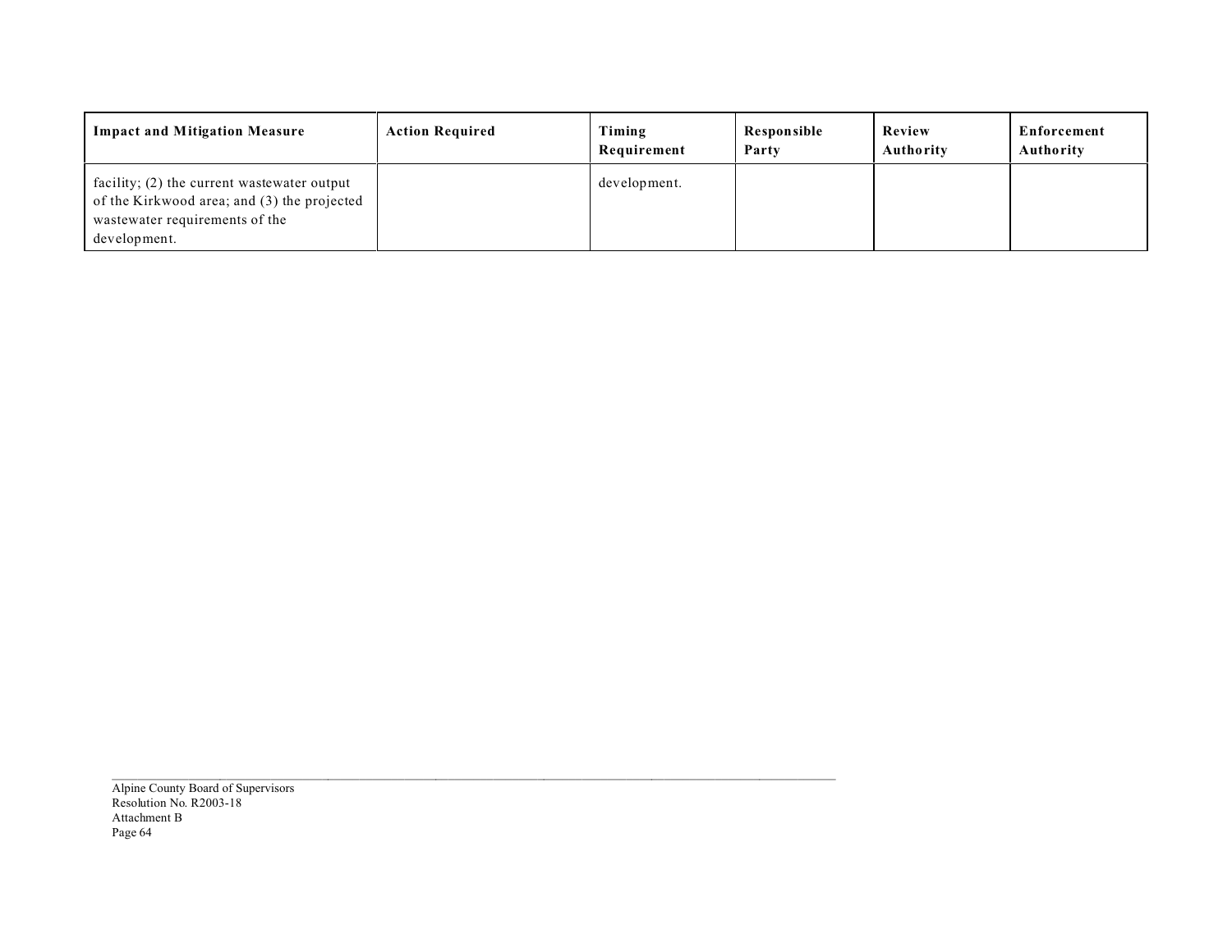| Impact and Mitigation Measure | Action Required | Timing Requirement | Responsible Party | Review Authority | Enforcement Authority |
|---|---|---|---|---|---|
| facility; (2) the current wastewater output of the Kirkwood area; and (3) the projected wastewater requirements of the development. | | development. | | | |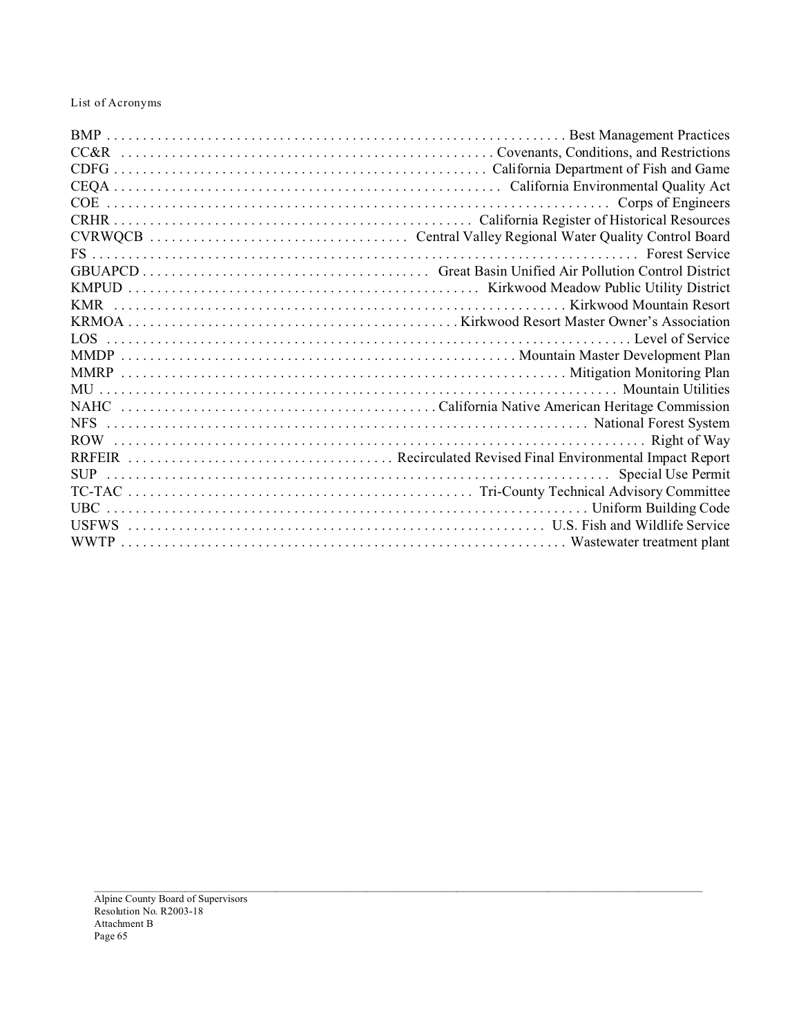List of Acronyms

BMP . . . . . . . . . . Best Management Practices
CC&R . . . . . . . . . . Covenants, Conditions, and Restrictions
CDFG . . . . . . . . . . California Department of Fish and Game
CEQA . . . . . . . . . . California Environmental Quality Act
COE . . . . . . . . . . Corps of Engineers
CRHR . . . . . . . . . . California Register of Historical Resources
CVRWQCB . . . . . . . . . . Central Valley Regional Water Quality Control Board
FS . . . . . . . . . . Forest Service
GBUAPCD . . . . . . . . . . Great Basin Unified Air Pollution Control District
KMPUD . . . . . . . . . . Kirkwood Meadow Public Utility District
KMR . . . . . . . . . . Kirkwood Mountain Resort
KRMOA . . . . . . . . . . Kirkwood Resort Master Owner's Association
LOS . . . . . . . . . . Level of Service
MMDP . . . . . . . . . . Mountain Master Development Plan
MMRP . . . . . . . . . . Mitigation Monitoring Plan
MU . . . . . . . . . . Mountain Utilities
NAHC . . . . . . . . . . California Native American Heritage Commission
NFS . . . . . . . . . . National Forest System
ROW . . . . . . . . . . Right of Way
RRFEIR . . . . . . . . . . Recirculated Revised Final Environmental Impact Report
SUP . . . . . . . . . . Special Use Permit
TC-TAC . . . . . . . . . . Tri-County Technical Advisory Committee
UBC . . . . . . . . . . Uniform Building Code
USFWS . . . . . . . . . . U.S. Fish and Wildlife Service
WWTP . . . . . . . . . . Wastewater treatment plant

Alpine County Board of Supervisors
Resolution No. R2003-18
Attachment B
Page 65